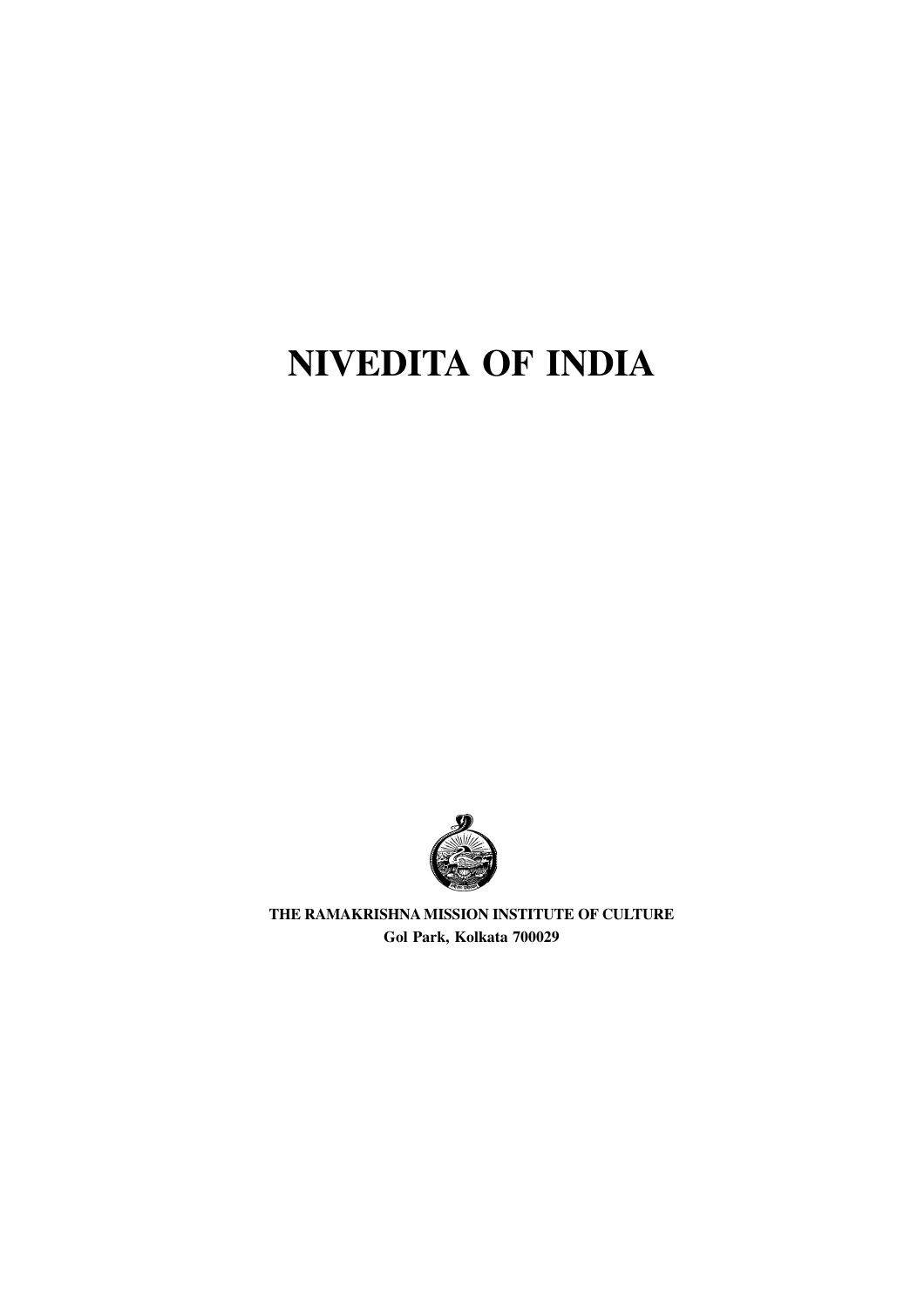# NIVEDITA OF INDIA

**THE RAMAKRISHNA MISSION INSTITUTE OF CULTURE**
**Gol Park, Kolkata 700029**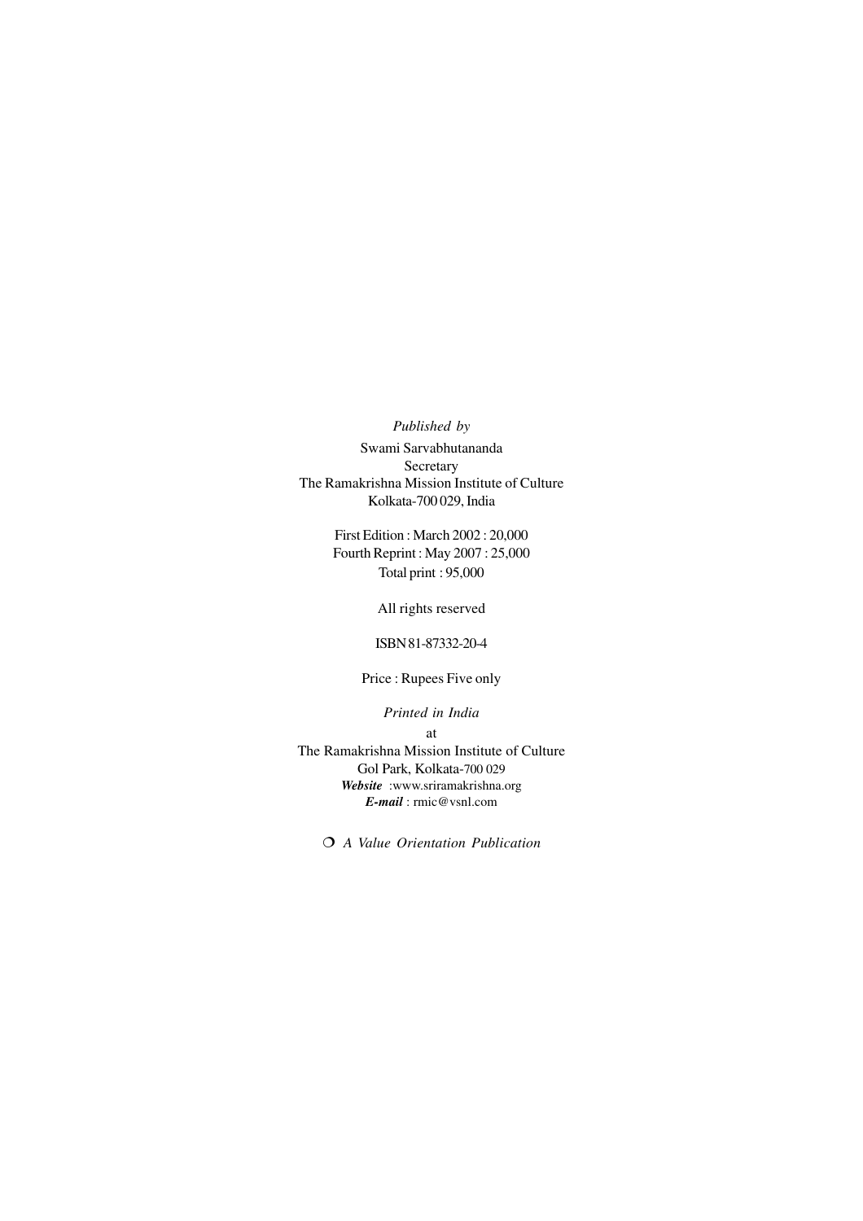*Published by*

Swami Sarvabhutananda
Secretary
The Ramakrishna Mission Institute of Culture
Kolkata-700 029, India

First Edition : March 2002 : 20,000
Fourth Reprint : May 2007 : 25,000
Total print : 95,000

All rights reserved

ISBN 81-87332-20-4

Price : Rupees Five only

*Printed in India*

at

The Ramakrishna Mission Institute of Culture
Gol Park, Kolkata-700 029
***Website*** :www.sriramakrishna.org
***E-mail*** : rmic@vsnl.com

❍ *A Value Orientation Publication*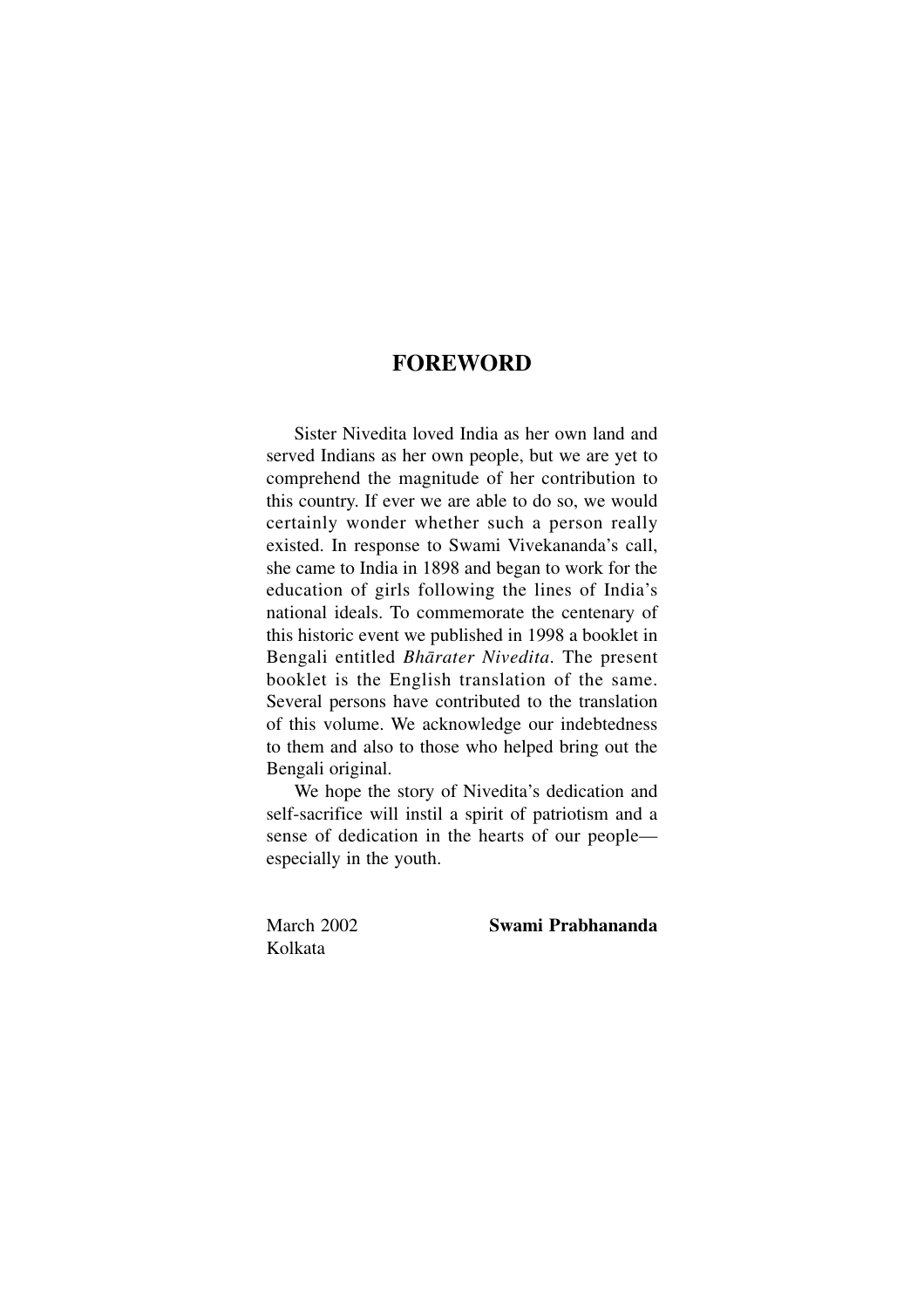# FOREWORD

Sister Nivedita loved India as her own land and served Indians as her own people, but we are yet to comprehend the magnitude of her contribution to this country. If ever we are able to do so, we would certainly wonder whether such a person really existed. In response to Swami Vivekananda's call, she came to India in 1898 and began to work for the education of girls following the lines of India's national ideals. To commemorate the centenary of this historic event we published in 1998 a booklet in Bengali entitled *Bhārater Nivedita*. The present booklet is the English translation of the same. Several persons have contributed to the translation of this volume. We acknowledge our indebtedness to them and also to those who helped bring out the Bengali original.

We hope the story of Nivedita's dedication and self-sacrifice will instil a spirit of patriotism and a sense of dedication in the hearts of our people—especially in the youth.

March 2002
Kolkata

**Swami Prabhananda**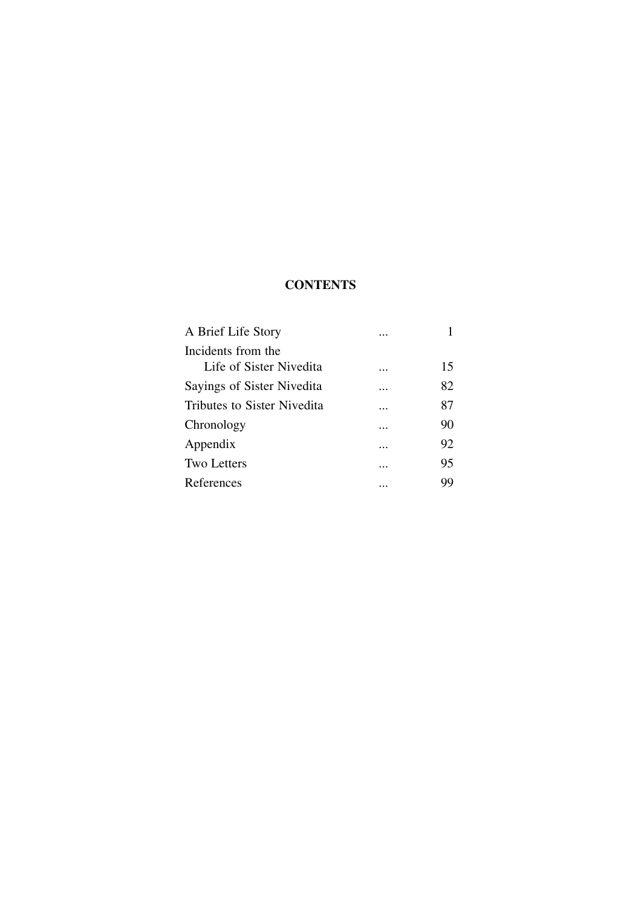# CONTENTS

| | | |
|---|---|---|
| A Brief Life Story | ... | 1 |
| Incidents from the Life of Sister Nivedita | ... | 15 |
| Sayings of Sister Nivedita | ... | 82 |
| Tributes to Sister Nivedita | ... | 87 |
| Chronology | ... | 90 |
| Appendix | ... | 92 |
| Two Letters | ... | 95 |
| References | ... | 99 |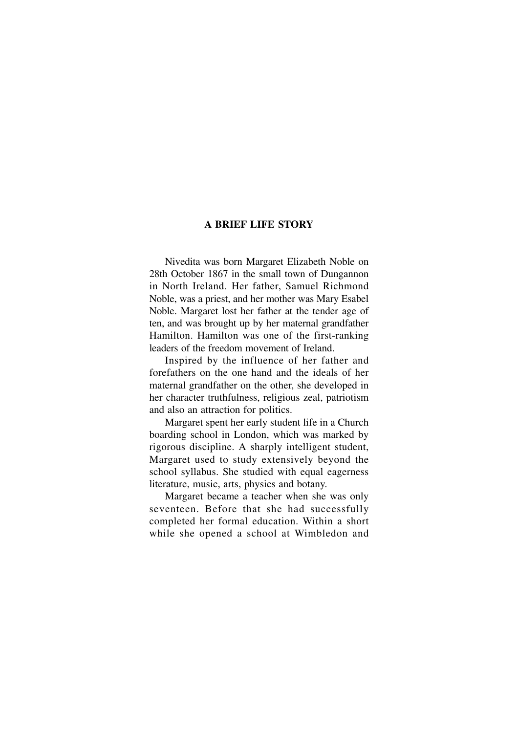## A BRIEF LIFE STORY

Nivedita was born Margaret Elizabeth Noble on 28th October 1867 in the small town of Dungannon in North Ireland. Her father, Samuel Richmond Noble, was a priest, and her mother was Mary Esabel Noble. Margaret lost her father at the tender age of ten, and was brought up by her maternal grandfather Hamilton. Hamilton was one of the first-ranking leaders of the freedom movement of Ireland.

Inspired by the influence of her father and forefathers on the one hand and the ideals of her maternal grandfather on the other, she developed in her character truthfulness, religious zeal, patriotism and also an attraction for politics.

Margaret spent her early student life in a Church boarding school in London, which was marked by rigorous discipline. A sharply intelligent student, Margaret used to study extensively beyond the school syllabus. She studied with equal eagerness literature, music, arts, physics and botany.

Margaret became a teacher when she was only seventeen. Before that she had successfully completed her formal education. Within a short while she opened a school at Wimbledon and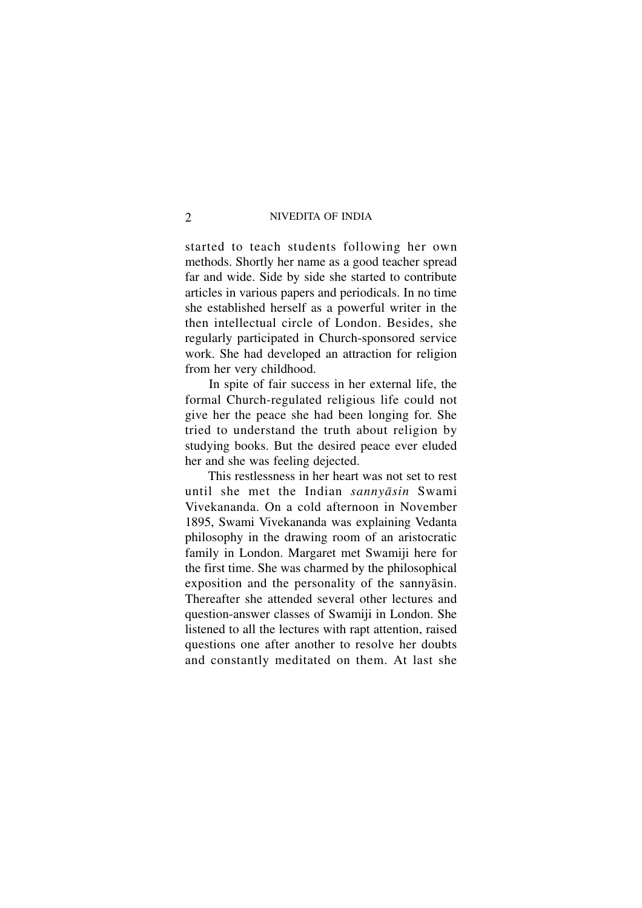started to teach students following her own methods. Shortly her name as a good teacher spread far and wide. Side by side she started to contribute articles in various papers and periodicals. In no time she established herself as a powerful writer in the then intellectual circle of London. Besides, she regularly participated in Church-sponsored service work. She had developed an attraction for religion from her very childhood.

In spite of fair success in her external life, the formal Church-regulated religious life could not give her the peace she had been longing for. She tried to understand the truth about religion by studying books. But the desired peace ever eluded her and she was feeling dejected.

This restlessness in her heart was not set to rest until she met the Indian *sannyāsin* Swami Vivekananda. On a cold afternoon in November 1895, Swami Vivekananda was explaining Vedanta philosophy in the drawing room of an aristocratic family in London. Margaret met Swamiji here for the first time. She was charmed by the philosophical exposition and the personality of the sannyāsin. Thereafter she attended several other lectures and question-answer classes of Swamiji in London. She listened to all the lectures with rapt attention, raised questions one after another to resolve her doubts and constantly meditated on them. At last she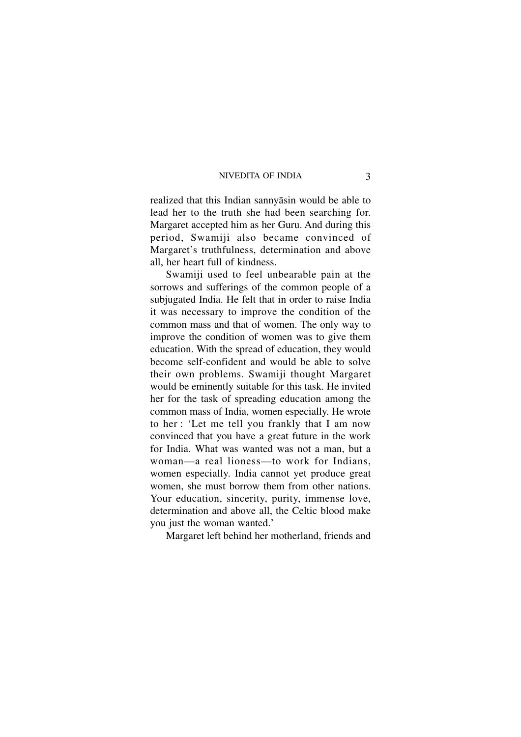realized that this Indian sannyāsin would be able to lead her to the truth she had been searching for. Margaret accepted him as her Guru. And during this period, Swamiji also became convinced of Margaret's truthfulness, determination and above all, her heart full of kindness.

Swamiji used to feel unbearable pain at the sorrows and sufferings of the common people of a subjugated India. He felt that in order to raise India it was necessary to improve the condition of the common mass and that of women. The only way to improve the condition of women was to give them education. With the spread of education, they would become self-confident and would be able to solve their own problems. Swamiji thought Margaret would be eminently suitable for this task. He invited her for the task of spreading education among the common mass of India, women especially. He wrote to her : 'Let me tell you frankly that I am now convinced that you have a great future in the work for India. What was wanted was not a man, but a woman—a real lioness—to work for Indians, women especially. India cannot yet produce great women, she must borrow them from other nations. Your education, sincerity, purity, immense love, determination and above all, the Celtic blood make you just the woman wanted.'

Margaret left behind her motherland, friends and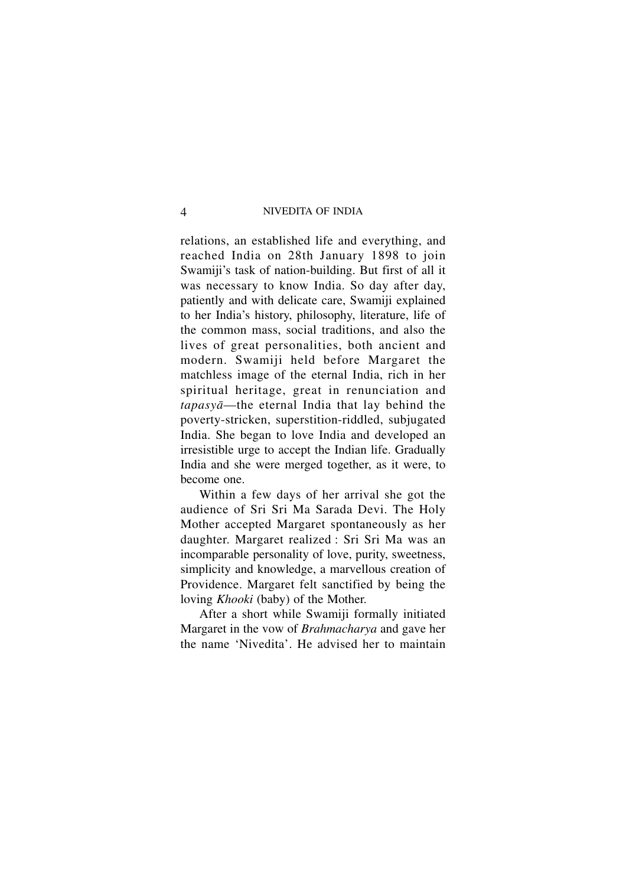relations, an established life and everything, and reached India on 28th January 1898 to join Swamiji's task of nation-building. But first of all it was necessary to know India. So day after day, patiently and with delicate care, Swamiji explained to her India's history, philosophy, literature, life of the common mass, social traditions, and also the lives of great personalities, both ancient and modern. Swamiji held before Margaret the matchless image of the eternal India, rich in her spiritual heritage, great in renunciation and *tapasyā*—the eternal India that lay behind the poverty-stricken, superstition-riddled, subjugated India. She began to love India and developed an irresistible urge to accept the Indian life. Gradually India and she were merged together, as it were, to become one.

Within a few days of her arrival she got the audience of Sri Sri Ma Sarada Devi. The Holy Mother accepted Margaret spontaneously as her daughter. Margaret realized : Sri Sri Ma was an incomparable personality of love, purity, sweetness, simplicity and knowledge, a marvellous creation of Providence. Margaret felt sanctified by being the loving *Khooki* (baby) of the Mother.

After a short while Swamiji formally initiated Margaret in the vow of *Brahmacharya* and gave her the name 'Nivedita'. He advised her to maintain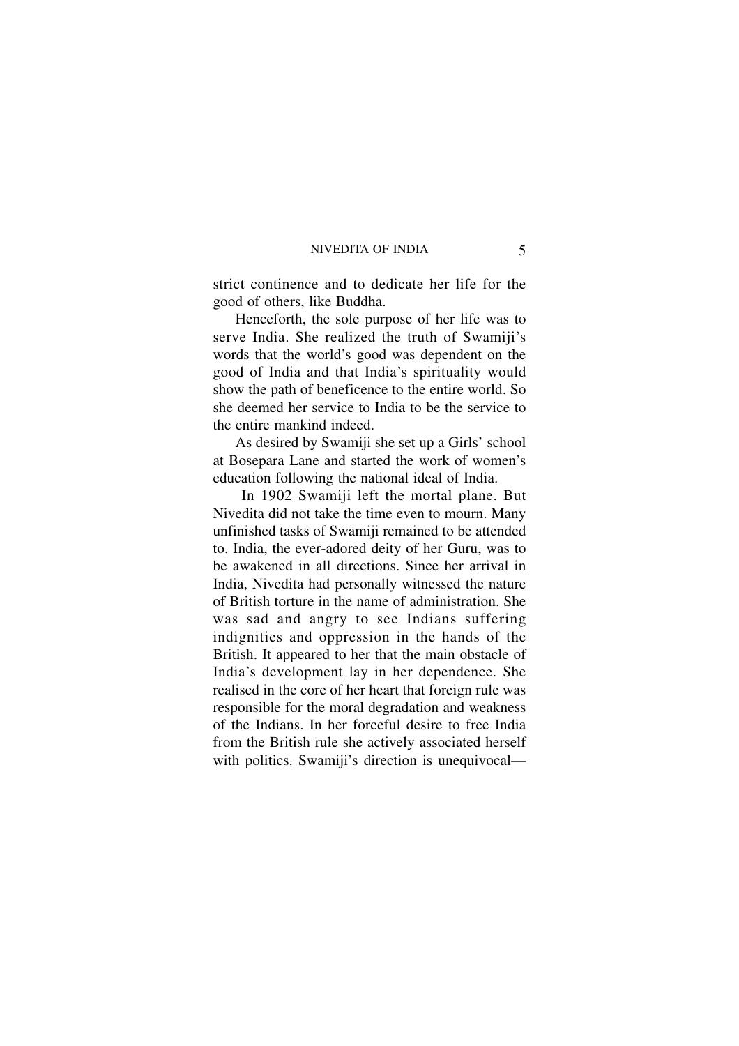strict continence and to dedicate her life for the good of others, like Buddha.

Henceforth, the sole purpose of her life was to serve India. She realized the truth of Swamiji's words that the world's good was dependent on the good of India and that India's spirituality would show the path of beneficence to the entire world. So she deemed her service to India to be the service to the entire mankind indeed.

As desired by Swamiji she set up a Girls' school at Bosepara Lane and started the work of women's education following the national ideal of India.

In 1902 Swamiji left the mortal plane. But Nivedita did not take the time even to mourn. Many unfinished tasks of Swamiji remained to be attended to. India, the ever-adored deity of her Guru, was to be awakened in all directions. Since her arrival in India, Nivedita had personally witnessed the nature of British torture in the name of administration. She was sad and angry to see Indians suffering indignities and oppression in the hands of the British. It appeared to her that the main obstacle of India's development lay in her dependence. She realised in the core of her heart that foreign rule was responsible for the moral degradation and weakness of the Indians. In her forceful desire to free India from the British rule she actively associated herself with politics. Swamiji's direction is unequivocal—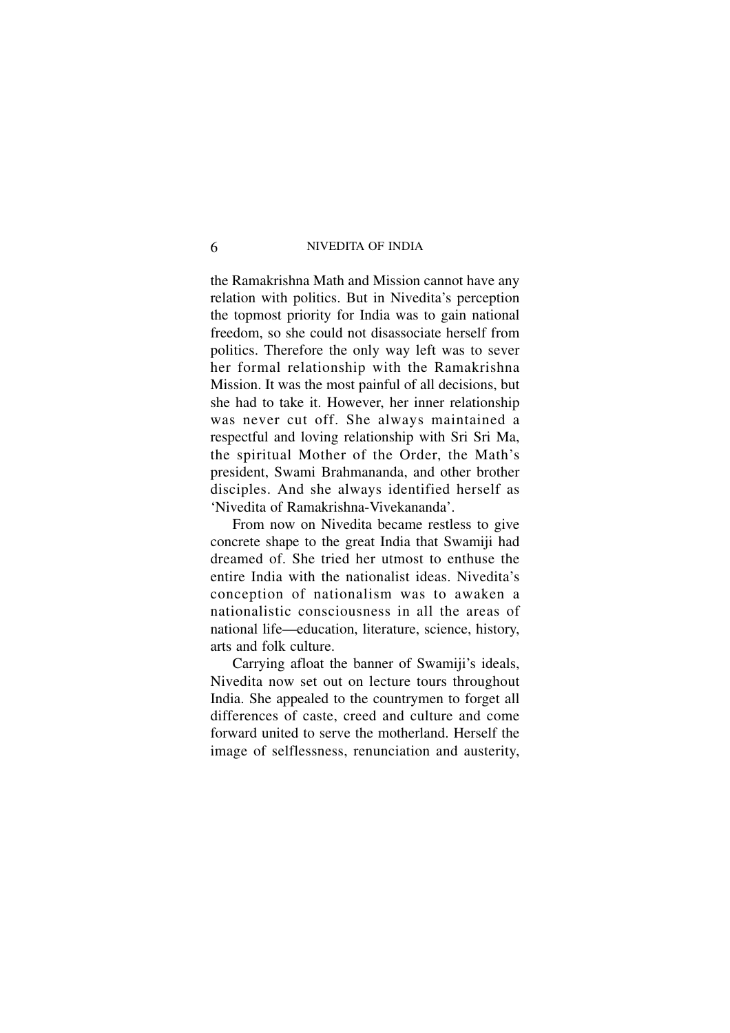the Ramakrishna Math and Mission cannot have any relation with politics. But in Nivedita's perception the topmost priority for India was to gain national freedom, so she could not disassociate herself from politics. Therefore the only way left was to sever her formal relationship with the Ramakrishna Mission. It was the most painful of all decisions, but she had to take it. However, her inner relationship was never cut off. She always maintained a respectful and loving relationship with Sri Sri Ma, the spiritual Mother of the Order, the Math's president, Swami Brahmananda, and other brother disciples. And she always identified herself as 'Nivedita of Ramakrishna-Vivekananda'.

From now on Nivedita became restless to give concrete shape to the great India that Swamiji had dreamed of. She tried her utmost to enthuse the entire India with the nationalist ideas. Nivedita's conception of nationalism was to awaken a nationalistic consciousness in all the areas of national life—education, literature, science, history, arts and folk culture.

Carrying afloat the banner of Swamiji's ideals, Nivedita now set out on lecture tours throughout India. She appealed to the countrymen to forget all differences of caste, creed and culture and come forward united to serve the motherland. Herself the image of selflessness, renunciation and austerity,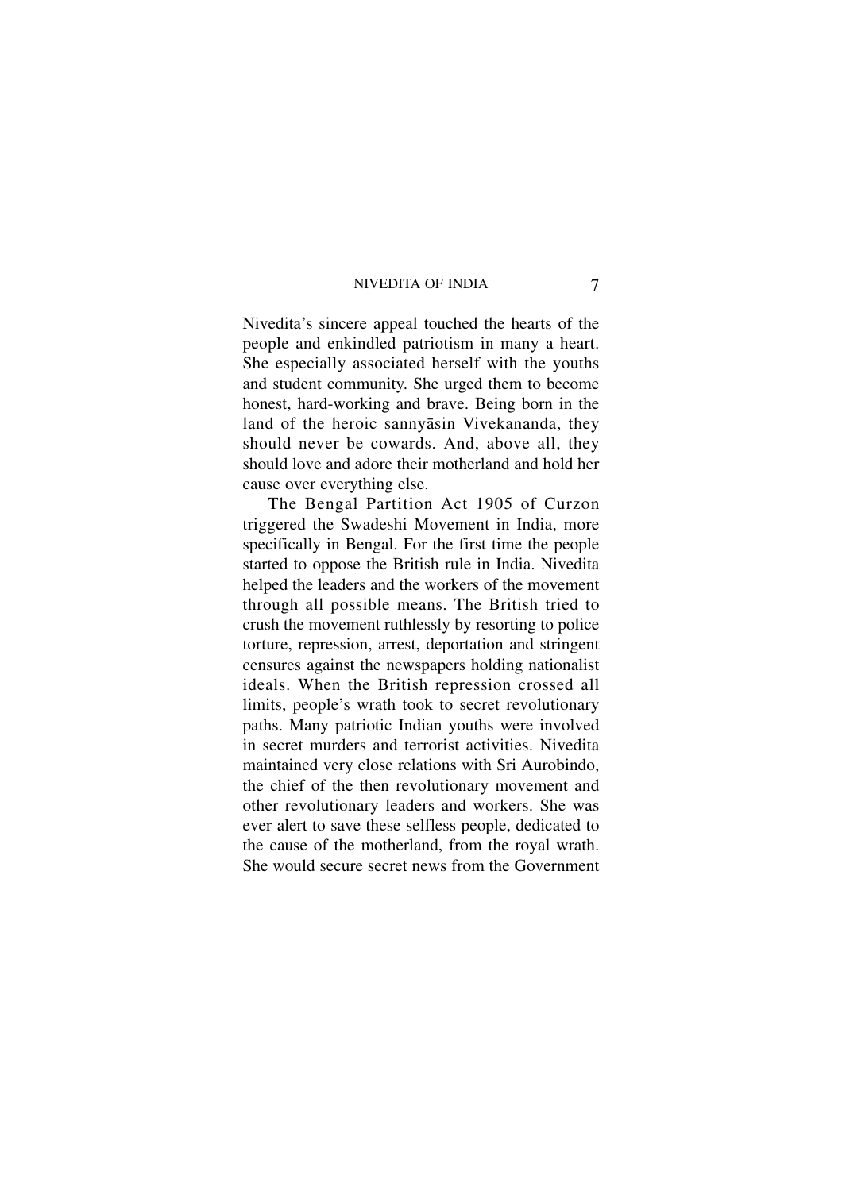Nivedita's sincere appeal touched the hearts of the people and enkindled patriotism in many a heart. She especially associated herself with the youths and student community. She urged them to become honest, hard-working and brave. Being born in the land of the heroic sannyāsin Vivekananda, they should never be cowards. And, above all, they should love and adore their motherland and hold her cause over everything else.

The Bengal Partition Act 1905 of Curzon triggered the Swadeshi Movement in India, more specifically in Bengal. For the first time the people started to oppose the British rule in India. Nivedita helped the leaders and the workers of the movement through all possible means. The British tried to crush the movement ruthlessly by resorting to police torture, repression, arrest, deportation and stringent censures against the newspapers holding nationalist ideals. When the British repression crossed all limits, people's wrath took to secret revolutionary paths. Many patriotic Indian youths were involved in secret murders and terrorist activities. Nivedita maintained very close relations with Sri Aurobindo, the chief of the then revolutionary movement and other revolutionary leaders and workers. She was ever alert to save these selfless people, dedicated to the cause of the motherland, from the royal wrath. She would secure secret news from the Government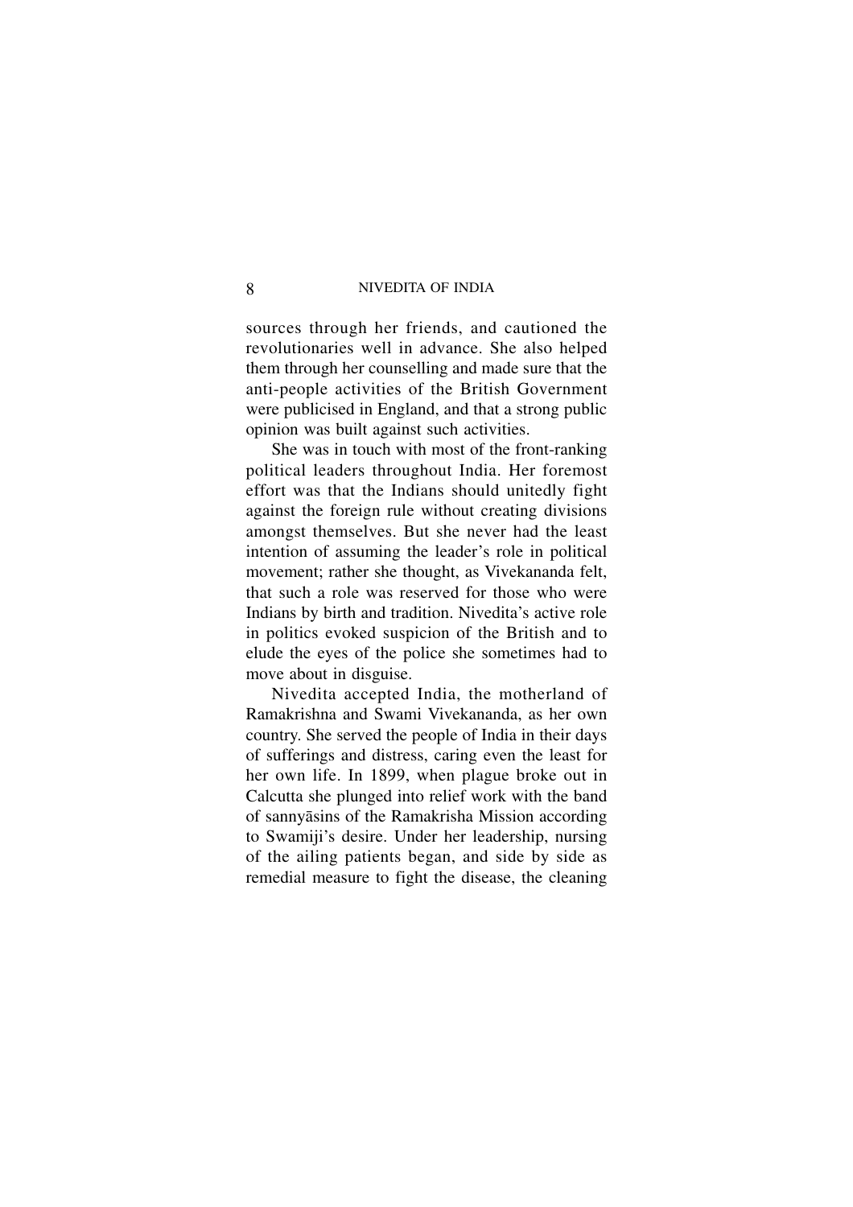sources through her friends, and cautioned the revolutionaries well in advance. She also helped them through her counselling and made sure that the anti-people activities of the British Government were publicised in England, and that a strong public opinion was built against such activities.

She was in touch with most of the front-ranking political leaders throughout India. Her foremost effort was that the Indians should unitedly fight against the foreign rule without creating divisions amongst themselves. But she never had the least intention of assuming the leader's role in political movement; rather she thought, as Vivekananda felt, that such a role was reserved for those who were Indians by birth and tradition. Nivedita's active role in politics evoked suspicion of the British and to elude the eyes of the police she sometimes had to move about in disguise.

Nivedita accepted India, the motherland of Ramakrishna and Swami Vivekananda, as her own country. She served the people of India in their days of sufferings and distress, caring even the least for her own life. In 1899, when plague broke out in Calcutta she plunged into relief work with the band of sannyāsins of the Ramakrisha Mission according to Swamiji's desire. Under her leadership, nursing of the ailing patients began, and side by side as remedial measure to fight the disease, the cleaning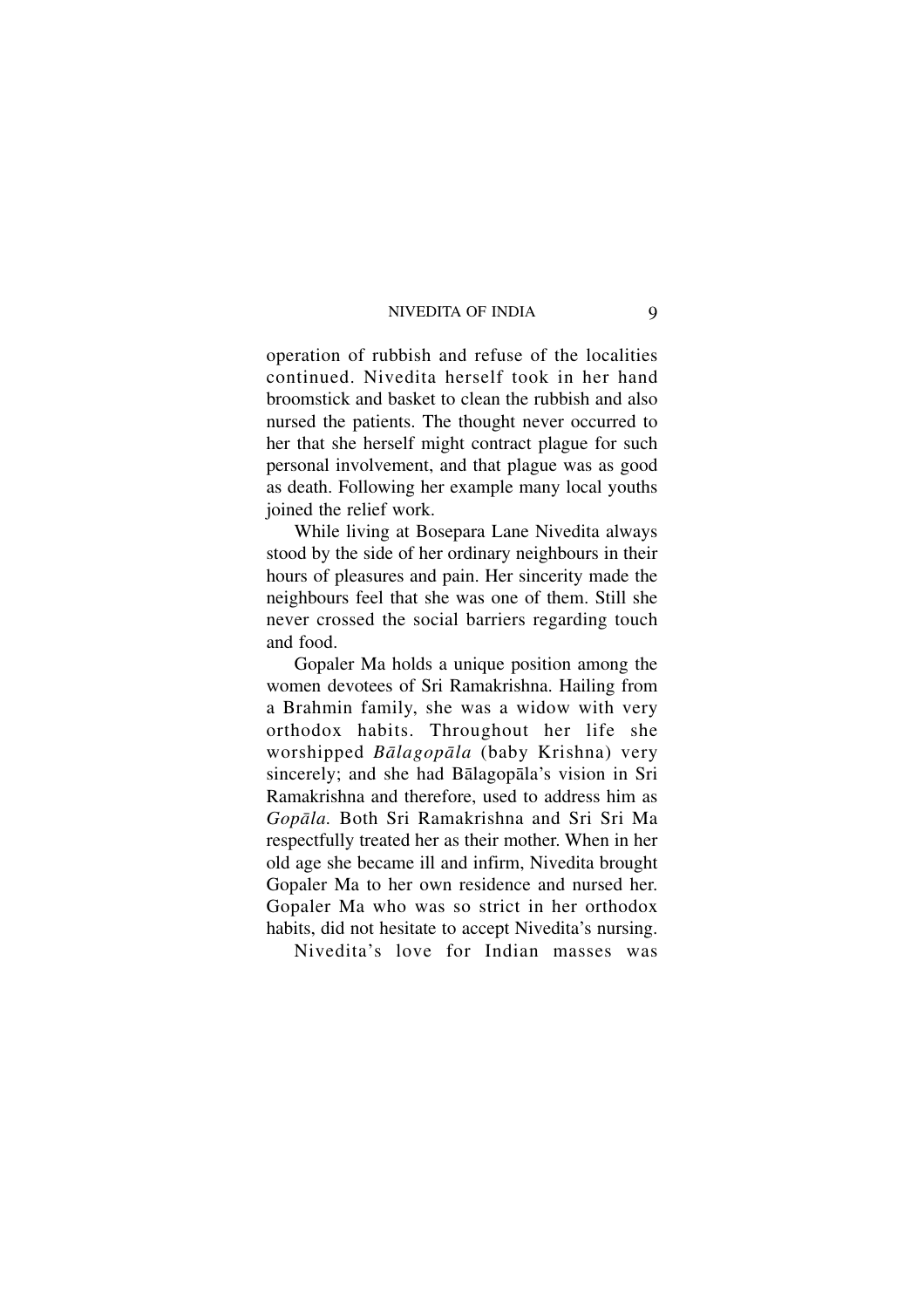operation of rubbish and refuse of the localities continued. Nivedita herself took in her hand broomstick and basket to clean the rubbish and also nursed the patients. The thought never occurred to her that she herself might contract plague for such personal involvement, and that plague was as good as death. Following her example many local youths joined the relief work.

While living at Bosepara Lane Nivedita always stood by the side of her ordinary neighbours in their hours of pleasures and pain. Her sincerity made the neighbours feel that she was one of them. Still she never crossed the social barriers regarding touch and food.

Gopaler Ma holds a unique position among the women devotees of Sri Ramakrishna. Hailing from a Brahmin family, she was a widow with very orthodox habits. Throughout her life she worshipped *Bālagopāla* (baby Krishna) very sincerely; and she had Bālagopāla's vision in Sri Ramakrishna and therefore, used to address him as *Gopāla.* Both Sri Ramakrishna and Sri Sri Ma respectfully treated her as their mother. When in her old age she became ill and infirm, Nivedita brought Gopaler Ma to her own residence and nursed her. Gopaler Ma who was so strict in her orthodox habits, did not hesitate to accept Nivedita's nursing.

Nivedita's love for Indian masses was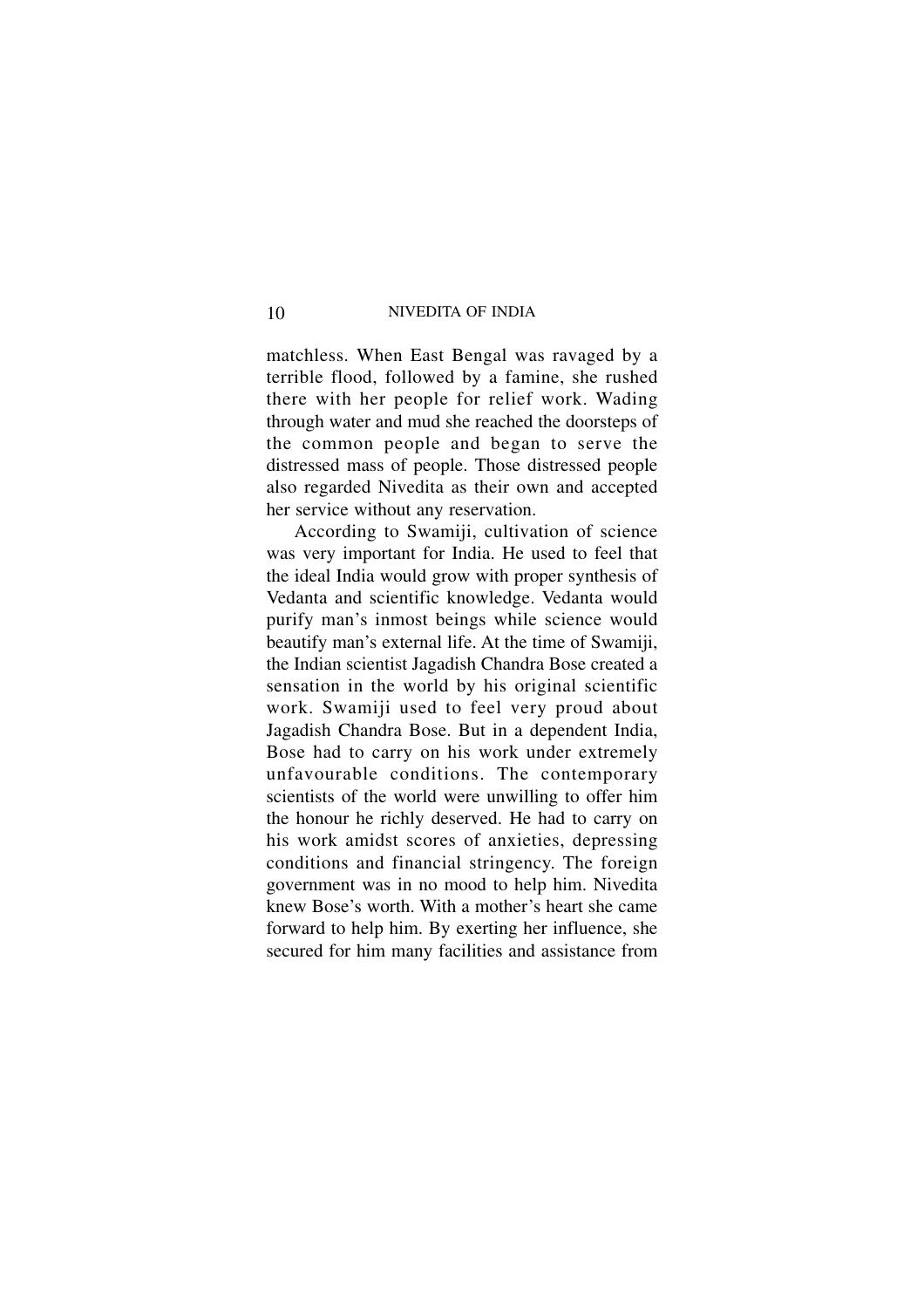matchless. When East Bengal was ravaged by a terrible flood, followed by a famine, she rushed there with her people for relief work. Wading through water and mud she reached the doorsteps of the common people and began to serve the distressed mass of people. Those distressed people also regarded Nivedita as their own and accepted her service without any reservation.

According to Swamiji, cultivation of science was very important for India. He used to feel that the ideal India would grow with proper synthesis of Vedanta and scientific knowledge. Vedanta would purify man's inmost beings while science would beautify man's external life. At the time of Swamiji, the Indian scientist Jagadish Chandra Bose created a sensation in the world by his original scientific work. Swamiji used to feel very proud about Jagadish Chandra Bose. But in a dependent India, Bose had to carry on his work under extremely unfavourable conditions. The contemporary scientists of the world were unwilling to offer him the honour he richly deserved. He had to carry on his work amidst scores of anxieties, depressing conditions and financial stringency. The foreign government was in no mood to help him. Nivedita knew Bose's worth. With a mother's heart she came forward to help him. By exerting her influence, she secured for him many facilities and assistance from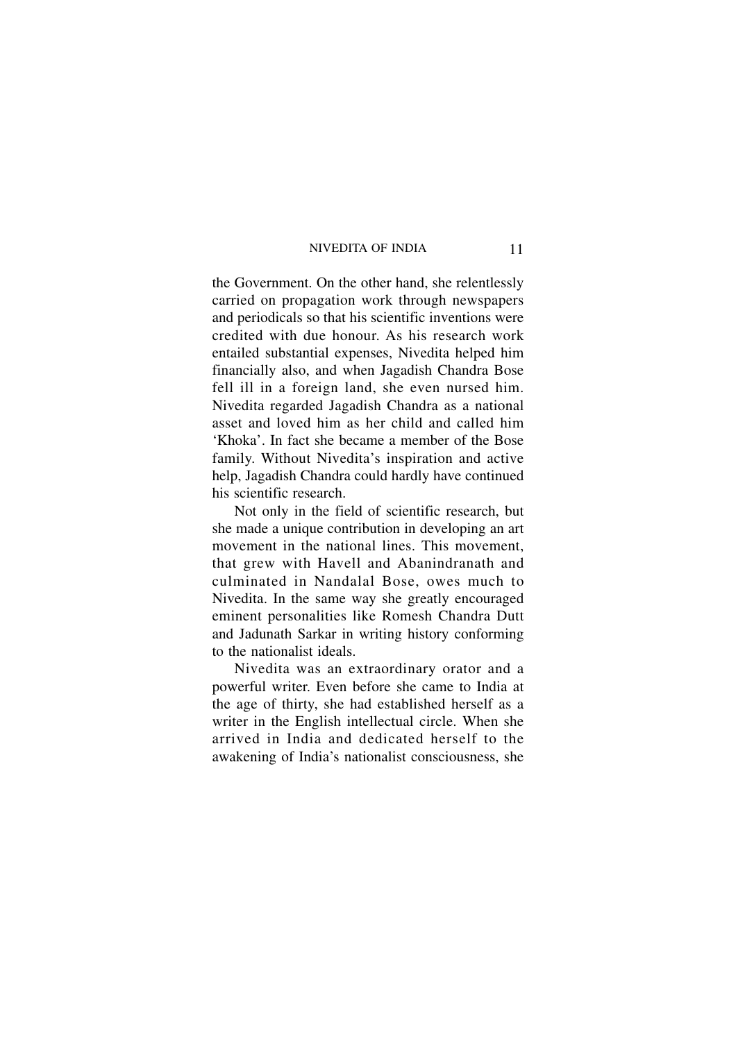the Government. On the other hand, she relentlessly carried on propagation work through newspapers and periodicals so that his scientific inventions were credited with due honour. As his research work entailed substantial expenses, Nivedita helped him financially also, and when Jagadish Chandra Bose fell ill in a foreign land, she even nursed him. Nivedita regarded Jagadish Chandra as a national asset and loved him as her child and called him 'Khoka'. In fact she became a member of the Bose family. Without Nivedita's inspiration and active help, Jagadish Chandra could hardly have continued his scientific research.

Not only in the field of scientific research, but she made a unique contribution in developing an art movement in the national lines. This movement, that grew with Havell and Abanindranath and culminated in Nandalal Bose, owes much to Nivedita. In the same way she greatly encouraged eminent personalities like Romesh Chandra Dutt and Jadunath Sarkar in writing history conforming to the nationalist ideals.

Nivedita was an extraordinary orator and a powerful writer. Even before she came to India at the age of thirty, she had established herself as a writer in the English intellectual circle. When she arrived in India and dedicated herself to the awakening of India's nationalist consciousness, she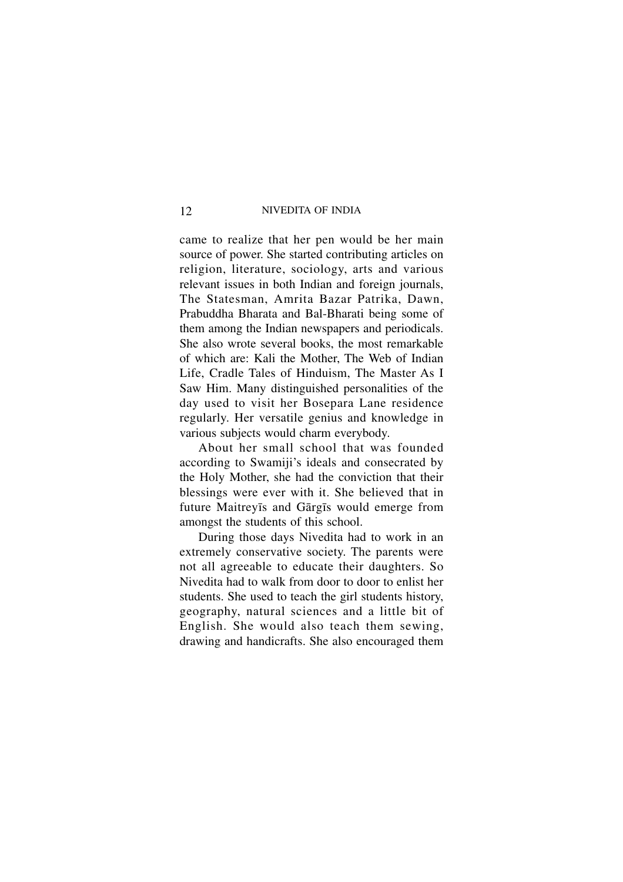came to realize that her pen would be her main source of power. She started contributing articles on religion, literature, sociology, arts and various relevant issues in both Indian and foreign journals, The Statesman, Amrita Bazar Patrika, Dawn, Prabuddha Bharata and Bal-Bharati being some of them among the Indian newspapers and periodicals. She also wrote several books, the most remarkable of which are: Kali the Mother, The Web of Indian Life, Cradle Tales of Hinduism, The Master As I Saw Him. Many distinguished personalities of the day used to visit her Bosepara Lane residence regularly. Her versatile genius and knowledge in various subjects would charm everybody.

About her small school that was founded according to Swamiji's ideals and consecrated by the Holy Mother, she had the conviction that their blessings were ever with it. She believed that in future Maitreyīs and Gārgīs would emerge from amongst the students of this school.

During those days Nivedita had to work in an extremely conservative society. The parents were not all agreeable to educate their daughters. So Nivedita had to walk from door to door to enlist her students. She used to teach the girl students history, geography, natural sciences and a little bit of English. She would also teach them sewing, drawing and handicrafts. She also encouraged them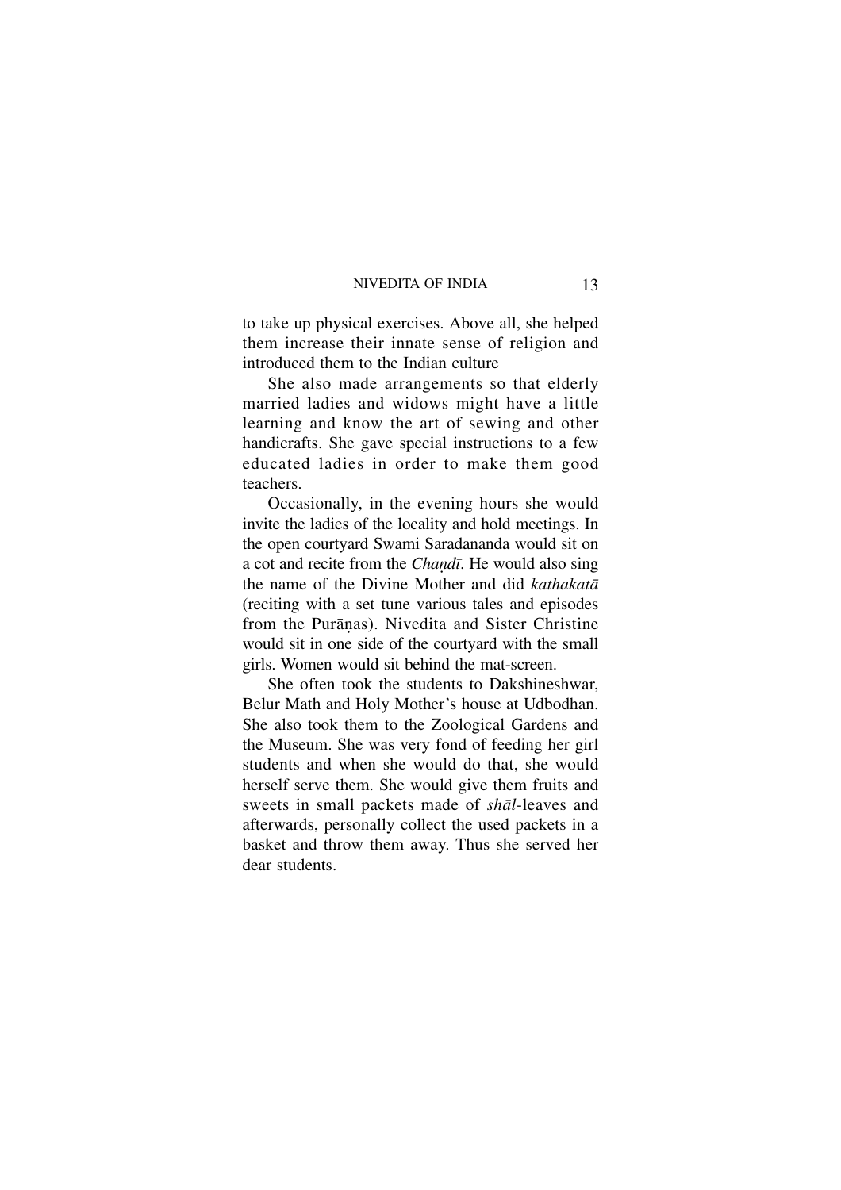to take up physical exercises. Above all, she helped them increase their innate sense of religion and introduced them to the Indian culture

She also made arrangements so that elderly married ladies and widows might have a little learning and know the art of sewing and other handicrafts. She gave special instructions to a few educated ladies in order to make them good teachers.

Occasionally, in the evening hours she would invite the ladies of the locality and hold meetings. In the open courtyard Swami Saradananda would sit on a cot and recite from the *Chaṇḍī*. He would also sing the name of the Divine Mother and did *kathakatā* (reciting with a set tune various tales and episodes from the Purāṇas). Nivedita and Sister Christine would sit in one side of the courtyard with the small girls. Women would sit behind the mat-screen.

She often took the students to Dakshineshwar, Belur Math and Holy Mother's house at Udbodhan. She also took them to the Zoological Gardens and the Museum. She was very fond of feeding her girl students and when she would do that, she would herself serve them. She would give them fruits and sweets in small packets made of *shāl*-leaves and afterwards, personally collect the used packets in a basket and throw them away. Thus she served her dear students.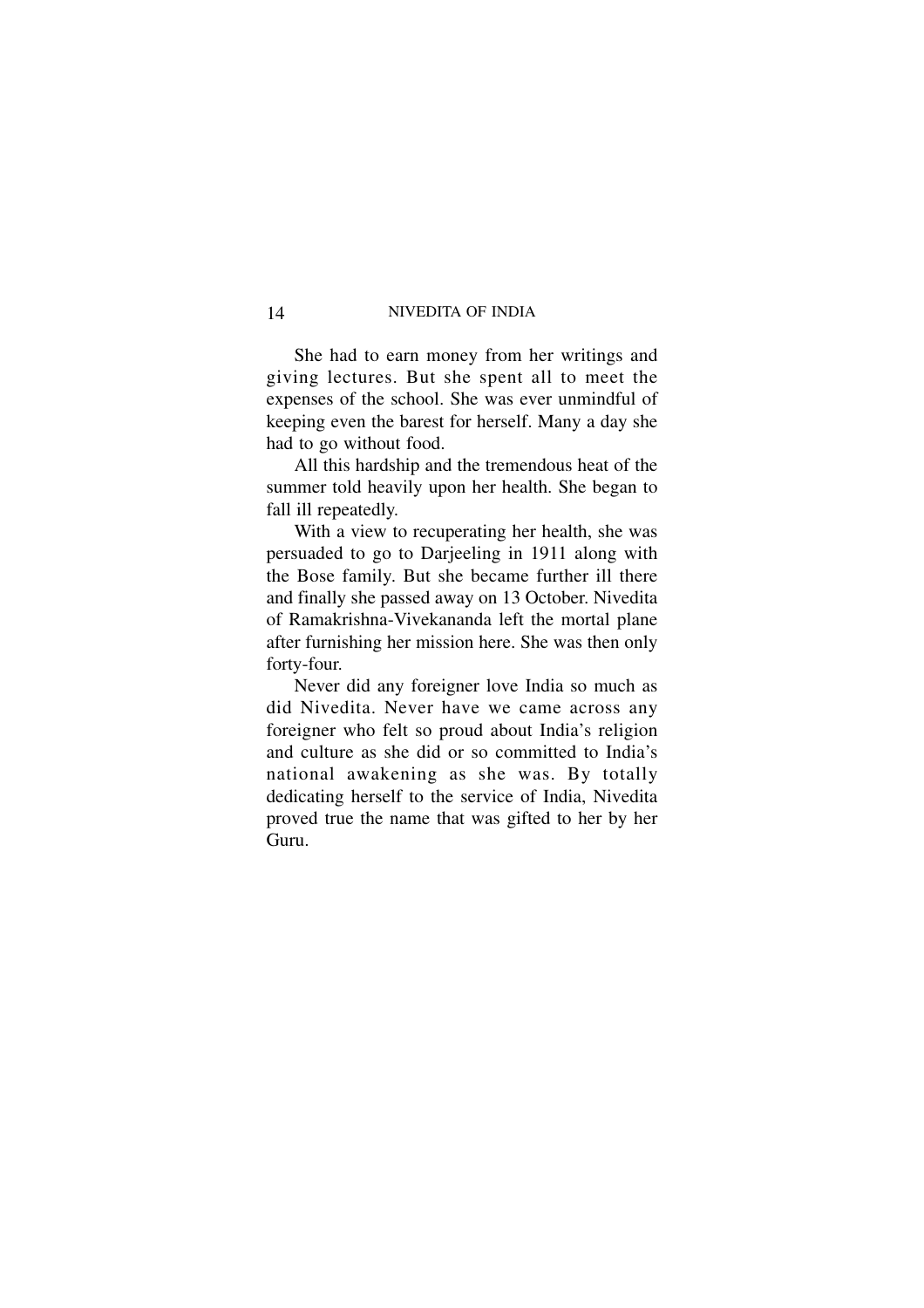She had to earn money from her writings and giving lectures. But she spent all to meet the expenses of the school. She was ever unmindful of keeping even the barest for herself. Many a day she had to go without food.

All this hardship and the tremendous heat of the summer told heavily upon her health. She began to fall ill repeatedly.

With a view to recuperating her health, she was persuaded to go to Darjeeling in 1911 along with the Bose family. But she became further ill there and finally she passed away on 13 October. Nivedita of Ramakrishna-Vivekananda left the mortal plane after furnishing her mission here. She was then only forty-four.

Never did any foreigner love India so much as did Nivedita. Never have we came across any foreigner who felt so proud about India's religion and culture as she did or so committed to India's national awakening as she was. By totally dedicating herself to the service of India, Nivedita proved true the name that was gifted to her by her Guru.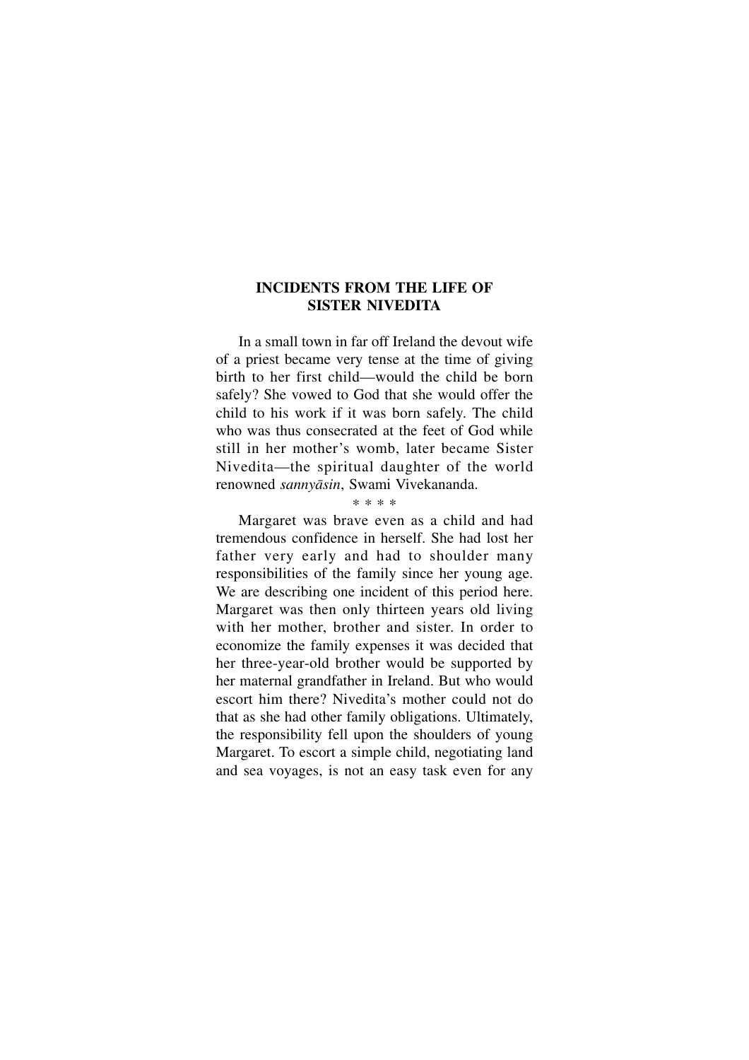## INCIDENTS FROM THE LIFE OF SISTER NIVEDITA

In a small town in far off Ireland the devout wife of a priest became very tense at the time of giving birth to her first child—would the child be born safely? She vowed to God that she would offer the child to his work if it was born safely. The child who was thus consecrated at the feet of God while still in her mother's womb, later became Sister Nivedita—the spiritual daughter of the world renowned *sannyāsin*, Swami Vivekananda.

\* \* \* \*

Margaret was brave even as a child and had tremendous confidence in herself. She had lost her father very early and had to shoulder many responsibilities of the family since her young age. We are describing one incident of this period here. Margaret was then only thirteen years old living with her mother, brother and sister. In order to economize the family expenses it was decided that her three-year-old brother would be supported by her maternal grandfather in Ireland. But who would escort him there? Nivedita's mother could not do that as she had other family obligations. Ultimately, the responsibility fell upon the shoulders of young Margaret. To escort a simple child, negotiating land and sea voyages, is not an easy task even for any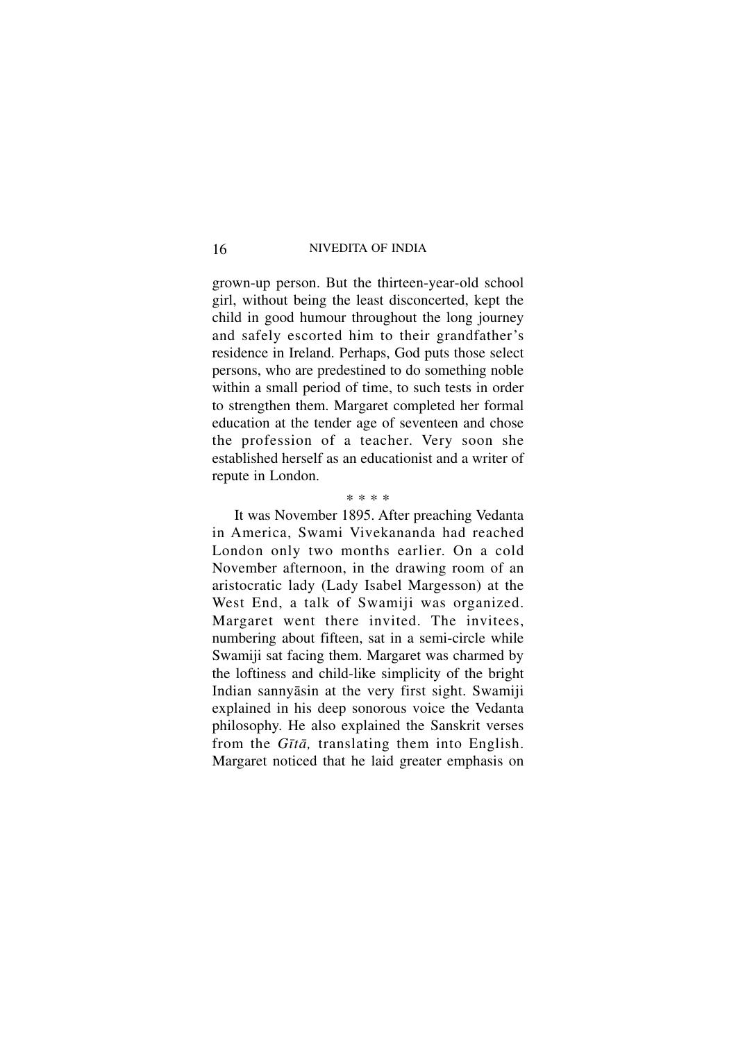grown-up person. But the thirteen-year-old school girl, without being the least disconcerted, kept the child in good humour throughout the long journey and safely escorted him to their grandfather's residence in Ireland. Perhaps, God puts those select persons, who are predestined to do something noble within a small period of time, to such tests in order to strengthen them. Margaret completed her formal education at the tender age of seventeen and chose the profession of a teacher. Very soon she established herself as an educationist and a writer of repute in London.

* * * *

It was November 1895. After preaching Vedanta in America, Swami Vivekananda had reached London only two months earlier. On a cold November afternoon, in the drawing room of an aristocratic lady (Lady Isabel Margesson) at the West End, a talk of Swamiji was organized. Margaret went there invited. The invitees, numbering about fifteen, sat in a semi-circle while Swamiji sat facing them. Margaret was charmed by the loftiness and child-like simplicity of the bright Indian sannyāsin at the very first sight. Swamiji explained in his deep sonorous voice the Vedanta philosophy. He also explained the Sanskrit verses from the *Gītā,* translating them into English. Margaret noticed that he laid greater emphasis on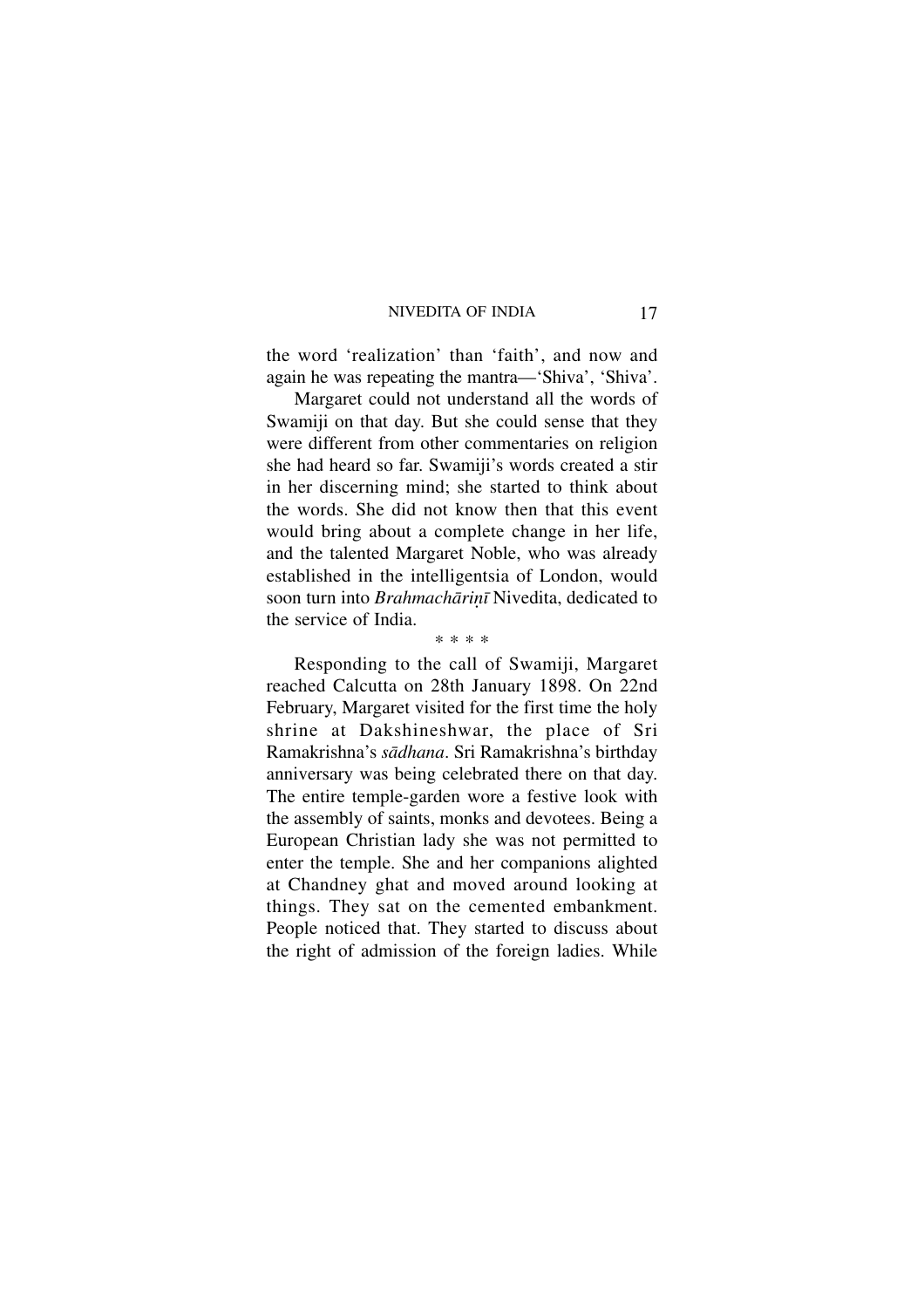the word 'realization' than 'faith', and now and again he was repeating the mantra—'Shiva', 'Shiva'.

Margaret could not understand all the words of Swamiji on that day. But she could sense that they were different from other commentaries on religion she had heard so far. Swamiji's words created a stir in her discerning mind; she started to think about the words. She did not know then that this event would bring about a complete change in her life, and the talented Margaret Noble, who was already established in the intelligentsia of London, would soon turn into *Brahmachāriṇī* Nivedita, dedicated to the service of India.

\* \* \* \*

Responding to the call of Swamiji, Margaret reached Calcutta on 28th January 1898. On 22nd February, Margaret visited for the first time the holy shrine at Dakshineshwar, the place of Sri Ramakrishna's *sādhana*. Sri Ramakrishna's birthday anniversary was being celebrated there on that day. The entire temple-garden wore a festive look with the assembly of saints, monks and devotees. Being a European Christian lady she was not permitted to enter the temple. She and her companions alighted at Chandney ghat and moved around looking at things. They sat on the cemented embankment. People noticed that. They started to discuss about the right of admission of the foreign ladies. While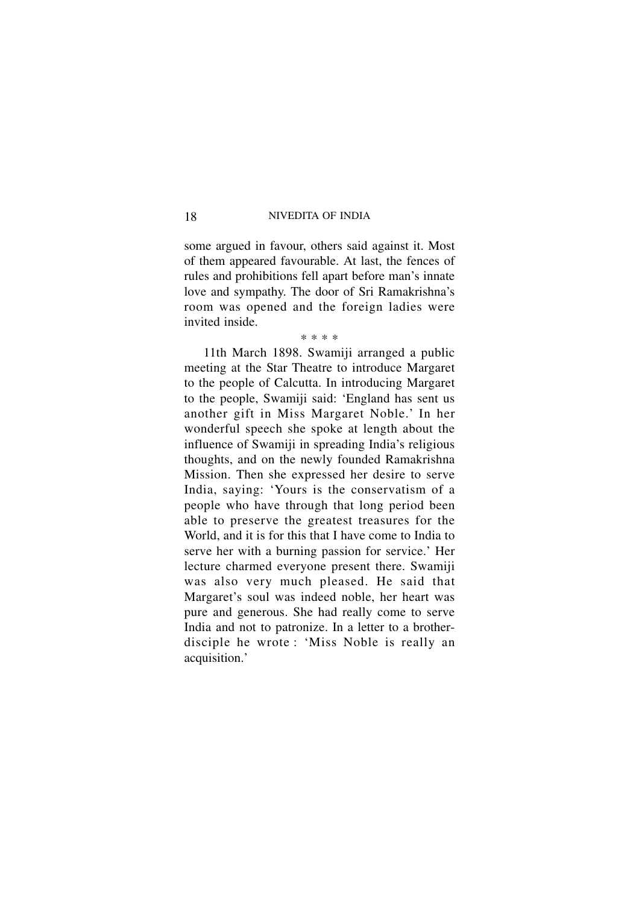some argued in favour, others said against it. Most of them appeared favourable. At last, the fences of rules and prohibitions fell apart before man's innate love and sympathy. The door of Sri Ramakrishna's room was opened and the foreign ladies were invited inside.

\* \* \* \*

11th March 1898. Swamiji arranged a public meeting at the Star Theatre to introduce Margaret to the people of Calcutta. In introducing Margaret to the people, Swamiji said: 'England has sent us another gift in Miss Margaret Noble.' In her wonderful speech she spoke at length about the influence of Swamiji in spreading India's religious thoughts, and on the newly founded Ramakrishna Mission. Then she expressed her desire to serve India, saying: 'Yours is the conservatism of a people who have through that long period been able to preserve the greatest treasures for the World, and it is for this that I have come to India to serve her with a burning passion for service.' Her lecture charmed everyone present there. Swamiji was also very much pleased. He said that Margaret's soul was indeed noble, her heart was pure and generous. She had really come to serve India and not to patronize. In a letter to a brother-disciple he wrote : 'Miss Noble is really an acquisition.'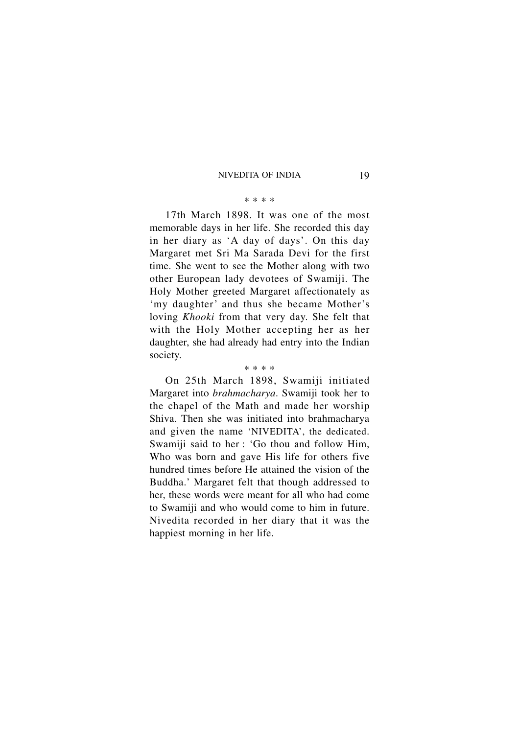\* \* \* \*

17th March 1898. It was one of the most memorable days in her life. She recorded this day in her diary as 'A day of days'. On this day Margaret met Sri Ma Sarada Devi for the first time. She went to see the Mother along with two other European lady devotees of Swamiji. The Holy Mother greeted Margaret affectionately as 'my daughter' and thus she became Mother's loving *Khooki* from that very day. She felt that with the Holy Mother accepting her as her daughter, she had already had entry into the Indian society.

\* \* \* \*

On 25th March 1898, Swamiji initiated Margaret into *brahmacharya*. Swamiji took her to the chapel of the Math and made her worship Shiva. Then she was initiated into brahmacharya and given the name 'NIVEDITA', the dedicated. Swamiji said to her : 'Go thou and follow Him, Who was born and gave His life for others five hundred times before He attained the vision of the Buddha.' Margaret felt that though addressed to her, these words were meant for all who had come to Swamiji and who would come to him in future. Nivedita recorded in her diary that it was the happiest morning in her life.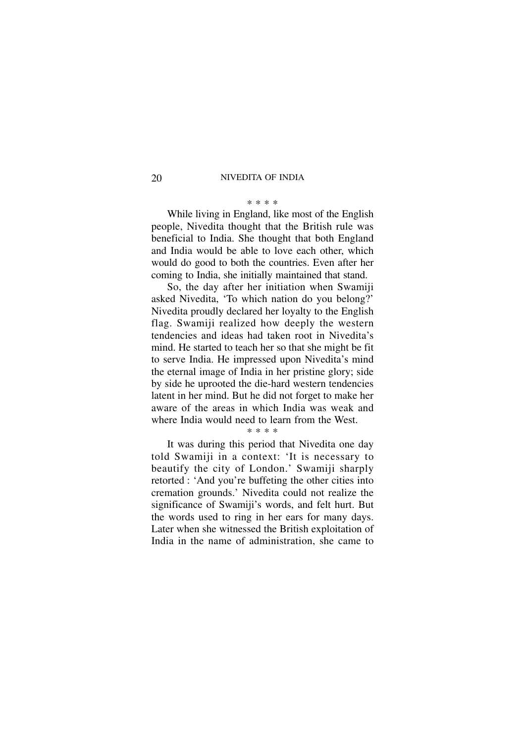\* \* \* \*

While living in England, like most of the English people, Nivedita thought that the British rule was beneficial to India. She thought that both England and India would be able to love each other, which would do good to both the countries. Even after her coming to India, she initially maintained that stand.

So, the day after her initiation when Swamiji asked Nivedita, 'To which nation do you belong?' Nivedita proudly declared her loyalty to the English flag. Swamiji realized how deeply the western tendencies and ideas had taken root in Nivedita's mind. He started to teach her so that she might be fit to serve India. He impressed upon Nivedita's mind the eternal image of India in her pristine glory; side by side he uprooted the die-hard western tendencies latent in her mind. But he did not forget to make her aware of the areas in which India was weak and where India would need to learn from the West.

\* \* \* \*

It was during this period that Nivedita one day told Swamiji in a context: 'It is necessary to beautify the city of London.' Swamiji sharply retorted : 'And you're buffeting the other cities into cremation grounds.' Nivedita could not realize the significance of Swamiji's words, and felt hurt. But the words used to ring in her ears for many days. Later when she witnessed the British exploitation of India in the name of administration, she came to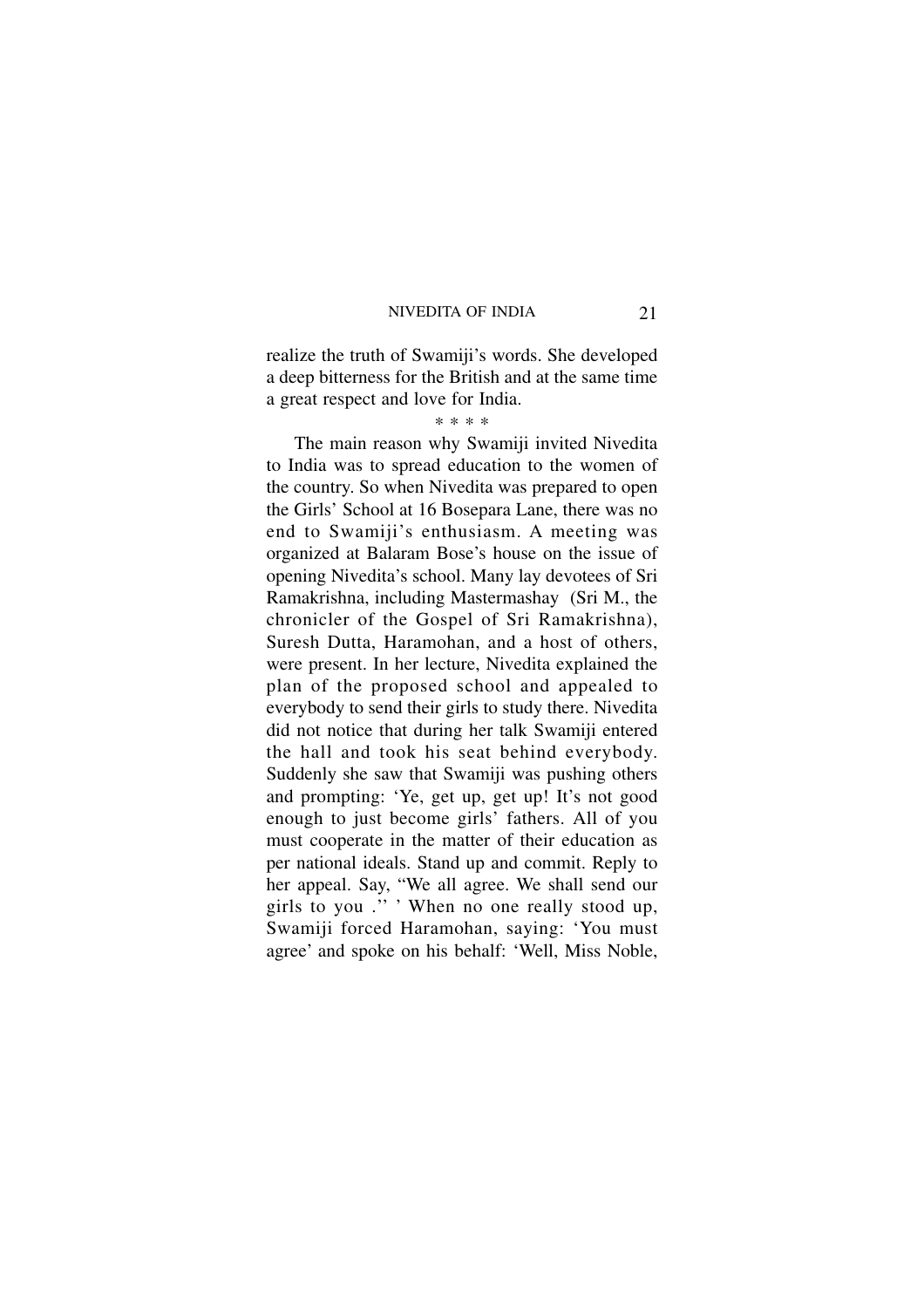realize the truth of Swamiji's words. She developed a deep bitterness for the British and at the same time a great respect and love for India.

\* \* \* \*

The main reason why Swamiji invited Nivedita to India was to spread education to the women of the country. So when Nivedita was prepared to open the Girls' School at 16 Bosepara Lane, there was no end to Swamiji's enthusiasm. A meeting was organized at Balaram Bose's house on the issue of opening Nivedita's school. Many lay devotees of Sri Ramakrishna, including Mastermashay (Sri M., the chronicler of the Gospel of Sri Ramakrishna), Suresh Dutta, Haramohan, and a host of others, were present. In her lecture, Nivedita explained the plan of the proposed school and appealed to everybody to send their girls to study there. Nivedita did not notice that during her talk Swamiji entered the hall and took his seat behind everybody. Suddenly she saw that Swamiji was pushing others and prompting: 'Ye, get up, get up! It's not good enough to just become girls' fathers. All of you must cooperate in the matter of their education as per national ideals. Stand up and commit. Reply to her appeal. Say, "We all agree. We shall send our girls to you ." ' When no one really stood up, Swamiji forced Haramohan, saying: 'You must agree' and spoke on his behalf: 'Well, Miss Noble,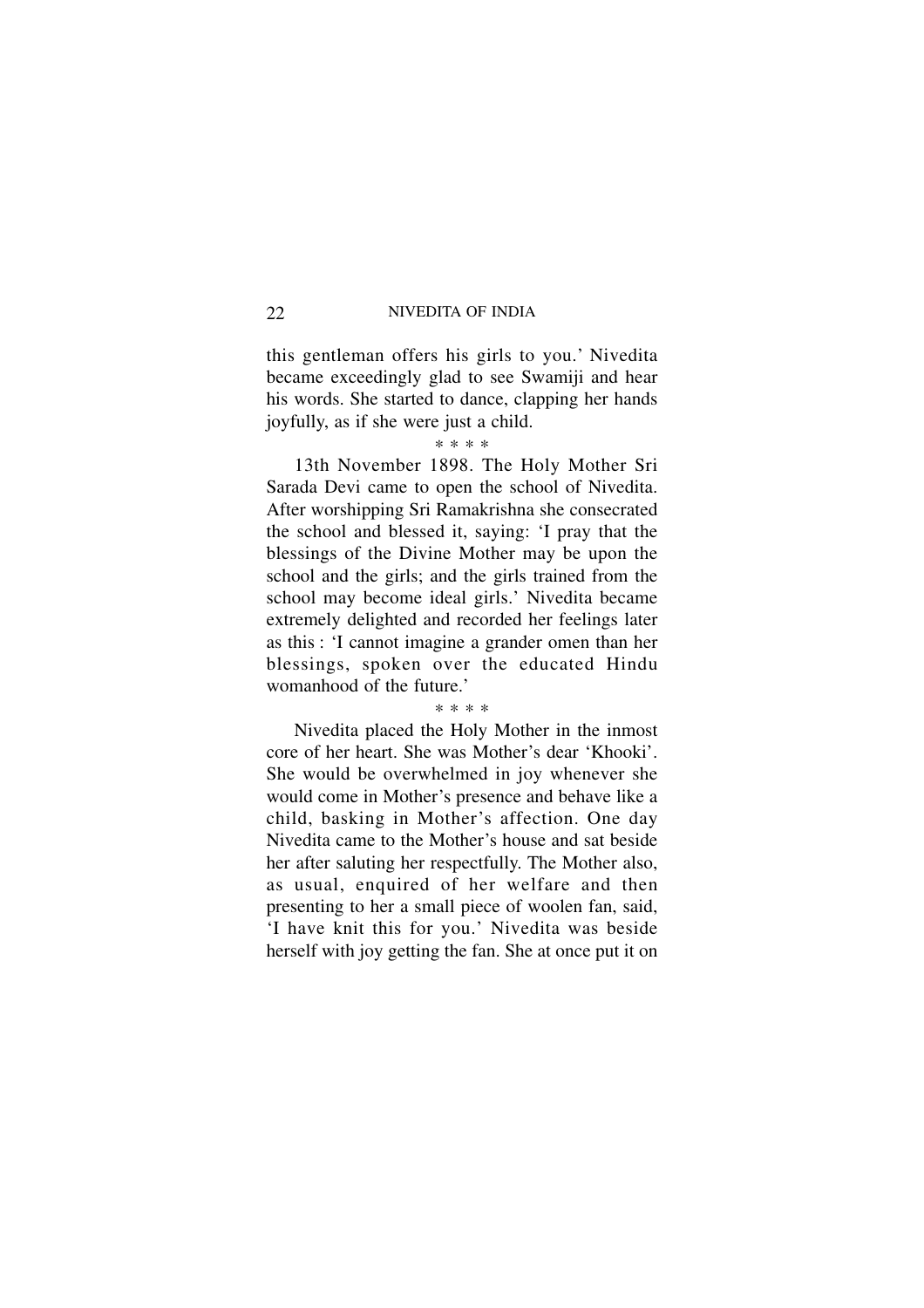this gentleman offers his girls to you.' Nivedita became exceedingly glad to see Swamiji and hear his words. She started to dance, clapping her hands joyfully, as if she were just a child.

\* \* \* \*

13th November 1898. The Holy Mother Sri Sarada Devi came to open the school of Nivedita. After worshipping Sri Ramakrishna she consecrated the school and blessed it, saying: 'I pray that the blessings of the Divine Mother may be upon the school and the girls; and the girls trained from the school may become ideal girls.' Nivedita became extremely delighted and recorded her feelings later as this : 'I cannot imagine a grander omen than her blessings, spoken over the educated Hindu womanhood of the future.'

\* \* \* \*

Nivedita placed the Holy Mother in the inmost core of her heart. She was Mother's dear 'Khooki'. She would be overwhelmed in joy whenever she would come in Mother's presence and behave like a child, basking in Mother's affection. One day Nivedita came to the Mother's house and sat beside her after saluting her respectfully. The Mother also, as usual, enquired of her welfare and then presenting to her a small piece of woolen fan, said, 'I have knit this for you.' Nivedita was beside herself with joy getting the fan. She at once put it on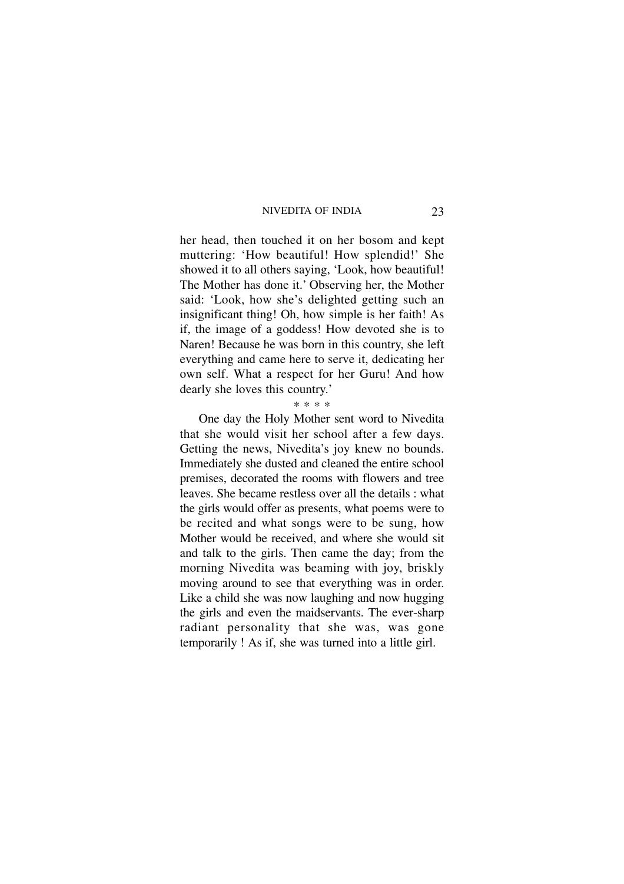her head, then touched it on her bosom and kept muttering: 'How beautiful! How splendid!' She showed it to all others saying, 'Look, how beautiful! The Mother has done it.' Observing her, the Mother said: 'Look, how she's delighted getting such an insignificant thing! Oh, how simple is her faith! As if, the image of a goddess! How devoted she is to Naren! Because he was born in this country, she left everything and came here to serve it, dedicating her own self. What a respect for her Guru! And how dearly she loves this country.'

\* \* \* \*

One day the Holy Mother sent word to Nivedita that she would visit her school after a few days. Getting the news, Nivedita's joy knew no bounds. Immediately she dusted and cleaned the entire school premises, decorated the rooms with flowers and tree leaves. She became restless over all the details : what the girls would offer as presents, what poems were to be recited and what songs were to be sung, how Mother would be received, and where she would sit and talk to the girls. Then came the day; from the morning Nivedita was beaming with joy, briskly moving around to see that everything was in order. Like a child she was now laughing and now hugging the girls and even the maidservants. The ever-sharp radiant personality that she was, was gone temporarily ! As if, she was turned into a little girl.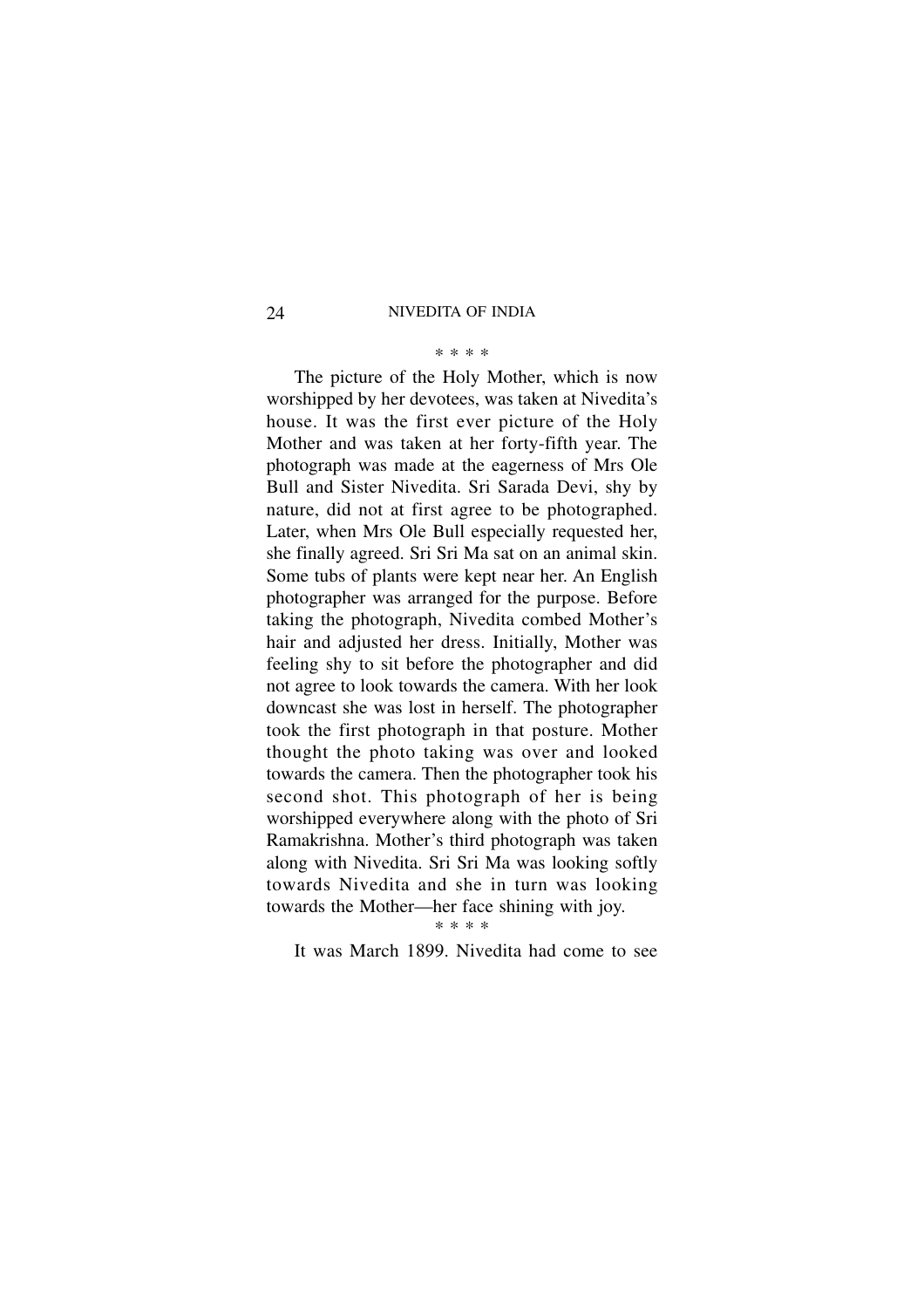\* \* \* \*

The picture of the Holy Mother, which is now worshipped by her devotees, was taken at Nivedita's house. It was the first ever picture of the Holy Mother and was taken at her forty-fifth year. The photograph was made at the eagerness of Mrs Ole Bull and Sister Nivedita. Sri Sarada Devi, shy by nature, did not at first agree to be photographed. Later, when Mrs Ole Bull especially requested her, she finally agreed. Sri Sri Ma sat on an animal skin. Some tubs of plants were kept near her. An English photographer was arranged for the purpose. Before taking the photograph, Nivedita combed Mother's hair and adjusted her dress. Initially, Mother was feeling shy to sit before the photographer and did not agree to look towards the camera. With her look downcast she was lost in herself. The photographer took the first photograph in that posture. Mother thought the photo taking was over and looked towards the camera. Then the photographer took his second shot. This photograph of her is being worshipped everywhere along with the photo of Sri Ramakrishna. Mother's third photograph was taken along with Nivedita. Sri Sri Ma was looking softly towards Nivedita and she in turn was looking towards the Mother—her face shining with joy.

\* \* \* \*

It was March 1899. Nivedita had come to see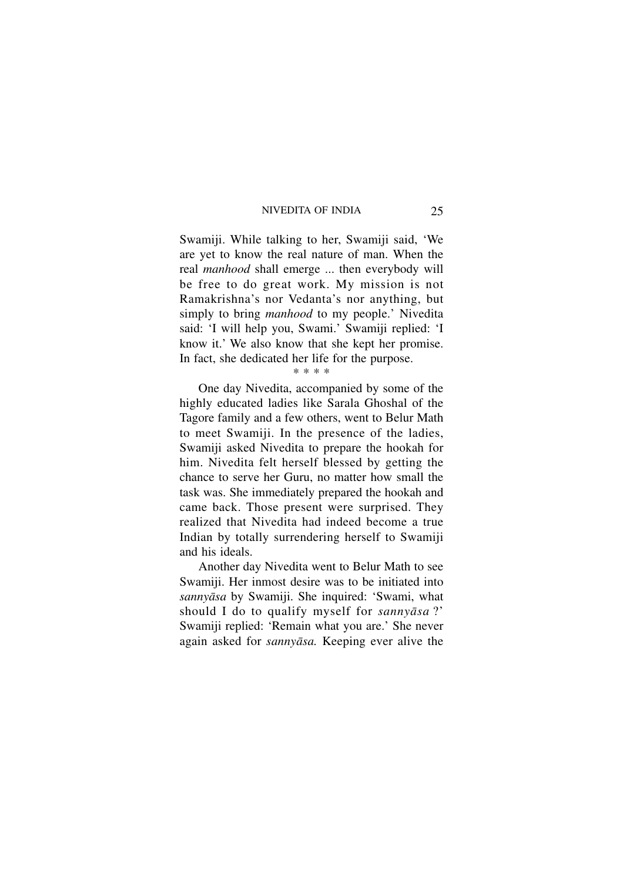Swamiji. While talking to her, Swamiji said, 'We are yet to know the real nature of man. When the real *manhood* shall emerge ... then everybody will be free to do great work. My mission is not Ramakrishna's nor Vedanta's nor anything, but simply to bring *manhood* to my people.' Nivedita said: 'I will help you, Swami.' Swamiji replied: 'I know it.' We also know that she kept her promise. In fact, she dedicated her life for the purpose.

* * * *

One day Nivedita, accompanied by some of the highly educated ladies like Sarala Ghoshal of the Tagore family and a few others, went to Belur Math to meet Swamiji. In the presence of the ladies, Swamiji asked Nivedita to prepare the hookah for him. Nivedita felt herself blessed by getting the chance to serve her Guru, no matter how small the task was. She immediately prepared the hookah and came back. Those present were surprised. They realized that Nivedita had indeed become a true Indian by totally surrendering herself to Swamiji and his ideals.

Another day Nivedita went to Belur Math to see Swamiji. Her inmost desire was to be initiated into *sannyāsa* by Swamiji. She inquired: 'Swami, what should I do to qualify myself for *sannyāsa* ?' Swamiji replied: 'Remain what you are.' She never again asked for *sannyāsa.* Keeping ever alive the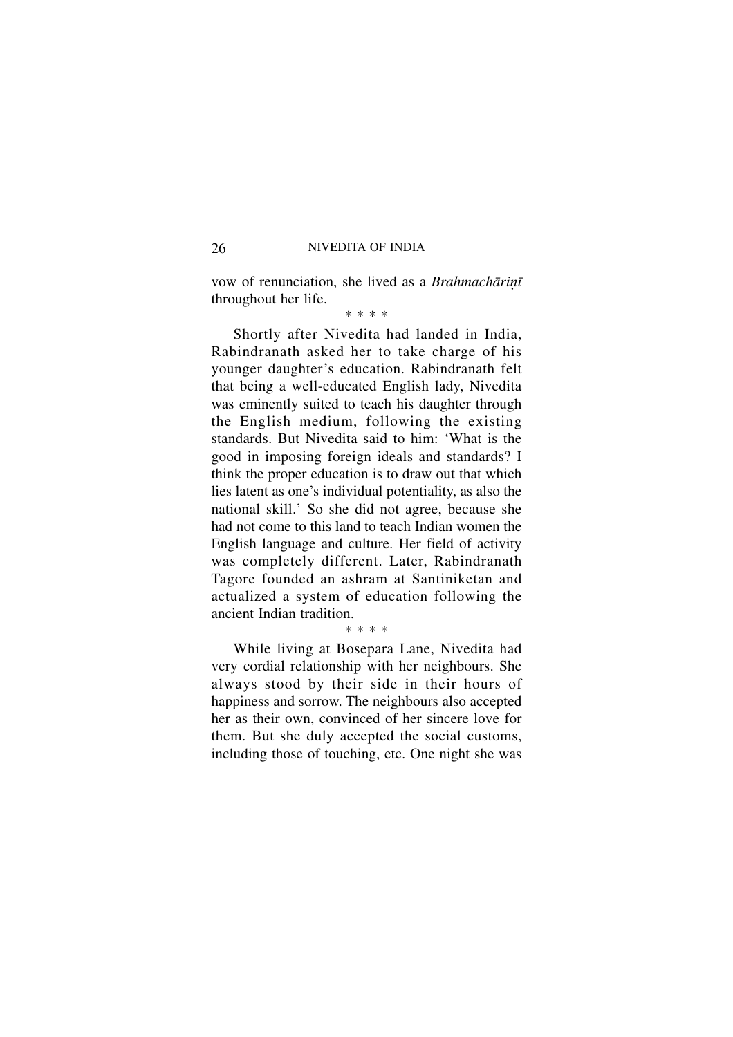vow of renunciation, she lived as a *Brahmachāriṇī* throughout her life.

\* \* \* \*

Shortly after Nivedita had landed in India, Rabindranath asked her to take charge of his younger daughter's education. Rabindranath felt that being a well-educated English lady, Nivedita was eminently suited to teach his daughter through the English medium, following the existing standards. But Nivedita said to him: 'What is the good in imposing foreign ideals and standards? I think the proper education is to draw out that which lies latent as one's individual potentiality, as also the national skill.' So she did not agree, because she had not come to this land to teach Indian women the English language and culture. Her field of activity was completely different. Later, Rabindranath Tagore founded an ashram at Santiniketan and actualized a system of education following the ancient Indian tradition.

\* \* \* \*

While living at Bosepara Lane, Nivedita had very cordial relationship with her neighbours. She always stood by their side in their hours of happiness and sorrow. The neighbours also accepted her as their own, convinced of her sincere love for them. But she duly accepted the social customs, including those of touching, etc. One night she was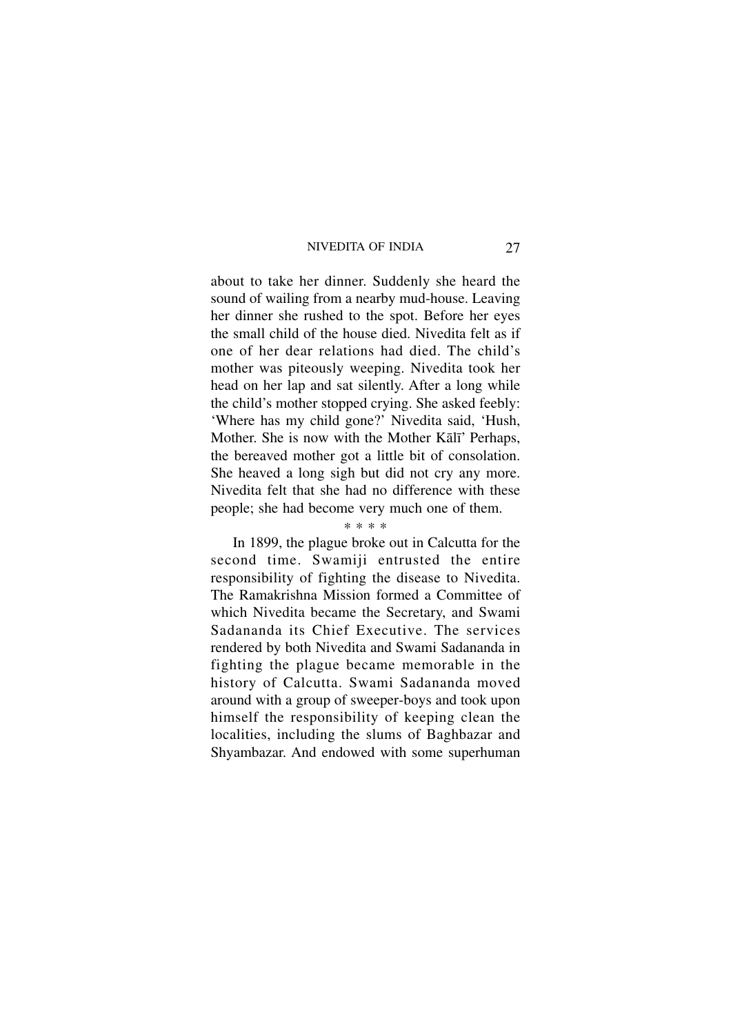about to take her dinner. Suddenly she heard the sound of wailing from a nearby mud-house. Leaving her dinner she rushed to the spot. Before her eyes the small child of the house died. Nivedita felt as if one of her dear relations had died. The child's mother was piteously weeping. Nivedita took her head on her lap and sat silently. After a long while the child's mother stopped crying. She asked feebly: 'Where has my child gone?' Nivedita said, 'Hush, Mother. She is now with the Mother Kālī' Perhaps, the bereaved mother got a little bit of consolation. She heaved a long sigh but did not cry any more. Nivedita felt that she had no difference with these people; she had become very much one of them.

\* \* \* \*

In 1899, the plague broke out in Calcutta for the second time. Swamiji entrusted the entire responsibility of fighting the disease to Nivedita. The Ramakrishna Mission formed a Committee of which Nivedita became the Secretary, and Swami Sadananda its Chief Executive. The services rendered by both Nivedita and Swami Sadananda in fighting the plague became memorable in the history of Calcutta. Swami Sadananda moved around with a group of sweeper-boys and took upon himself the responsibility of keeping clean the localities, including the slums of Baghbazar and Shyambazar. And endowed with some superhuman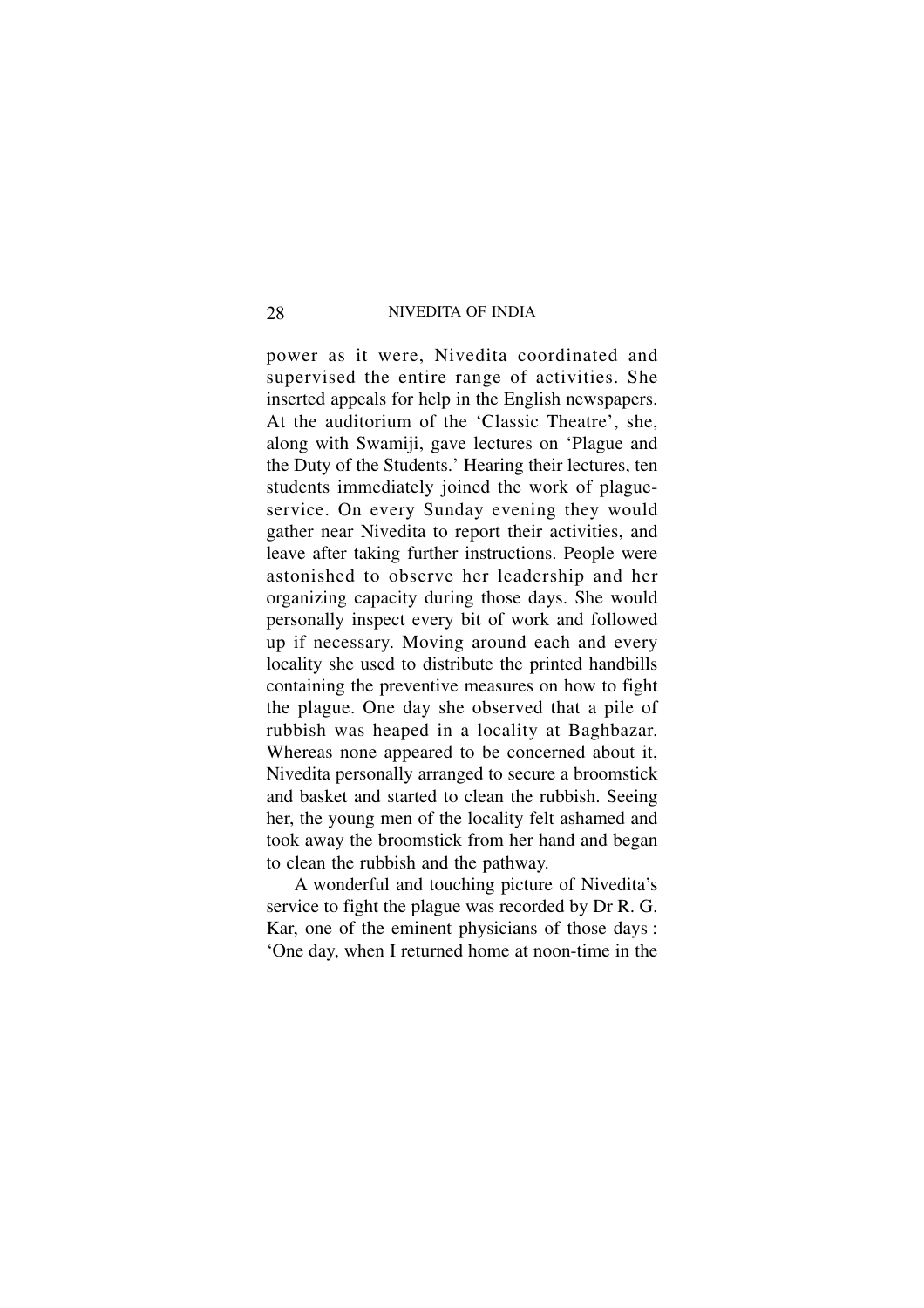power as it were, Nivedita coordinated and supervised the entire range of activities. She inserted appeals for help in the English newspapers. At the auditorium of the 'Classic Theatre', she, along with Swamiji, gave lectures on 'Plague and the Duty of the Students.' Hearing their lectures, ten students immediately joined the work of plague-service. On every Sunday evening they would gather near Nivedita to report their activities, and leave after taking further instructions. People were astonished to observe her leadership and her organizing capacity during those days. She would personally inspect every bit of work and followed up if necessary. Moving around each and every locality she used to distribute the printed handbills containing the preventive measures on how to fight the plague. One day she observed that a pile of rubbish was heaped in a locality at Baghbazar. Whereas none appeared to be concerned about it, Nivedita personally arranged to secure a broomstick and basket and started to clean the rubbish. Seeing her, the young men of the locality felt ashamed and took away the broomstick from her hand and began to clean the rubbish and the pathway.

A wonderful and touching picture of Nivedita's service to fight the plague was recorded by Dr R. G. Kar, one of the eminent physicians of those days : 'One day, when I returned home at noon-time in the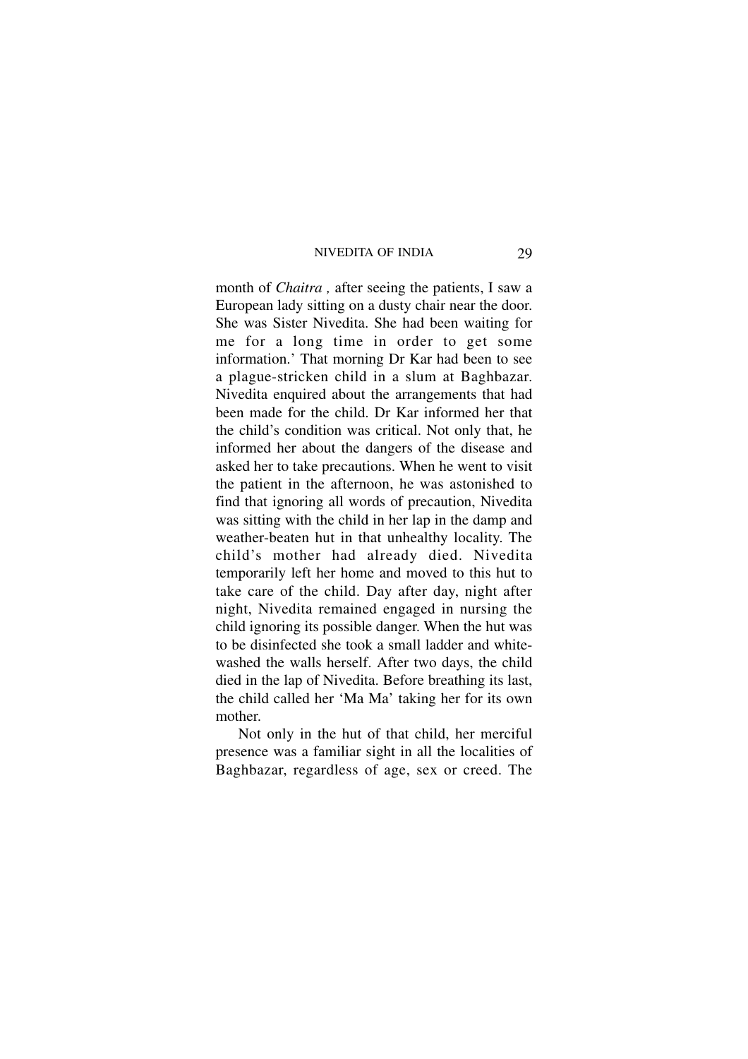month of *Chaitra ,* after seeing the patients, I saw a European lady sitting on a dusty chair near the door. She was Sister Nivedita. She had been waiting for me for a long time in order to get some information.' That morning Dr Kar had been to see a plague-stricken child in a slum at Baghbazar. Nivedita enquired about the arrangements that had been made for the child. Dr Kar informed her that the child's condition was critical. Not only that, he informed her about the dangers of the disease and asked her to take precautions. When he went to visit the patient in the afternoon, he was astonished to find that ignoring all words of precaution, Nivedita was sitting with the child in her lap in the damp and weather-beaten hut in that unhealthy locality. The child's mother had already died. Nivedita temporarily left her home and moved to this hut to take care of the child. Day after day, night after night, Nivedita remained engaged in nursing the child ignoring its possible danger. When the hut was to be disinfected she took a small ladder and white-washed the walls herself. After two days, the child died in the lap of Nivedita. Before breathing its last, the child called her 'Ma Ma' taking her for its own mother.

Not only in the hut of that child, her merciful presence was a familiar sight in all the localities of Baghbazar, regardless of age, sex or creed. The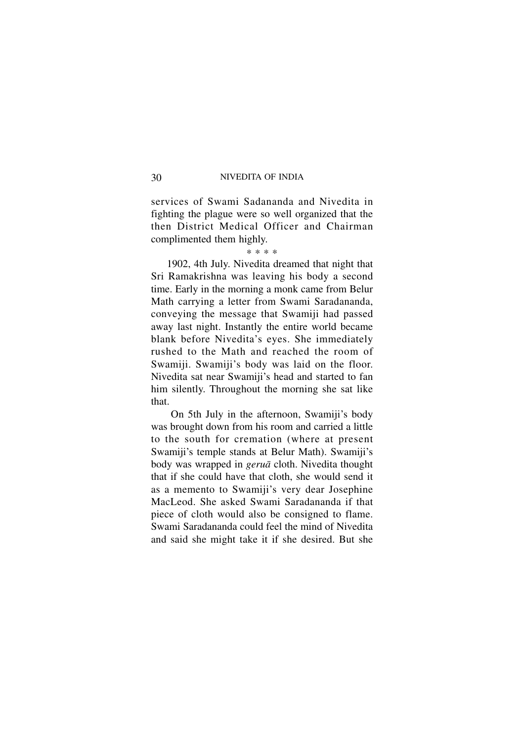services of Swami Sadananda and Nivedita in fighting the plague were so well organized that the then District Medical Officer and Chairman complimented them highly.

\* \* \* \*

1902, 4th July. Nivedita dreamed that night that Sri Ramakrishna was leaving his body a second time. Early in the morning a monk came from Belur Math carrying a letter from Swami Saradananda, conveying the message that Swamiji had passed away last night. Instantly the entire world became blank before Nivedita's eyes. She immediately rushed to the Math and reached the room of Swamiji. Swamiji's body was laid on the floor. Nivedita sat near Swamiji's head and started to fan him silently. Throughout the morning she sat like that.

On 5th July in the afternoon, Swamiji's body was brought down from his room and carried a little to the south for cremation (where at present Swamiji's temple stands at Belur Math). Swamiji's body was wrapped in *geruā* cloth. Nivedita thought that if she could have that cloth, she would send it as a memento to Swamiji's very dear Josephine MacLeod. She asked Swami Saradananda if that piece of cloth would also be consigned to flame. Swami Saradananda could feel the mind of Nivedita and said she might take it if she desired. But she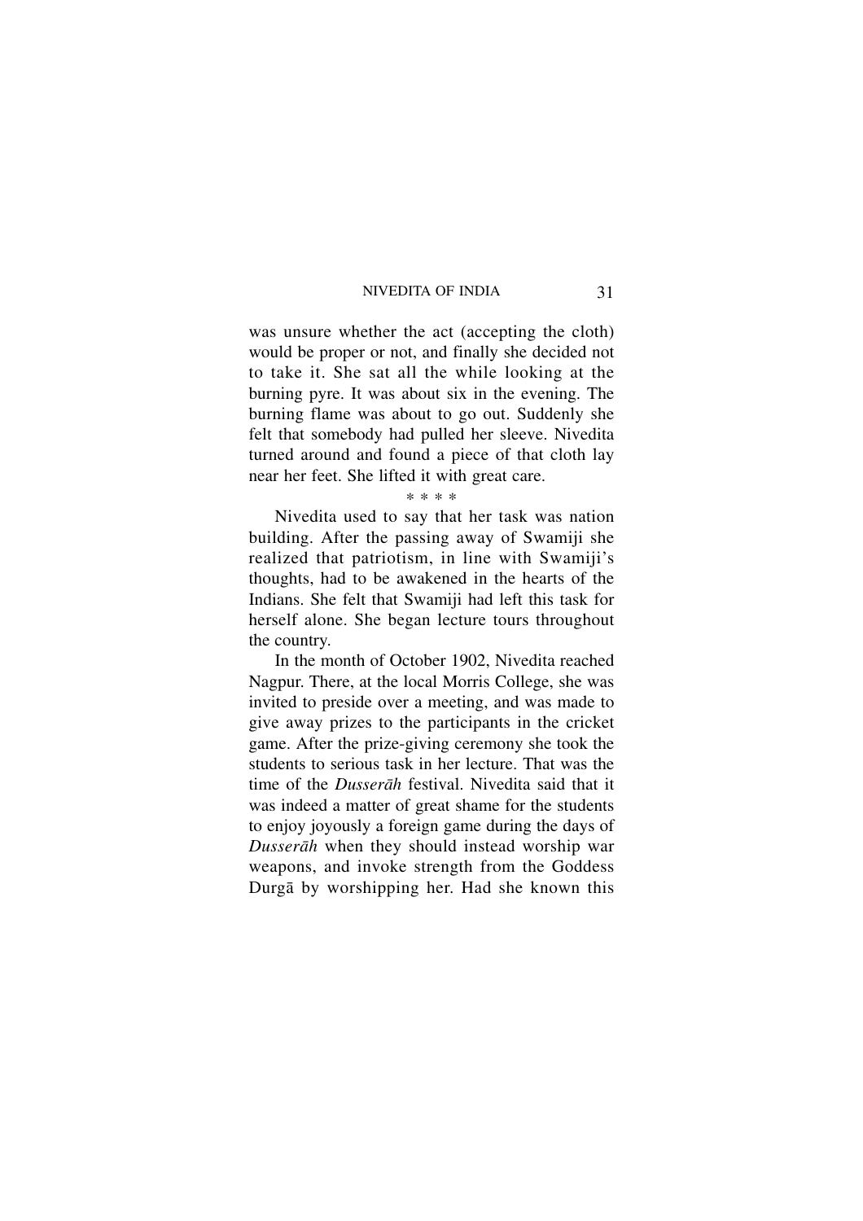was unsure whether the act (accepting the cloth) would be proper or not, and finally she decided not to take it. She sat all the while looking at the burning pyre. It was about six in the evening. The burning flame was about to go out. Suddenly she felt that somebody had pulled her sleeve. Nivedita turned around and found a piece of that cloth lay near her feet. She lifted it with great care.

\* \* \* \*

Nivedita used to say that her task was nation building. After the passing away of Swamiji she realized that patriotism, in line with Swamiji's thoughts, had to be awakened in the hearts of the Indians. She felt that Swamiji had left this task for herself alone. She began lecture tours throughout the country.

In the month of October 1902, Nivedita reached Nagpur. There, at the local Morris College, she was invited to preside over a meeting, and was made to give away prizes to the participants in the cricket game. After the prize-giving ceremony she took the students to serious task in her lecture. That was the time of the *Dusserāh* festival. Nivedita said that it was indeed a matter of great shame for the students to enjoy joyously a foreign game during the days of *Dusserāh* when they should instead worship war weapons, and invoke strength from the Goddess Durgā by worshipping her. Had she known this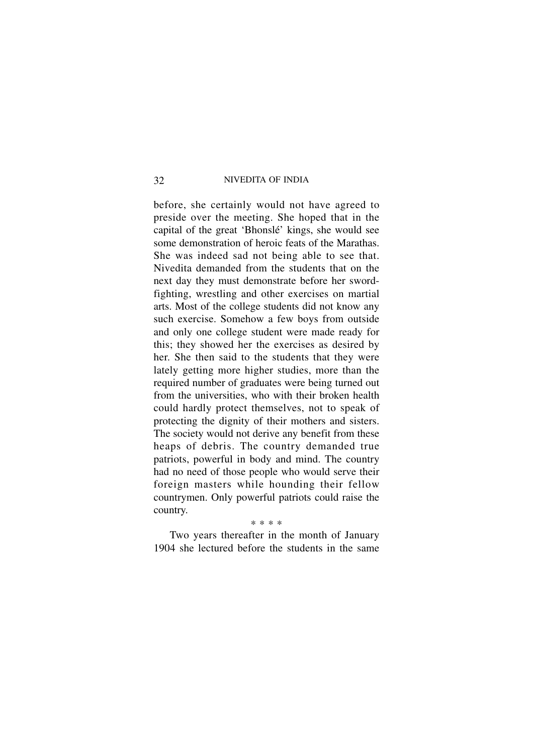before, she certainly would not have agreed to preside over the meeting. She hoped that in the capital of the great 'Bhonslé' kings, she would see some demonstration of heroic feats of the Marathas. She was indeed sad not being able to see that. Nivedita demanded from the students that on the next day they must demonstrate before her sword-fighting, wrestling and other exercises on martial arts. Most of the college students did not know any such exercise. Somehow a few boys from outside and only one college student were made ready for this; they showed her the exercises as desired by her. She then said to the students that they were lately getting more higher studies, more than the required number of graduates were being turned out from the universities, who with their broken health could hardly protect themselves, not to speak of protecting the dignity of their mothers and sisters. The society would not derive any benefit from these heaps of debris. The country demanded true patriots, powerful in body and mind. The country had no need of those people who would serve their foreign masters while hounding their fellow countrymen. Only powerful patriots could raise the country.

* * * *

Two years thereafter in the month of January 1904 she lectured before the students in the same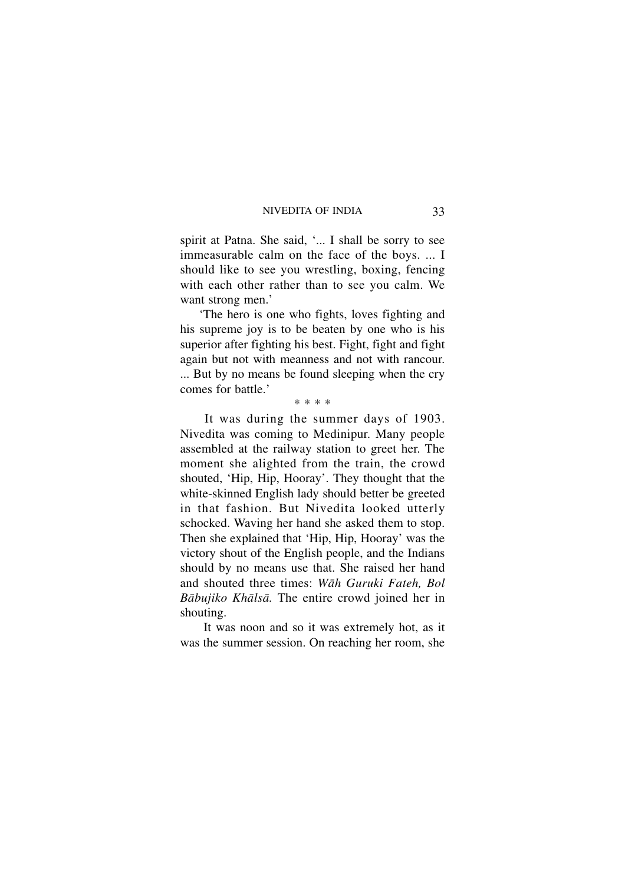spirit at Patna. She said, '... I shall be sorry to see immeasurable calm on the face of the boys. ... I should like to see you wrestling, boxing, fencing with each other rather than to see you calm. We want strong men.'

'The hero is one who fights, loves fighting and his supreme joy is to be beaten by one who is his superior after fighting his best. Fight, fight and fight again but not with meanness and not with rancour. ... But by no means be found sleeping when the cry comes for battle.'

\* \* \* \*

It was during the summer days of 1903. Nivedita was coming to Medinipur. Many people assembled at the railway station to greet her. The moment she alighted from the train, the crowd shouted, 'Hip, Hip, Hooray'. They thought that the white-skinned English lady should better be greeted in that fashion. But Nivedita looked utterly schocked. Waving her hand she asked them to stop. Then she explained that 'Hip, Hip, Hooray' was the victory shout of the English people, and the Indians should by no means use that. She raised her hand and shouted three times: *Wāh Guruki Fateh, Bol Bābujiko Khālsā.* The entire crowd joined her in shouting.

It was noon and so it was extremely hot, as it was the summer session. On reaching her room, she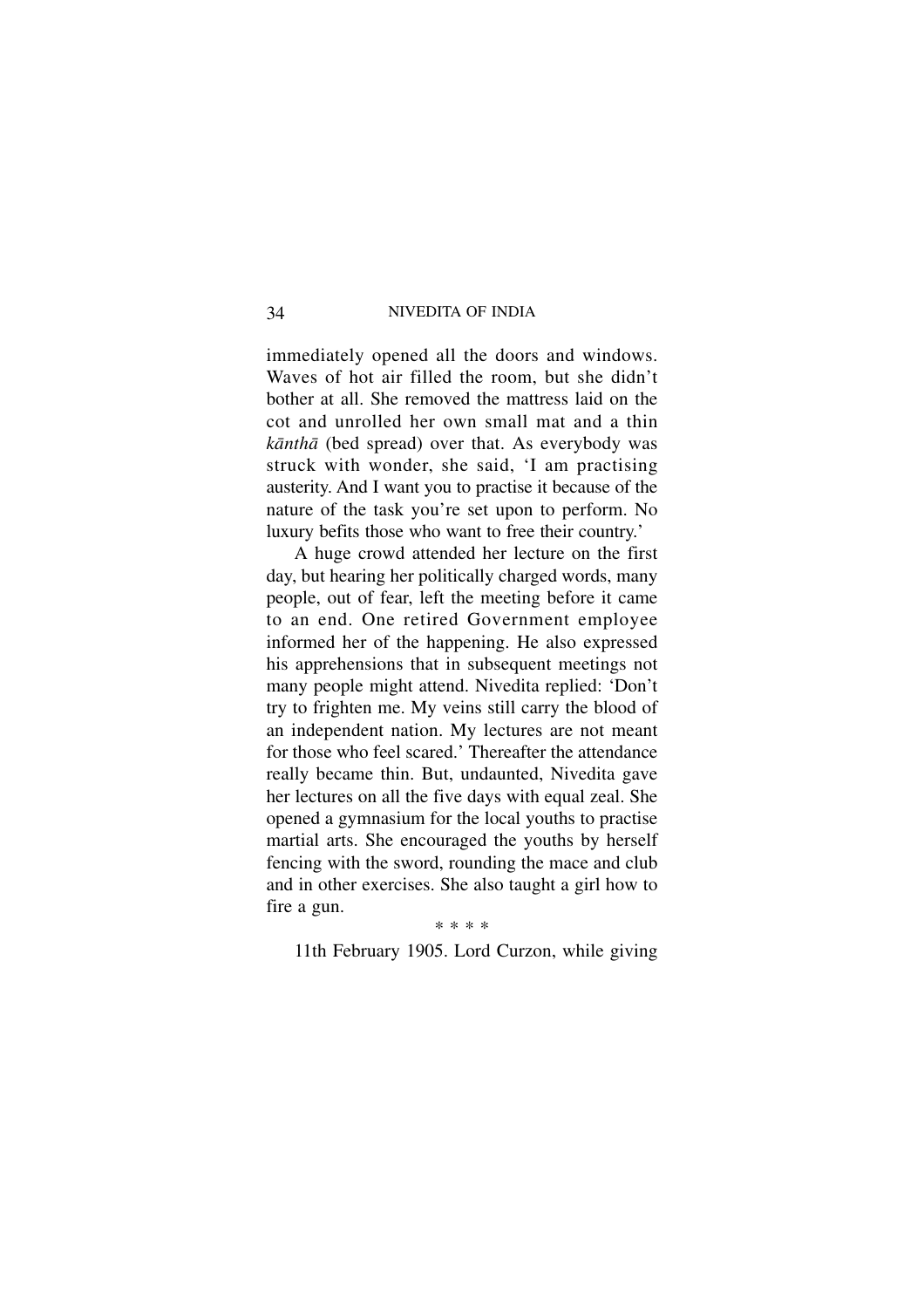immediately opened all the doors and windows. Waves of hot air filled the room, but she didn't bother at all. She removed the mattress laid on the cot and unrolled her own small mat and a thin *kānthā* (bed spread) over that. As everybody was struck with wonder, she said, 'I am practising austerity. And I want you to practise it because of the nature of the task you're set upon to perform. No luxury befits those who want to free their country.'

A huge crowd attended her lecture on the first day, but hearing her politically charged words, many people, out of fear, left the meeting before it came to an end. One retired Government employee informed her of the happening. He also expressed his apprehensions that in subsequent meetings not many people might attend. Nivedita replied: 'Don't try to frighten me. My veins still carry the blood of an independent nation. My lectures are not meant for those who feel scared.' Thereafter the attendance really became thin. But, undaunted, Nivedita gave her lectures on all the five days with equal zeal. She opened a gymnasium for the local youths to practise martial arts. She encouraged the youths by herself fencing with the sword, rounding the mace and club and in other exercises. She also taught a girl how to fire a gun.

\* \* \* \*

11th February 1905. Lord Curzon, while giving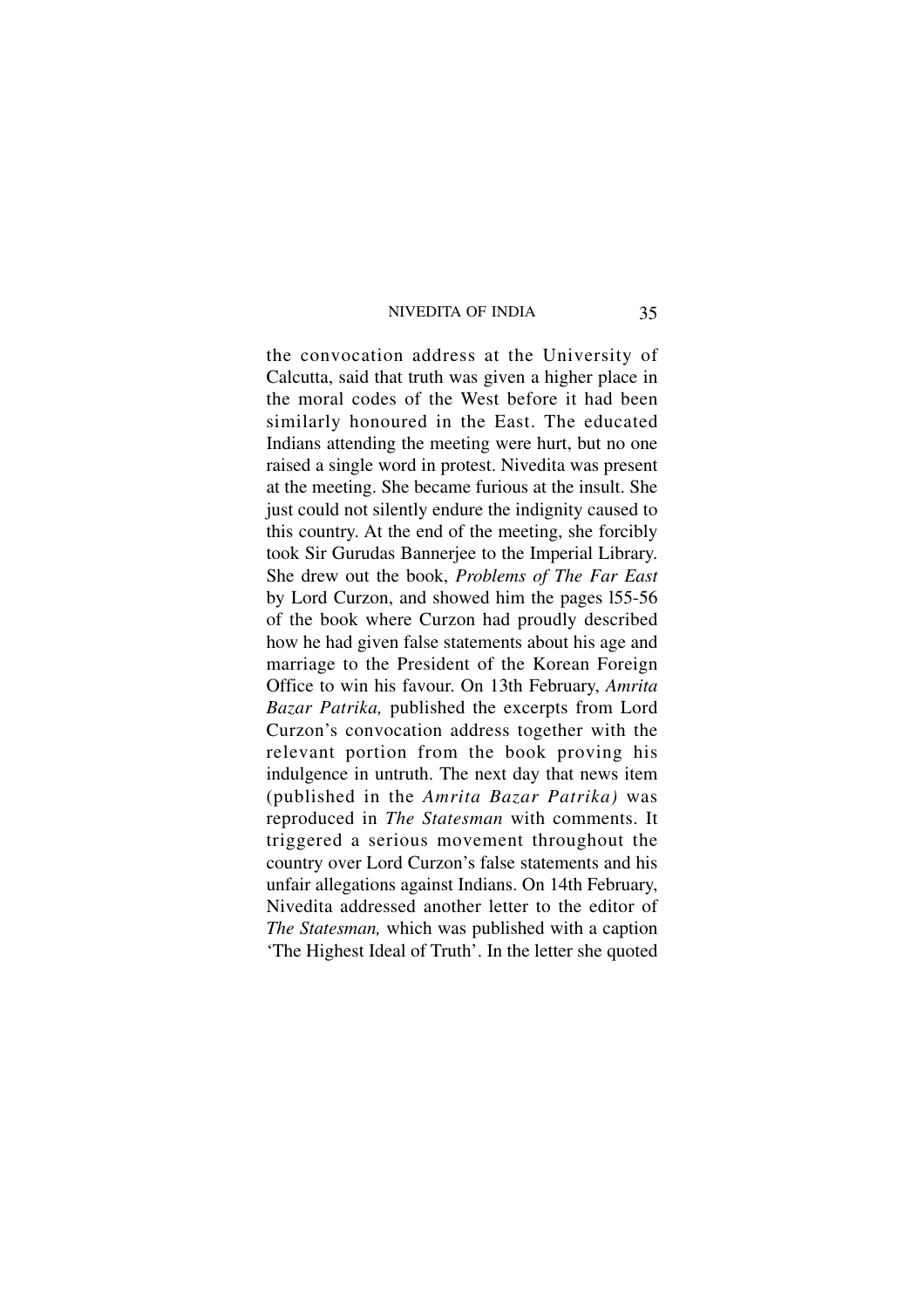the convocation address at the University of Calcutta, said that truth was given a higher place in the moral codes of the West before it had been similarly honoured in the East. The educated Indians attending the meeting were hurt, but no one raised a single word in protest. Nivedita was present at the meeting. She became furious at the insult. She just could not silently endure the indignity caused to this country. At the end of the meeting, she forcibly took Sir Gurudas Bannerjee to the Imperial Library. She drew out the book, *Problems of The Far East* by Lord Curzon, and showed him the pages l55-56 of the book where Curzon had proudly described how he had given false statements about his age and marriage to the President of the Korean Foreign Office to win his favour. On 13th February, *Amrita Bazar Patrika,* published the excerpts from Lord Curzon's convocation address together with the relevant portion from the book proving his indulgence in untruth. The next day that news item (published in the *Amrita Bazar Patrika)* was reproduced in *The Statesman* with comments. It triggered a serious movement throughout the country over Lord Curzon's false statements and his unfair allegations against Indians. On 14th February, Nivedita addressed another letter to the editor of *The Statesman,* which was published with a caption 'The Highest Ideal of Truth'. In the letter she quoted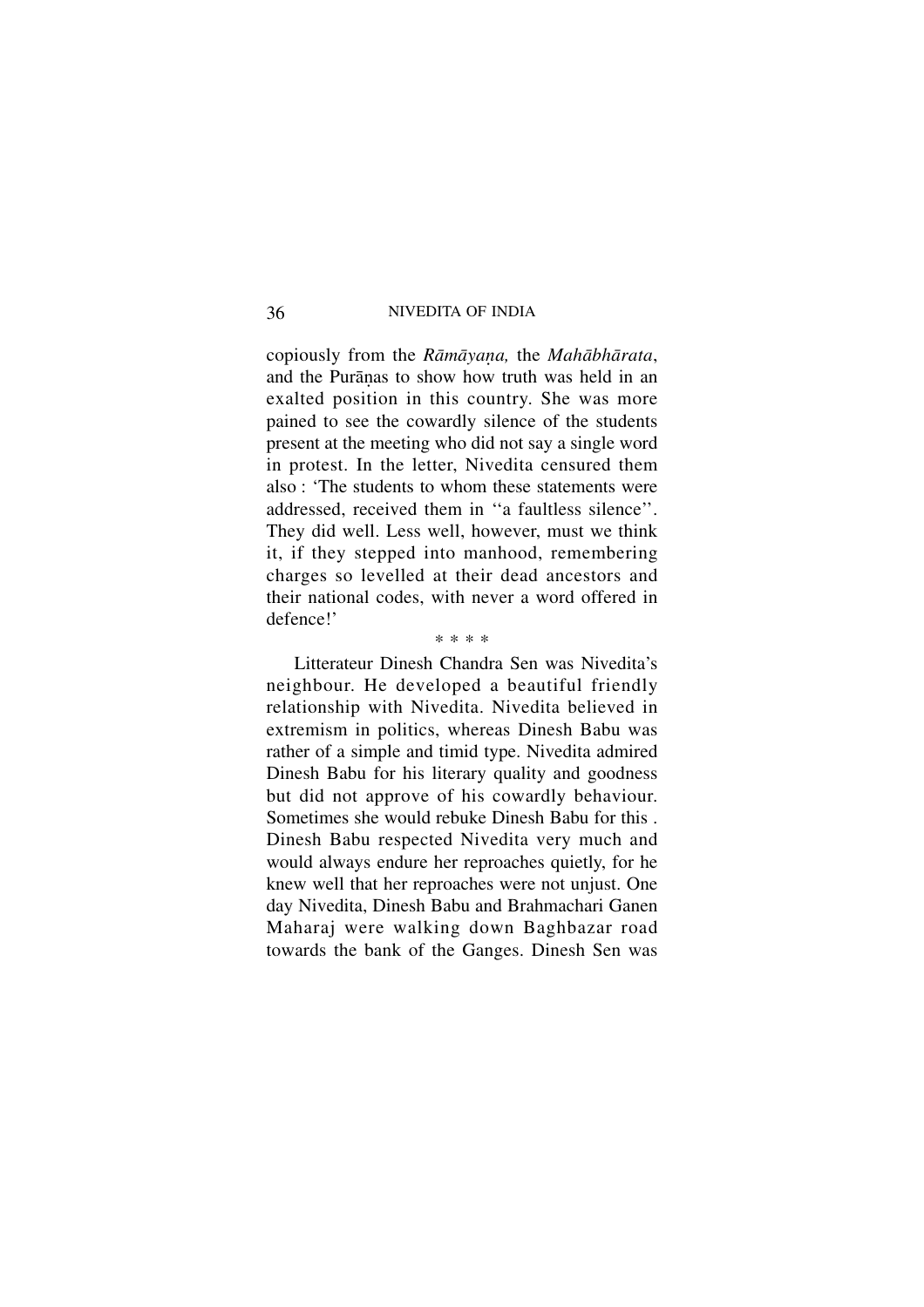copiously from the *Rāmāyaṇa,* the *Mahābhārata*, and the Purāṇas to show how truth was held in an exalted position in this country. She was more pained to see the cowardly silence of the students present at the meeting who did not say a single word in protest. In the letter, Nivedita censured them also : 'The students to whom these statements were addressed, received them in ''a faultless silence''. They did well. Less well, however, must we think it, if they stepped into manhood, remembering charges so levelled at their dead ancestors and their national codes, with never a word offered in defence!'

\* \* \* \*

Litterateur Dinesh Chandra Sen was Nivedita's neighbour. He developed a beautiful friendly relationship with Nivedita. Nivedita believed in extremism in politics, whereas Dinesh Babu was rather of a simple and timid type. Nivedita admired Dinesh Babu for his literary quality and goodness but did not approve of his cowardly behaviour. Sometimes she would rebuke Dinesh Babu for this . Dinesh Babu respected Nivedita very much and would always endure her reproaches quietly, for he knew well that her reproaches were not unjust. One day Nivedita, Dinesh Babu and Brahmachari Ganen Maharaj were walking down Baghbazar road towards the bank of the Ganges. Dinesh Sen was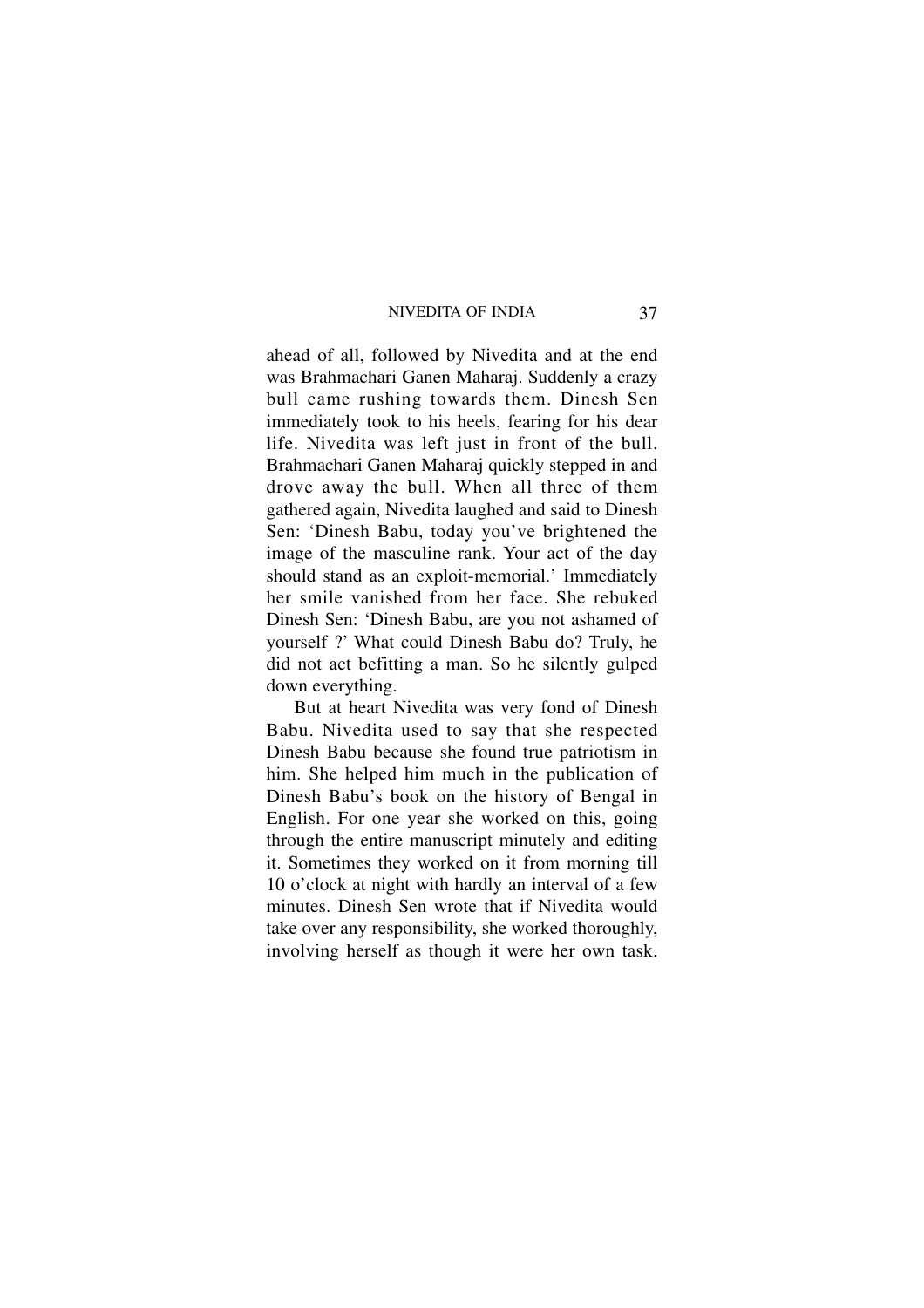ahead of all, followed by Nivedita and at the end was Brahmachari Ganen Maharaj. Suddenly a crazy bull came rushing towards them. Dinesh Sen immediately took to his heels, fearing for his dear life. Nivedita was left just in front of the bull. Brahmachari Ganen Maharaj quickly stepped in and drove away the bull. When all three of them gathered again, Nivedita laughed and said to Dinesh Sen: 'Dinesh Babu, today you've brightened the image of the masculine rank. Your act of the day should stand as an exploit-memorial.' Immediately her smile vanished from her face. She rebuked Dinesh Sen: 'Dinesh Babu, are you not ashamed of yourself ?' What could Dinesh Babu do? Truly, he did not act befitting a man. So he silently gulped down everything.

But at heart Nivedita was very fond of Dinesh Babu. Nivedita used to say that she respected Dinesh Babu because she found true patriotism in him. She helped him much in the publication of Dinesh Babu's book on the history of Bengal in English. For one year she worked on this, going through the entire manuscript minutely and editing it. Sometimes they worked on it from morning till 10 o'clock at night with hardly an interval of a few minutes. Dinesh Sen wrote that if Nivedita would take over any responsibility, she worked thoroughly, involving herself as though it were her own task.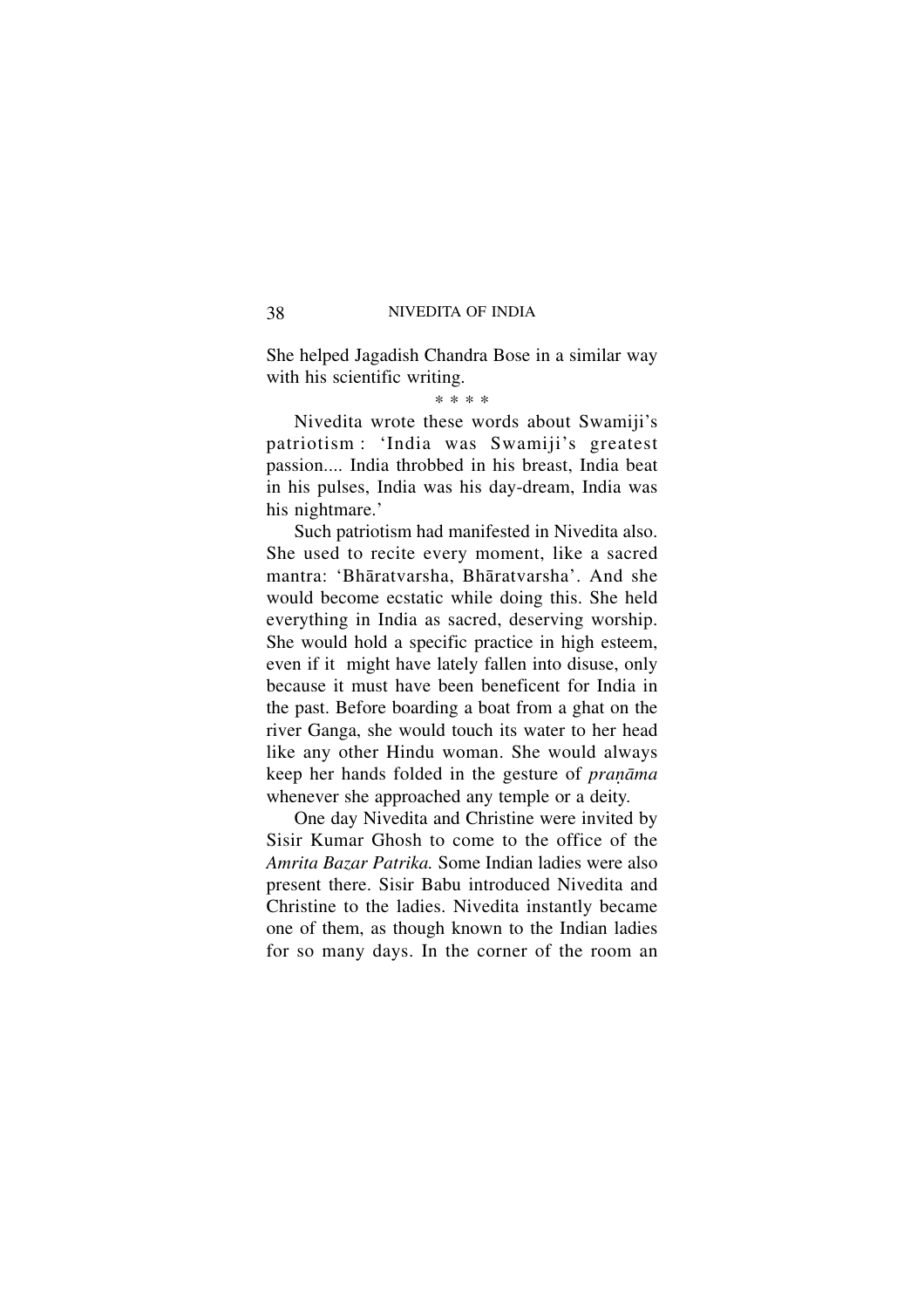She helped Jagadish Chandra Bose in a similar way with his scientific writing.

* * * *

Nivedita wrote these words about Swamiji's patriotism : 'India was Swamiji's greatest passion.... India throbbed in his breast, India beat in his pulses, India was his day-dream, India was his nightmare.'

Such patriotism had manifested in Nivedita also. She used to recite every moment, like a sacred mantra: 'Bhāratvarsha, Bhāratvarsha'. And she would become ecstatic while doing this. She held everything in India as sacred, deserving worship. She would hold a specific practice in high esteem, even if it might have lately fallen into disuse, only because it must have been beneficent for India in the past. Before boarding a boat from a ghat on the river Ganga, she would touch its water to her head like any other Hindu woman. She would always keep her hands folded in the gesture of *praṇāma* whenever she approached any temple or a deity.

One day Nivedita and Christine were invited by Sisir Kumar Ghosh to come to the office of the *Amrita Bazar Patrika.* Some Indian ladies were also present there. Sisir Babu introduced Nivedita and Christine to the ladies. Nivedita instantly became one of them, as though known to the Indian ladies for so many days. In the corner of the room an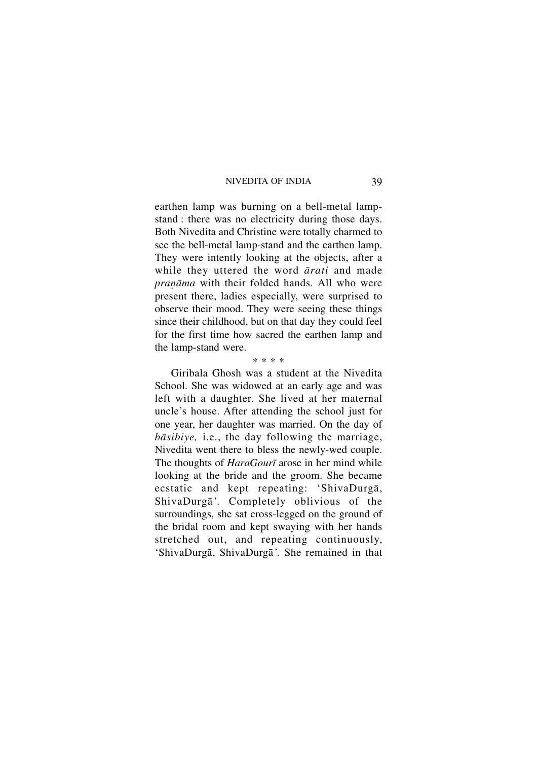earthen lamp was burning on a bell-metal lamp-stand : there was no electricity during those days. Both Nivedita and Christine were totally charmed to see the bell-metal lamp-stand and the earthen lamp. They were intently looking at the objects, after a while they uttered the word *ārati* and made *praṇāma* with their folded hands. All who were present there, ladies especially, were surprised to observe their mood. They were seeing these things since their childhood, but on that day they could feel for the first time how sacred the earthen lamp and the lamp-stand were.

\* \* \* \*

Giribala Ghosh was a student at the Nivedita School. She was widowed at an early age and was left with a daughter. She lived at her maternal uncle's house. After attending the school just for one year, her daughter was married. On the day of *bāsibiye,* i.e., the day following the marriage, Nivedita went there to bless the newly-wed couple. The thoughts of *HaraGourī* arose in her mind while looking at the bride and the groom. She became ecstatic and kept repeating: 'ShivaDurgā, ShivaDurgā'. Completely oblivious of the surroundings, she sat cross-legged on the ground of the bridal room and kept swaying with her hands stretched out, and repeating continuously, 'ShivaDurgā, ShivaDurgā'. She remained in that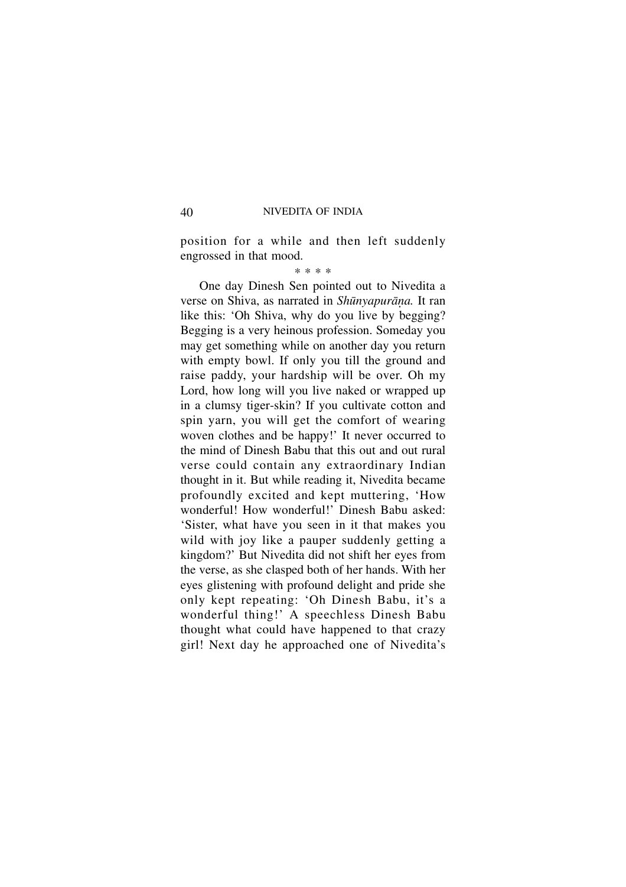position for a while and then left suddenly engrossed in that mood.

* * * *

One day Dinesh Sen pointed out to Nivedita a verse on Shiva, as narrated in *Shūnyapurāṇa.* It ran like this: 'Oh Shiva, why do you live by begging? Begging is a very heinous profession. Someday you may get something while on another day you return with empty bowl. If only you till the ground and raise paddy, your hardship will be over. Oh my Lord, how long will you live naked or wrapped up in a clumsy tiger-skin? If you cultivate cotton and spin yarn, you will get the comfort of wearing woven clothes and be happy!' It never occurred to the mind of Dinesh Babu that this out and out rural verse could contain any extraordinary Indian thought in it. But while reading it, Nivedita became profoundly excited and kept muttering, 'How wonderful! How wonderful!' Dinesh Babu asked: 'Sister, what have you seen in it that makes you wild with joy like a pauper suddenly getting a kingdom?' But Nivedita did not shift her eyes from the verse, as she clasped both of her hands. With her eyes glistening with profound delight and pride she only kept repeating: 'Oh Dinesh Babu, it's a wonderful thing!' A speechless Dinesh Babu thought what could have happened to that crazy girl! Next day he approached one of Nivedita's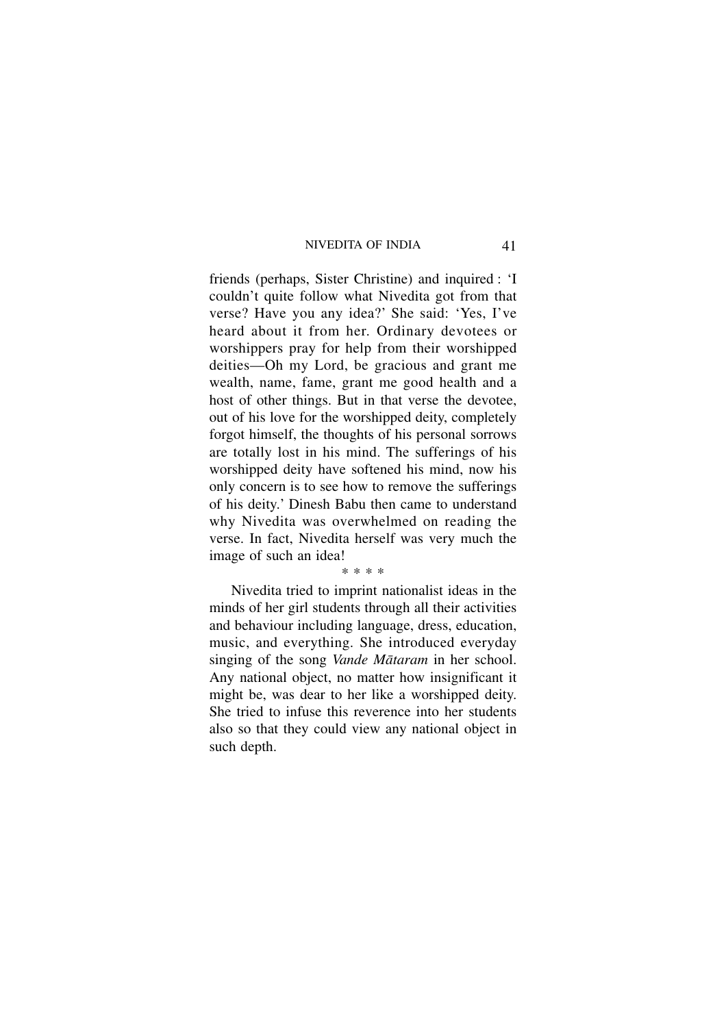friends (perhaps, Sister Christine) and inquired : 'I couldn't quite follow what Nivedita got from that verse? Have you any idea?' She said: 'Yes, I've heard about it from her. Ordinary devotees or worshippers pray for help from their worshipped deities—Oh my Lord, be gracious and grant me wealth, name, fame, grant me good health and a host of other things. But in that verse the devotee, out of his love for the worshipped deity, completely forgot himself, the thoughts of his personal sorrows are totally lost in his mind. The sufferings of his worshipped deity have softened his mind, now his only concern is to see how to remove the sufferings of his deity.' Dinesh Babu then came to understand why Nivedita was overwhelmed on reading the verse. In fact, Nivedita herself was very much the image of such an idea!

\* \* \* \*

Nivedita tried to imprint nationalist ideas in the minds of her girl students through all their activities and behaviour including language, dress, education, music, and everything. She introduced everyday singing of the song *Vande Mātaram* in her school. Any national object, no matter how insignificant it might be, was dear to her like a worshipped deity. She tried to infuse this reverence into her students also so that they could view any national object in such depth.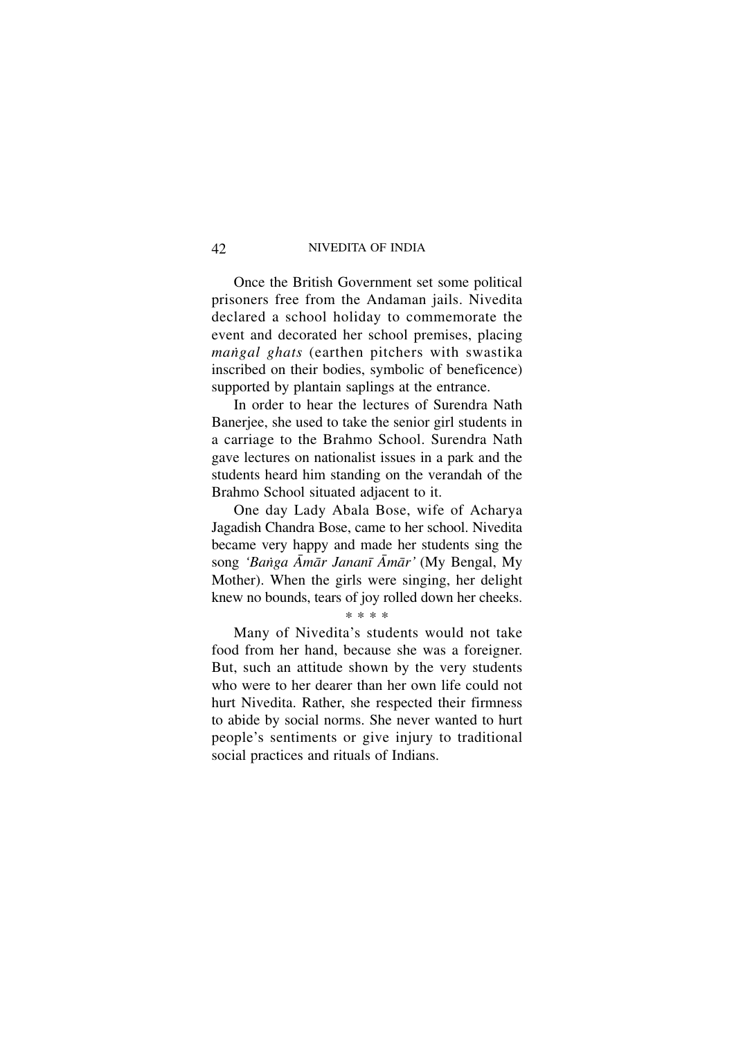Once the British Government set some political prisoners free from the Andaman jails. Nivedita declared a school holiday to commemorate the event and decorated her school premises, placing *maṅgal ghats* (earthen pitchers with swastika inscribed on their bodies, symbolic of beneficence) supported by plantain saplings at the entrance.

In order to hear the lectures of Surendra Nath Banerjee, she used to take the senior girl students in a carriage to the Brahmo School. Surendra Nath gave lectures on nationalist issues in a park and the students heard him standing on the verandah of the Brahmo School situated adjacent to it.

One day Lady Abala Bose, wife of Acharya Jagadish Chandra Bose, came to her school. Nivedita became very happy and made her students sing the song *'Baṅga Āmār Jananī Āmār'* (My Bengal, My Mother). When the girls were singing, her delight knew no bounds, tears of joy rolled down her cheeks.

\* \* \* \*

Many of Nivedita's students would not take food from her hand, because she was a foreigner. But, such an attitude shown by the very students who were to her dearer than her own life could not hurt Nivedita. Rather, she respected their firmness to abide by social norms. She never wanted to hurt people's sentiments or give injury to traditional social practices and rituals of Indians.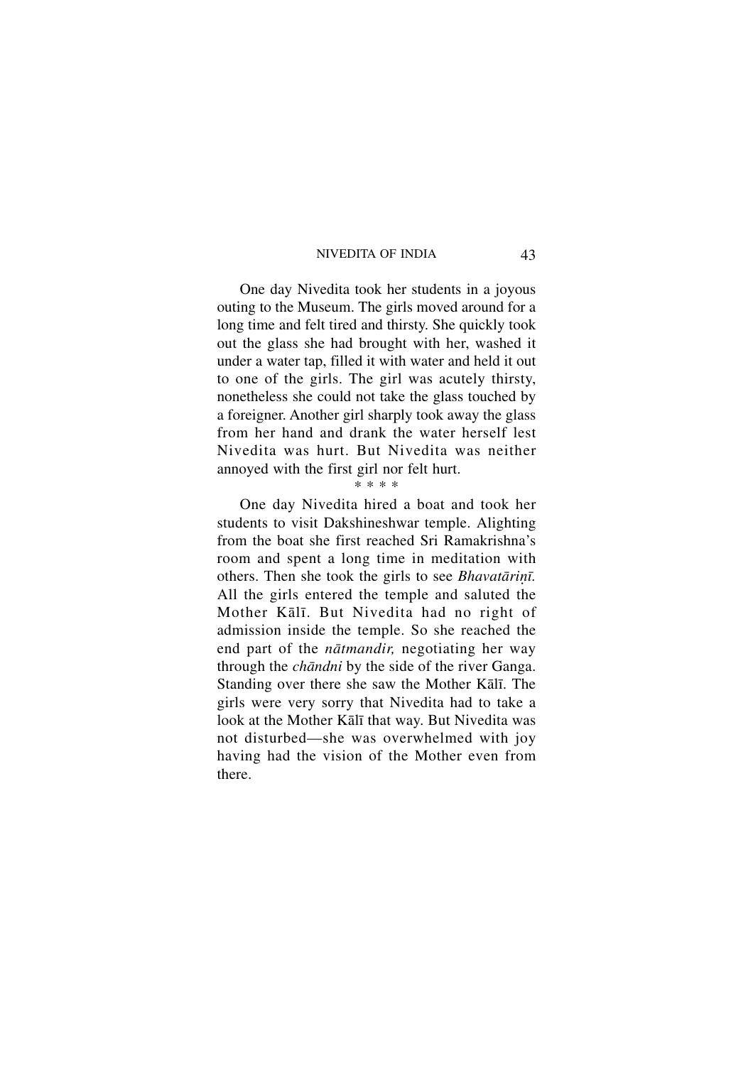One day Nivedita took her students in a joyous outing to the Museum. The girls moved around for a long time and felt tired and thirsty. She quickly took out the glass she had brought with her, washed it under a water tap, filled it with water and held it out to one of the girls. The girl was acutely thirsty, nonetheless she could not take the glass touched by a foreigner. Another girl sharply took away the glass from her hand and drank the water herself lest Nivedita was hurt. But Nivedita was neither annoyed with the first girl nor felt hurt.

\* \* \* \*

One day Nivedita hired a boat and took her students to visit Dakshineshwar temple. Alighting from the boat she first reached Sri Ramakrishna's room and spent a long time in meditation with others. Then she took the girls to see *Bhavatāriṇī.* All the girls entered the temple and saluted the Mother Kālī. But Nivedita had no right of admission inside the temple. So she reached the end part of the *nātmandir,* negotiating her way through the *chāndni* by the side of the river Ganga. Standing over there she saw the Mother Kālī. The girls were very sorry that Nivedita had to take a look at the Mother Kālī that way. But Nivedita was not disturbed—she was overwhelmed with joy having had the vision of the Mother even from there.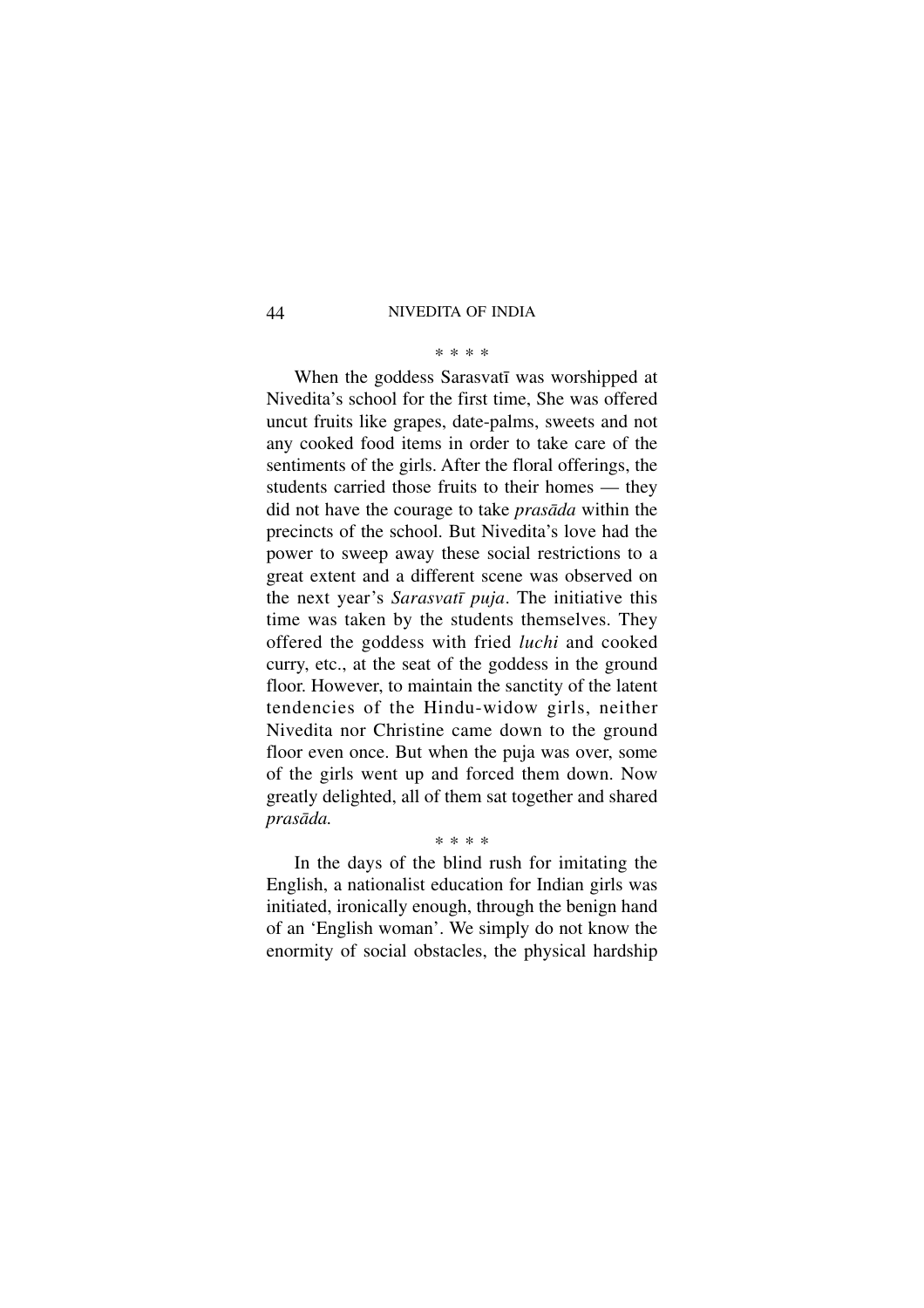\* \* \* \*

When the goddess Sarasvatī was worshipped at Nivedita's school for the first time, She was offered uncut fruits like grapes, date-palms, sweets and not any cooked food items in order to take care of the sentiments of the girls. After the floral offerings, the students carried those fruits to their homes — they did not have the courage to take *prasāda* within the precincts of the school. But Nivedita's love had the power to sweep away these social restrictions to a great extent and a different scene was observed on the next year's *Sarasvatī puja*. The initiative this time was taken by the students themselves. They offered the goddess with fried *luchi* and cooked curry, etc., at the seat of the goddess in the ground floor. However, to maintain the sanctity of the latent tendencies of the Hindu-widow girls, neither Nivedita nor Christine came down to the ground floor even once. But when the puja was over, some of the girls went up and forced them down. Now greatly delighted, all of them sat together and shared *prasāda.*

\* \* \* \*

In the days of the blind rush for imitating the English, a nationalist education for Indian girls was initiated, ironically enough, through the benign hand of an 'English woman'. We simply do not know the enormity of social obstacles, the physical hardship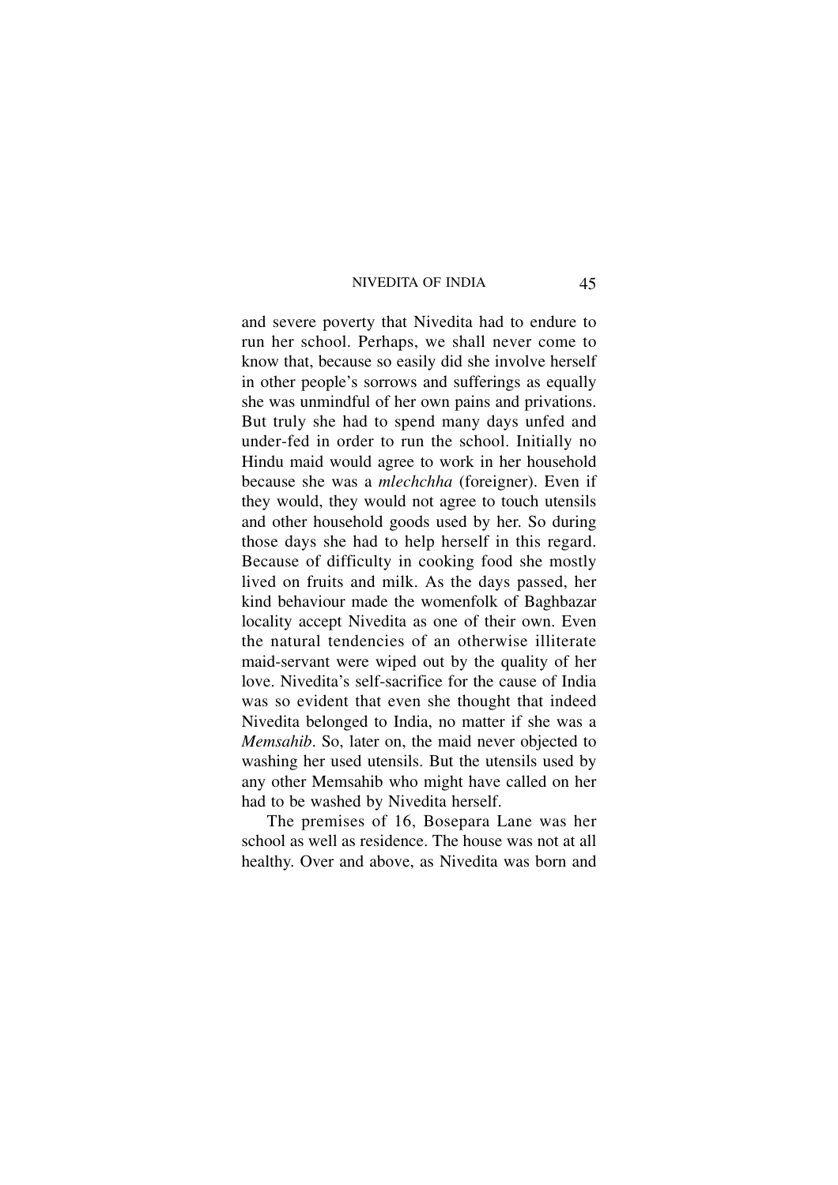and severe poverty that Nivedita had to endure to run her school. Perhaps, we shall never come to know that, because so easily did she involve herself in other people's sorrows and sufferings as equally she was unmindful of her own pains and privations. But truly she had to spend many days unfed and under-fed in order to run the school. Initially no Hindu maid would agree to work in her household because she was a *mlechchha* (foreigner). Even if they would, they would not agree to touch utensils and other household goods used by her. So during those days she had to help herself in this regard. Because of difficulty in cooking food she mostly lived on fruits and milk. As the days passed, her kind behaviour made the womenfolk of Baghbazar locality accept Nivedita as one of their own. Even the natural tendencies of an otherwise illiterate maid-servant were wiped out by the quality of her love. Nivedita's self-sacrifice for the cause of India was so evident that even she thought that indeed Nivedita belonged to India, no matter if she was a *Memsahib*. So, later on, the maid never objected to washing her used utensils. But the utensils used by any other Memsahib who might have called on her had to be washed by Nivedita herself.

The premises of 16, Bosepara Lane was her school as well as residence. The house was not at all healthy. Over and above, as Nivedita was born and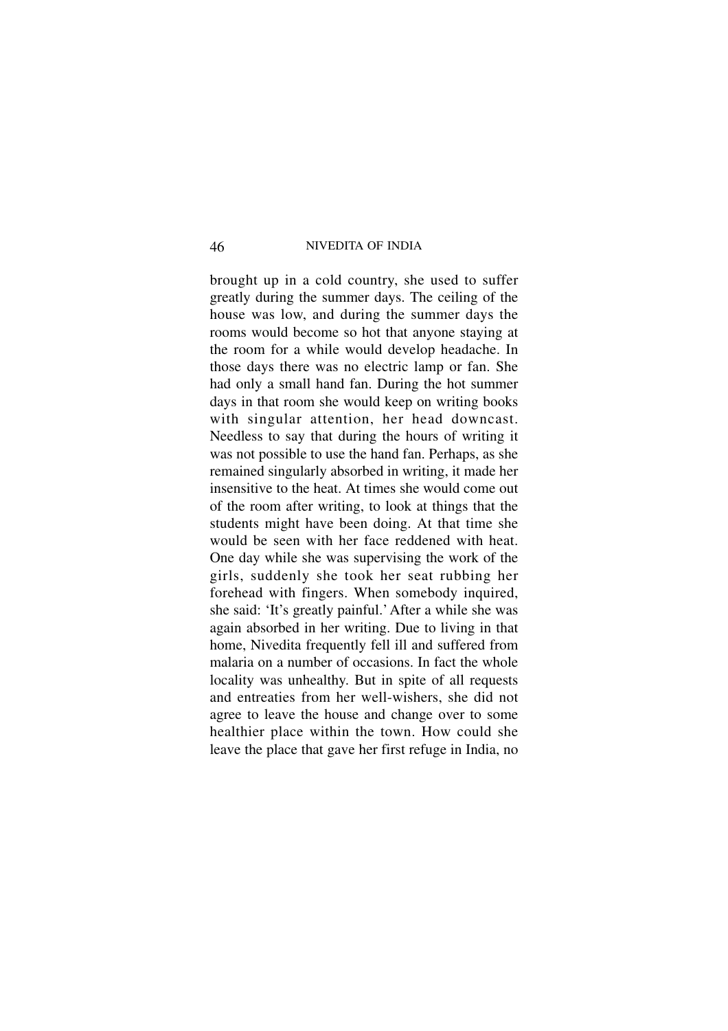brought up in a cold country, she used to suffer greatly during the summer days. The ceiling of the house was low, and during the summer days the rooms would become so hot that anyone staying at the room for a while would develop headache. In those days there was no electric lamp or fan. She had only a small hand fan. During the hot summer days in that room she would keep on writing books with singular attention, her head downcast. Needless to say that during the hours of writing it was not possible to use the hand fan. Perhaps, as she remained singularly absorbed in writing, it made her insensitive to the heat. At times she would come out of the room after writing, to look at things that the students might have been doing. At that time she would be seen with her face reddened with heat. One day while she was supervising the work of the girls, suddenly she took her seat rubbing her forehead with fingers. When somebody inquired, she said: 'It's greatly painful.' After a while she was again absorbed in her writing. Due to living in that home, Nivedita frequently fell ill and suffered from malaria on a number of occasions. In fact the whole locality was unhealthy. But in spite of all requests and entreaties from her well-wishers, she did not agree to leave the house and change over to some healthier place within the town. How could she leave the place that gave her first refuge in India, no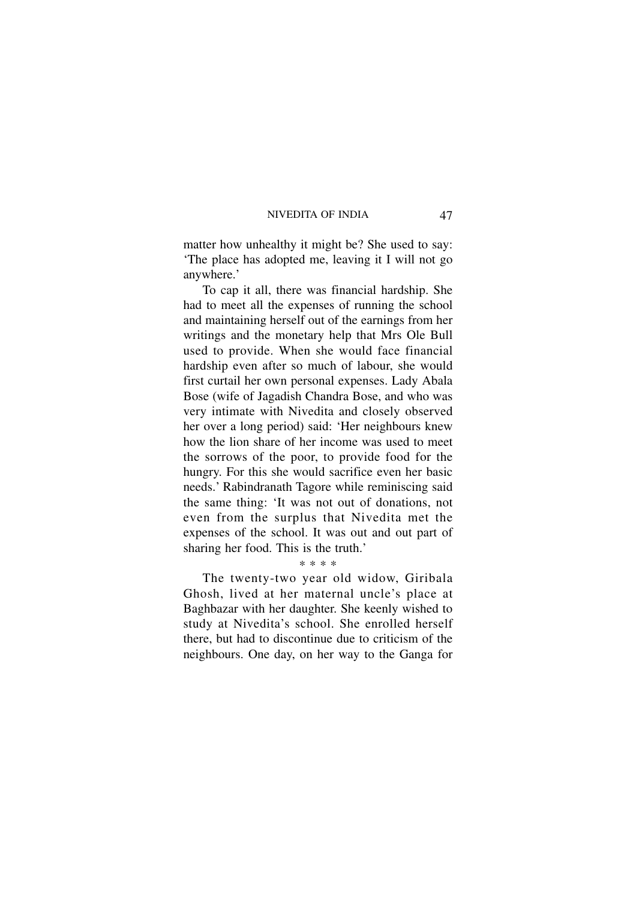matter how unhealthy it might be? She used to say: 'The place has adopted me, leaving it I will not go anywhere.'

To cap it all, there was financial hardship. She had to meet all the expenses of running the school and maintaining herself out of the earnings from her writings and the monetary help that Mrs Ole Bull used to provide. When she would face financial hardship even after so much of labour, she would first curtail her own personal expenses. Lady Abala Bose (wife of Jagadish Chandra Bose, and who was very intimate with Nivedita and closely observed her over a long period) said: 'Her neighbours knew how the lion share of her income was used to meet the sorrows of the poor, to provide food for the hungry. For this she would sacrifice even her basic needs.' Rabindranath Tagore while reminiscing said the same thing: 'It was not out of donations, not even from the surplus that Nivedita met the expenses of the school. It was out and out part of sharing her food. This is the truth.'

* * * *

The twenty-two year old widow, Giribala Ghosh, lived at her maternal uncle's place at Baghbazar with her daughter. She keenly wished to study at Nivedita's school. She enrolled herself there, but had to discontinue due to criticism of the neighbours. One day, on her way to the Ganga for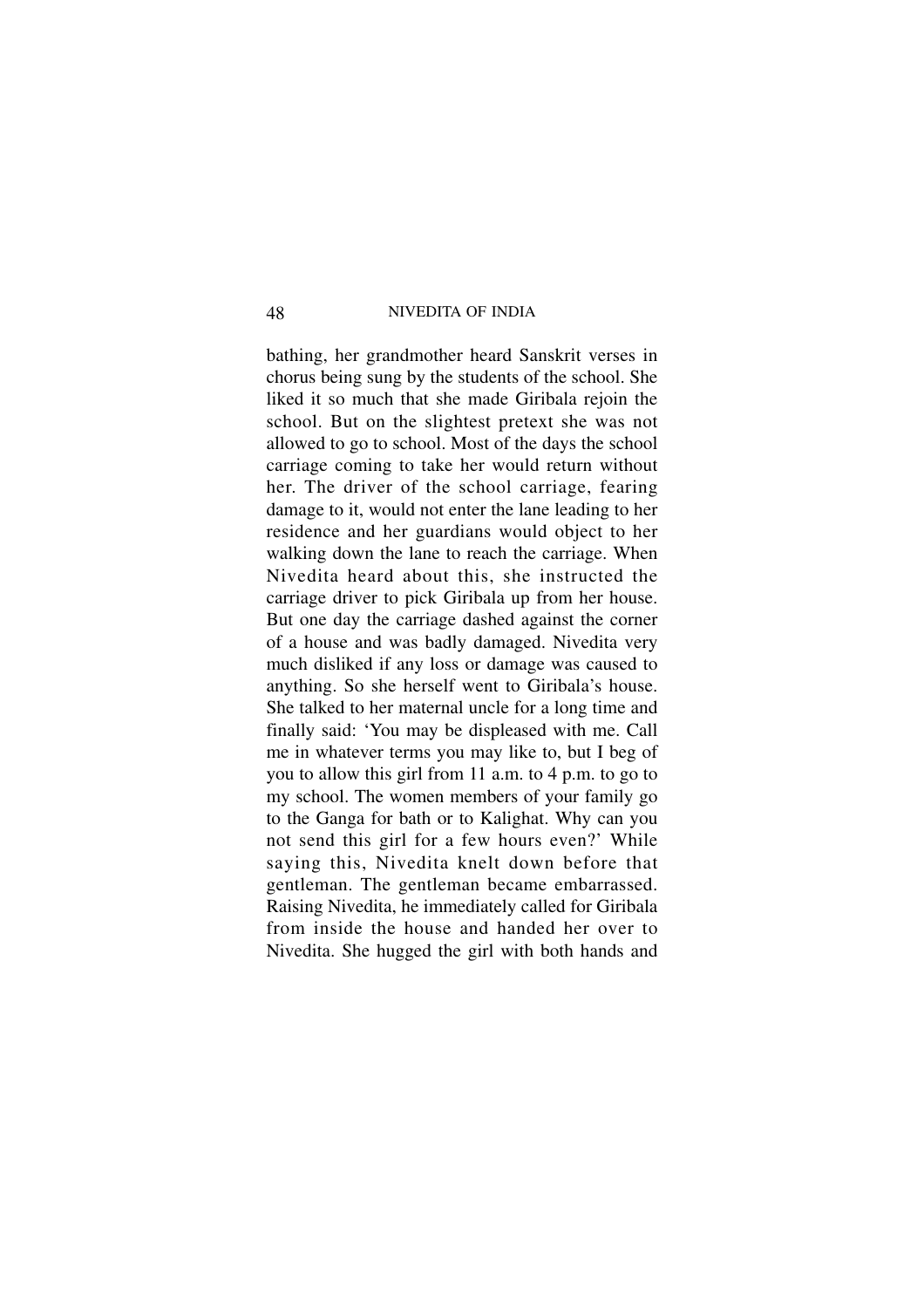bathing, her grandmother heard Sanskrit verses in chorus being sung by the students of the school. She liked it so much that she made Giribala rejoin the school. But on the slightest pretext she was not allowed to go to school. Most of the days the school carriage coming to take her would return without her. The driver of the school carriage, fearing damage to it, would not enter the lane leading to her residence and her guardians would object to her walking down the lane to reach the carriage. When Nivedita heard about this, she instructed the carriage driver to pick Giribala up from her house. But one day the carriage dashed against the corner of a house and was badly damaged. Nivedita very much disliked if any loss or damage was caused to anything. So she herself went to Giribala's house. She talked to her maternal uncle for a long time and finally said: 'You may be displeased with me. Call me in whatever terms you may like to, but I beg of you to allow this girl from 11 a.m. to 4 p.m. to go to my school. The women members of your family go to the Ganga for bath or to Kalighat. Why can you not send this girl for a few hours even?' While saying this, Nivedita knelt down before that gentleman. The gentleman became embarrassed. Raising Nivedita, he immediately called for Giribala from inside the house and handed her over to Nivedita. She hugged the girl with both hands and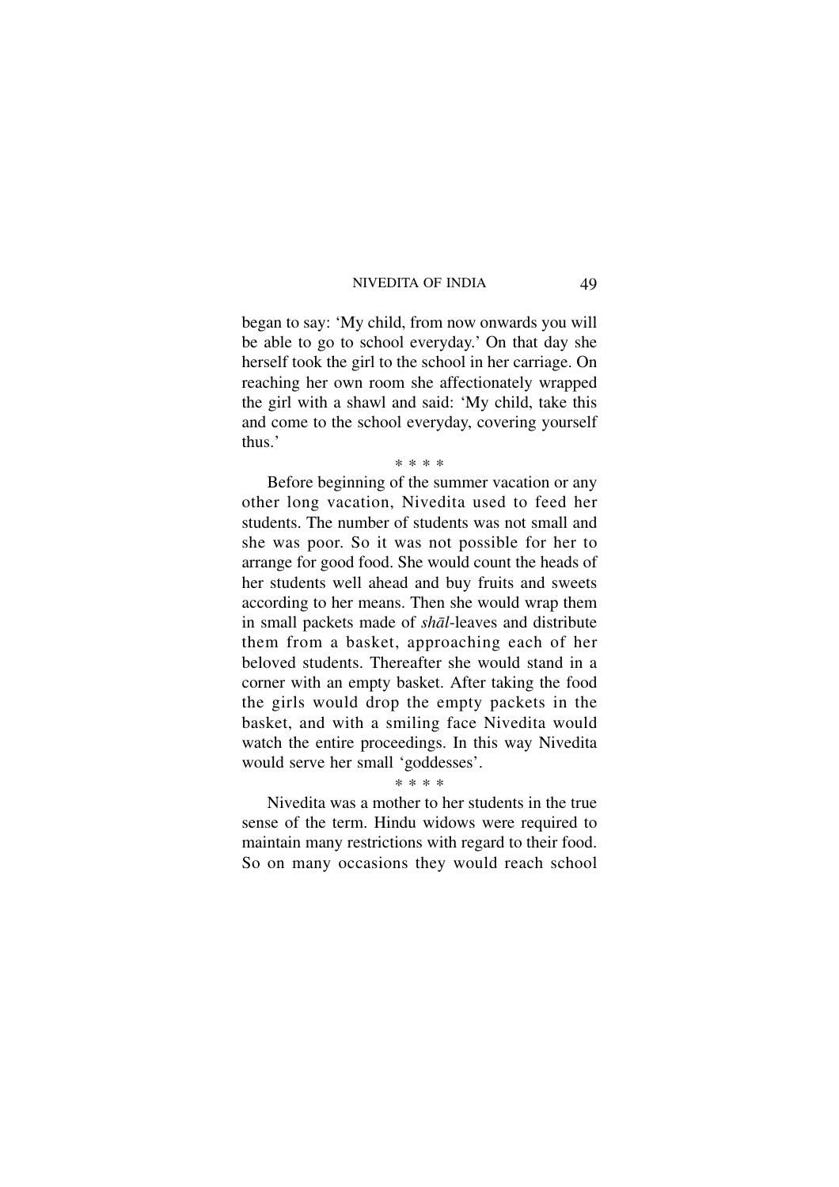began to say: 'My child, from now onwards you will be able to go to school everyday.' On that day she herself took the girl to the school in her carriage. On reaching her own room she affectionately wrapped the girl with a shawl and said: 'My child, take this and come to the school everyday, covering yourself thus.'

\* \* \* \*

Before beginning of the summer vacation or any other long vacation, Nivedita used to feed her students. The number of students was not small and she was poor. So it was not possible for her to arrange for good food. She would count the heads of her students well ahead and buy fruits and sweets according to her means. Then she would wrap them in small packets made of *shāl*-leaves and distribute them from a basket, approaching each of her beloved students. Thereafter she would stand in a corner with an empty basket. After taking the food the girls would drop the empty packets in the basket, and with a smiling face Nivedita would watch the entire proceedings. In this way Nivedita would serve her small 'goddesses'.

\* \* \* \*

Nivedita was a mother to her students in the true sense of the term. Hindu widows were required to maintain many restrictions with regard to their food. So on many occasions they would reach school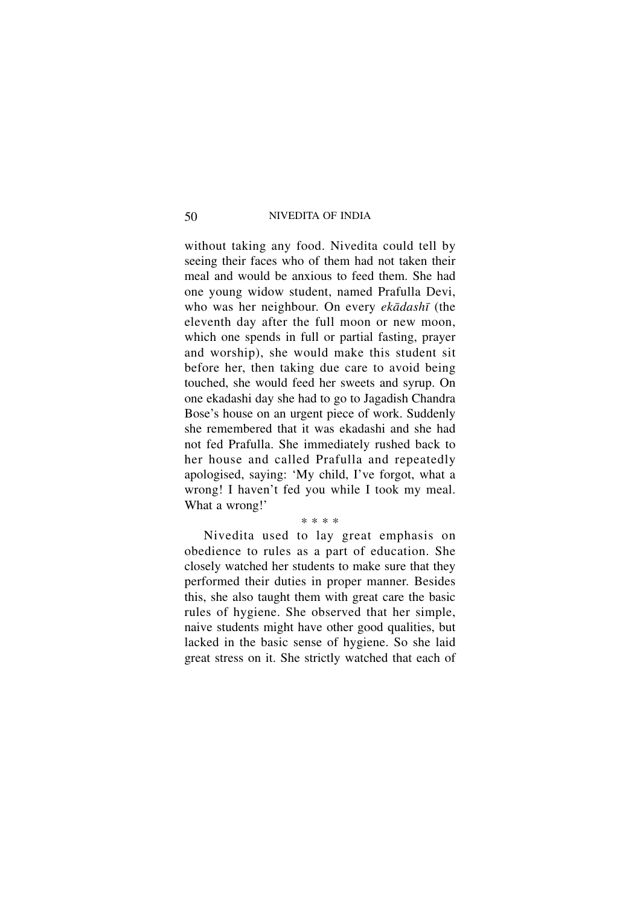without taking any food. Nivedita could tell by seeing their faces who of them had not taken their meal and would be anxious to feed them. She had one young widow student, named Prafulla Devi, who was her neighbour. On every *ekādashī* (the eleventh day after the full moon or new moon, which one spends in full or partial fasting, prayer and worship), she would make this student sit before her, then taking due care to avoid being touched, she would feed her sweets and syrup. On one ekadashi day she had to go to Jagadish Chandra Bose's house on an urgent piece of work. Suddenly she remembered that it was ekadashi and she had not fed Prafulla. She immediately rushed back to her house and called Prafulla and repeatedly apologised, saying: 'My child, I've forgot, what a wrong! I haven't fed you while I took my meal. What a wrong!'

\* \* \* \*

Nivedita used to lay great emphasis on obedience to rules as a part of education. She closely watched her students to make sure that they performed their duties in proper manner. Besides this, she also taught them with great care the basic rules of hygiene. She observed that her simple, naive students might have other good qualities, but lacked in the basic sense of hygiene. So she laid great stress on it. She strictly watched that each of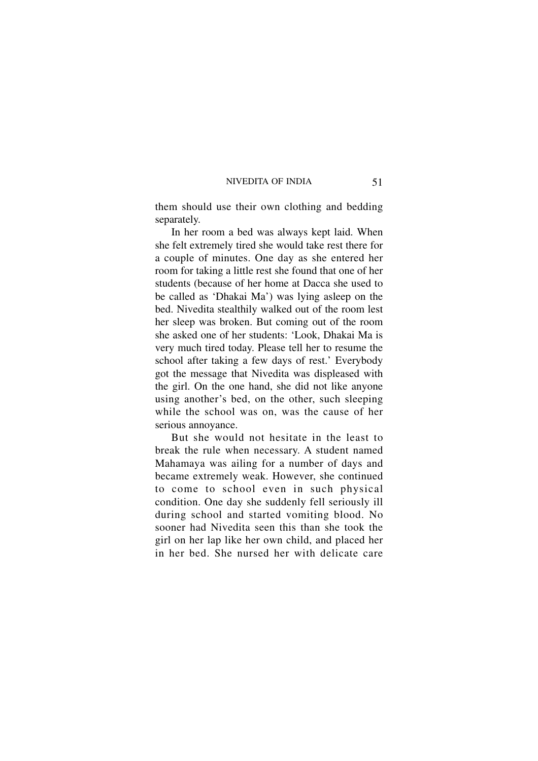them should use their own clothing and bedding separately.

In her room a bed was always kept laid. When she felt extremely tired she would take rest there for a couple of minutes. One day as she entered her room for taking a little rest she found that one of her students (because of her home at Dacca she used to be called as 'Dhakai Ma') was lying asleep on the bed. Nivedita stealthily walked out of the room lest her sleep was broken. But coming out of the room she asked one of her students: 'Look, Dhakai Ma is very much tired today. Please tell her to resume the school after taking a few days of rest.' Everybody got the message that Nivedita was displeased with the girl. On the one hand, she did not like anyone using another's bed, on the other, such sleeping while the school was on, was the cause of her serious annoyance.

But she would not hesitate in the least to break the rule when necessary. A student named Mahamaya was ailing for a number of days and became extremely weak. However, she continued to come to school even in such physical condition. One day she suddenly fell seriously ill during school and started vomiting blood. No sooner had Nivedita seen this than she took the girl on her lap like her own child, and placed her in her bed. She nursed her with delicate care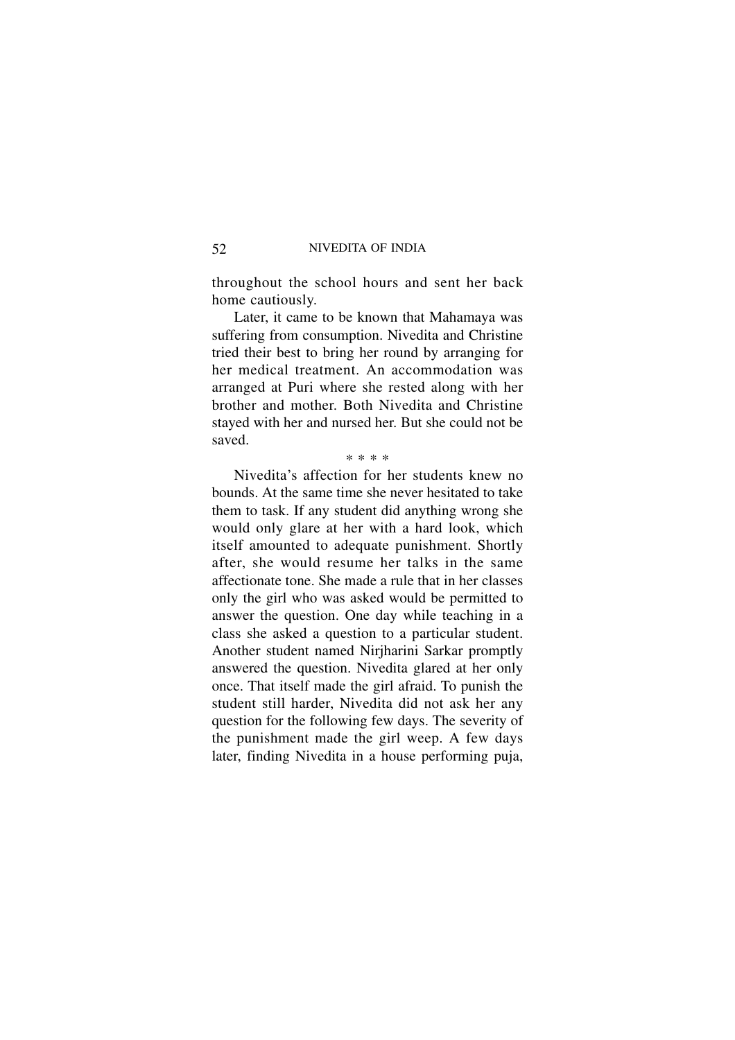throughout the school hours and sent her back home cautiously.

Later, it came to be known that Mahamaya was suffering from consumption. Nivedita and Christine tried their best to bring her round by arranging for her medical treatment. An accommodation was arranged at Puri where she rested along with her brother and mother. Both Nivedita and Christine stayed with her and nursed her. But she could not be saved.

\* \* \* \*

Nivedita's affection for her students knew no bounds. At the same time she never hesitated to take them to task. If any student did anything wrong she would only glare at her with a hard look, which itself amounted to adequate punishment. Shortly after, she would resume her talks in the same affectionate tone. She made a rule that in her classes only the girl who was asked would be permitted to answer the question. One day while teaching in a class she asked a question to a particular student. Another student named Nirjharini Sarkar promptly answered the question. Nivedita glared at her only once. That itself made the girl afraid. To punish the student still harder, Nivedita did not ask her any question for the following few days. The severity of the punishment made the girl weep. A few days later, finding Nivedita in a house performing puja,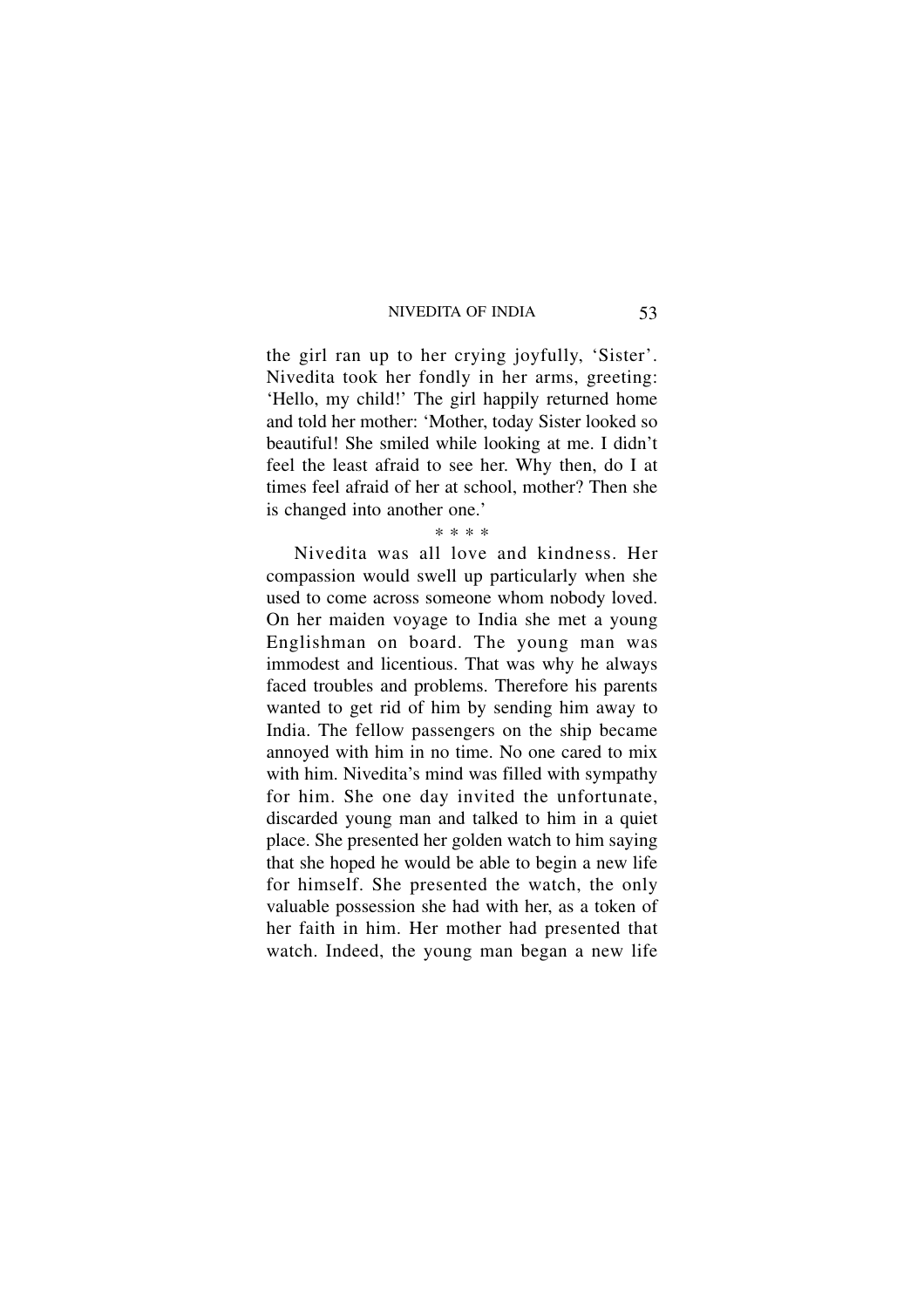the girl ran up to her crying joyfully, 'Sister'. Nivedita took her fondly in her arms, greeting: 'Hello, my child!' The girl happily returned home and told her mother: 'Mother, today Sister looked so beautiful! She smiled while looking at me. I didn't feel the least afraid to see her. Why then, do I at times feel afraid of her at school, mother? Then she is changed into another one.'

\* \* \* \*

Nivedita was all love and kindness. Her compassion would swell up particularly when she used to come across someone whom nobody loved. On her maiden voyage to India she met a young Englishman on board. The young man was immodest and licentious. That was why he always faced troubles and problems. Therefore his parents wanted to get rid of him by sending him away to India. The fellow passengers on the ship became annoyed with him in no time. No one cared to mix with him. Nivedita's mind was filled with sympathy for him. She one day invited the unfortunate, discarded young man and talked to him in a quiet place. She presented her golden watch to him saying that she hoped he would be able to begin a new life for himself. She presented the watch, the only valuable possession she had with her, as a token of her faith in him. Her mother had presented that watch. Indeed, the young man began a new life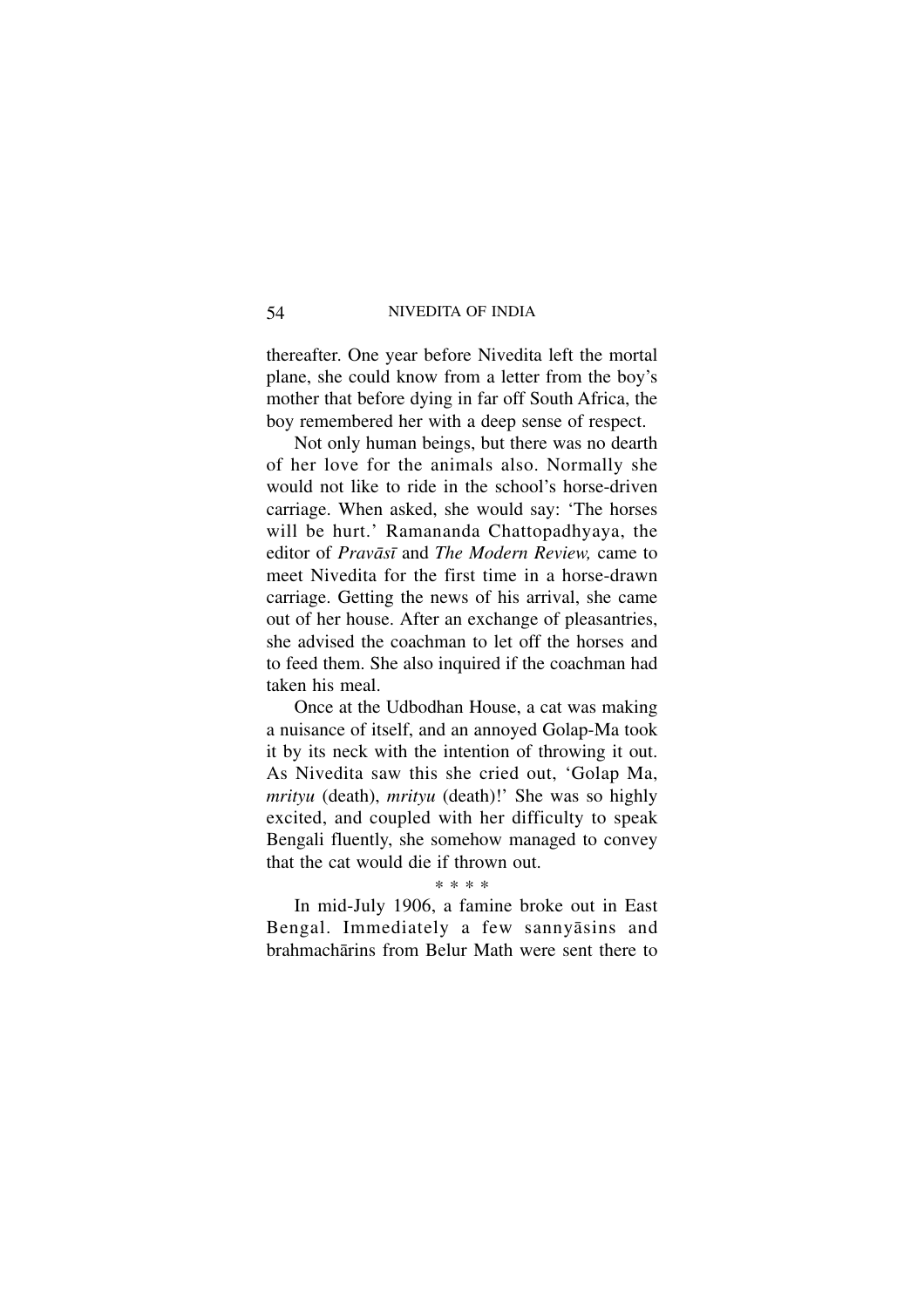thereafter. One year before Nivedita left the mortal plane, she could know from a letter from the boy's mother that before dying in far off South Africa, the boy remembered her with a deep sense of respect.

Not only human beings, but there was no dearth of her love for the animals also. Normally she would not like to ride in the school's horse-driven carriage. When asked, she would say: 'The horses will be hurt.' Ramananda Chattopadhyaya, the editor of *Pravāsī* and *The Modern Review,* came to meet Nivedita for the first time in a horse-drawn carriage. Getting the news of his arrival, she came out of her house. After an exchange of pleasantries, she advised the coachman to let off the horses and to feed them. She also inquired if the coachman had taken his meal.

Once at the Udbodhan House, a cat was making a nuisance of itself, and an annoyed Golap-Ma took it by its neck with the intention of throwing it out. As Nivedita saw this she cried out, 'Golap Ma, *mrityu* (death), *mrityu* (death)!' She was so highly excited, and coupled with her difficulty to speak Bengali fluently, she somehow managed to convey that the cat would die if thrown out.

\* \* \* \*

In mid-July 1906, a famine broke out in East Bengal. Immediately a few sannyāsins and brahmachārins from Belur Math were sent there to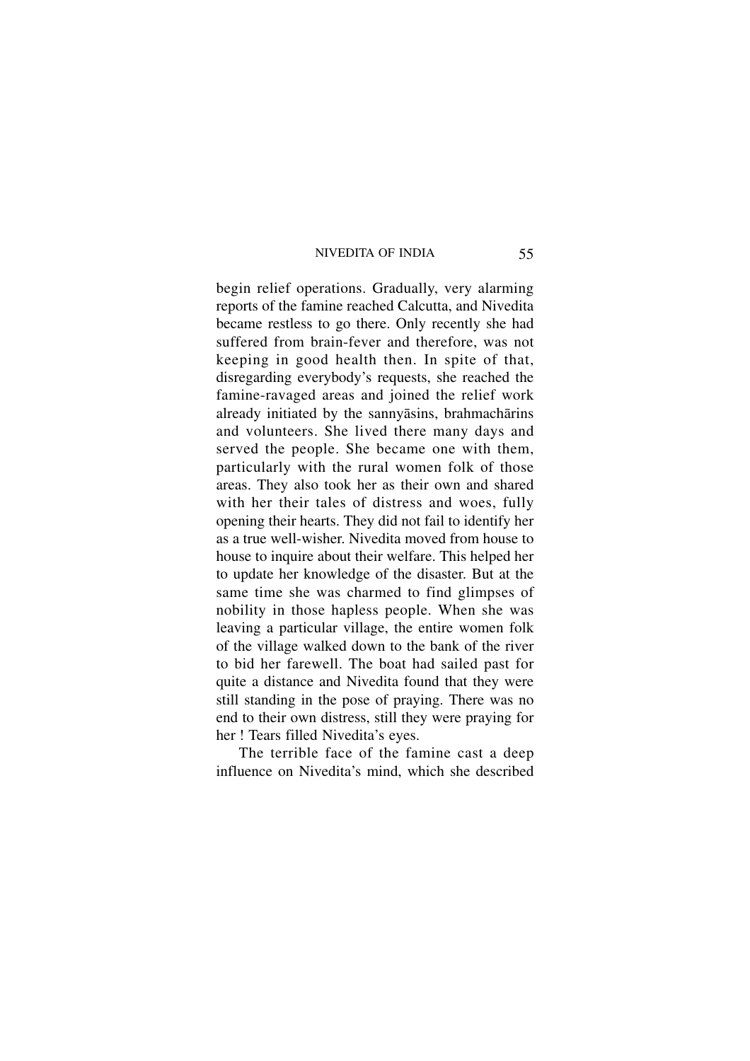begin relief operations. Gradually, very alarming reports of the famine reached Calcutta, and Nivedita became restless to go there. Only recently she had suffered from brain-fever and therefore, was not keeping in good health then. In spite of that, disregarding everybody's requests, she reached the famine-ravaged areas and joined the relief work already initiated by the sannyāsins, brahmachārins and volunteers. She lived there many days and served the people. She became one with them, particularly with the rural women folk of those areas. They also took her as their own and shared with her their tales of distress and woes, fully opening their hearts. They did not fail to identify her as a true well-wisher. Nivedita moved from house to house to inquire about their welfare. This helped her to update her knowledge of the disaster. But at the same time she was charmed to find glimpses of nobility in those hapless people. When she was leaving a particular village, the entire women folk of the village walked down to the bank of the river to bid her farewell. The boat had sailed past for quite a distance and Nivedita found that they were still standing in the pose of praying. There was no end to their own distress, still they were praying for her ! Tears filled Nivedita's eyes.

The terrible face of the famine cast a deep influence on Nivedita's mind, which she described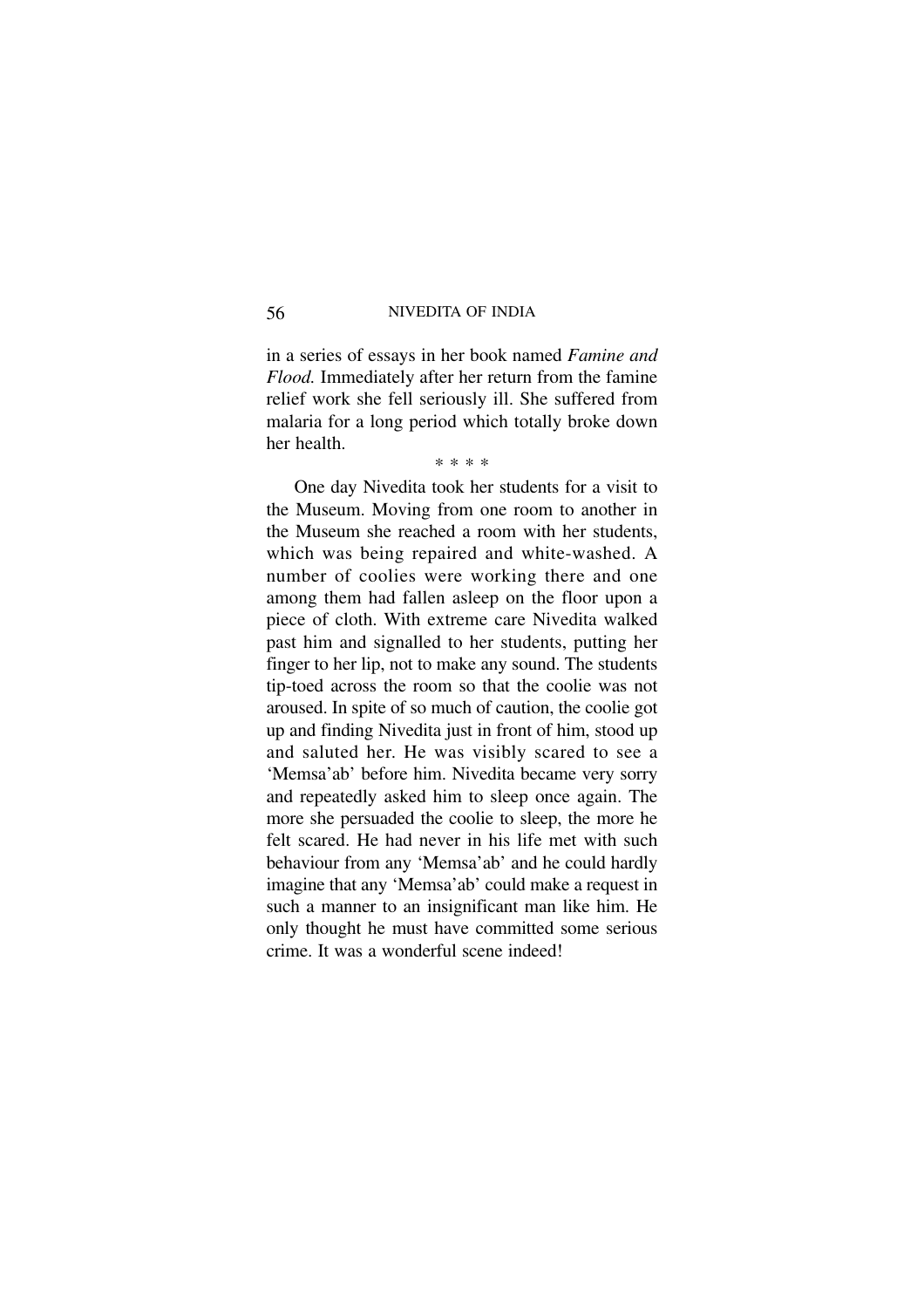in a series of essays in her book named *Famine and Flood.* Immediately after her return from the famine relief work she fell seriously ill. She suffered from malaria for a long period which totally broke down her health.

* * * *

One day Nivedita took her students for a visit to the Museum. Moving from one room to another in the Museum she reached a room with her students, which was being repaired and white-washed. A number of coolies were working there and one among them had fallen asleep on the floor upon a piece of cloth. With extreme care Nivedita walked past him and signalled to her students, putting her finger to her lip, not to make any sound. The students tip-toed across the room so that the coolie was not aroused. In spite of so much of caution, the coolie got up and finding Nivedita just in front of him, stood up and saluted her. He was visibly scared to see a 'Memsa'ab' before him. Nivedita became very sorry and repeatedly asked him to sleep once again. The more she persuaded the coolie to sleep, the more he felt scared. He had never in his life met with such behaviour from any 'Memsa'ab' and he could hardly imagine that any 'Memsa'ab' could make a request in such a manner to an insignificant man like him. He only thought he must have committed some serious crime. It was a wonderful scene indeed!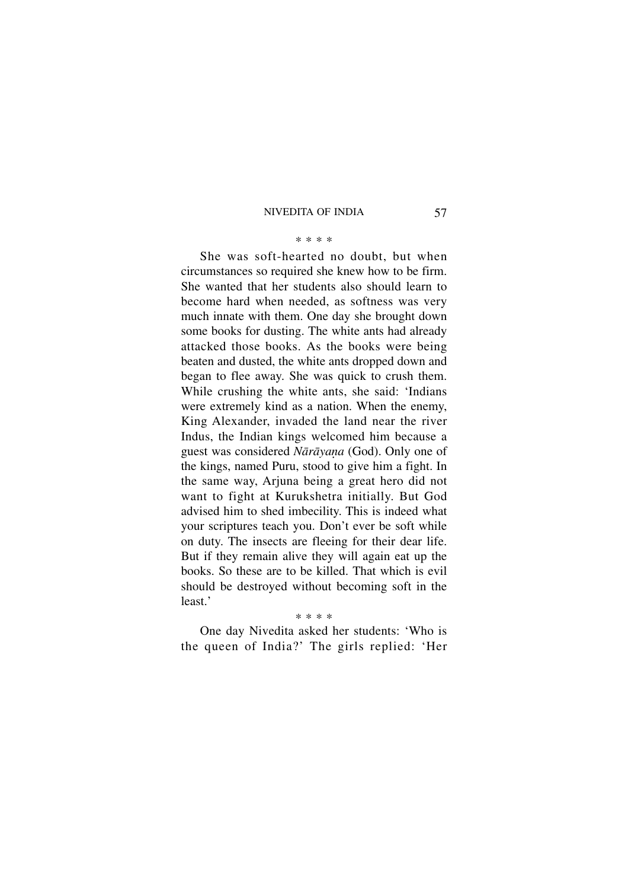\* \* \* \*

She was soft-hearted no doubt, but when circumstances so required she knew how to be firm. She wanted that her students also should learn to become hard when needed, as softness was very much innate with them. One day she brought down some books for dusting. The white ants had already attacked those books. As the books were being beaten and dusted, the white ants dropped down and began to flee away. She was quick to crush them. While crushing the white ants, she said: 'Indians were extremely kind as a nation. When the enemy, King Alexander, invaded the land near the river Indus, the Indian kings welcomed him because a guest was considered *Nārāyaṇa* (God). Only one of the kings, named Puru, stood to give him a fight. In the same way, Arjuna being a great hero did not want to fight at Kurukshetra initially. But God advised him to shed imbecility. This is indeed what your scriptures teach you. Don't ever be soft while on duty. The insects are fleeing for their dear life. But if they remain alive they will again eat up the books. So these are to be killed. That which is evil should be destroyed without becoming soft in the least.'

\* \* \* \*

One day Nivedita asked her students: 'Who is the queen of India?' The girls replied: 'Her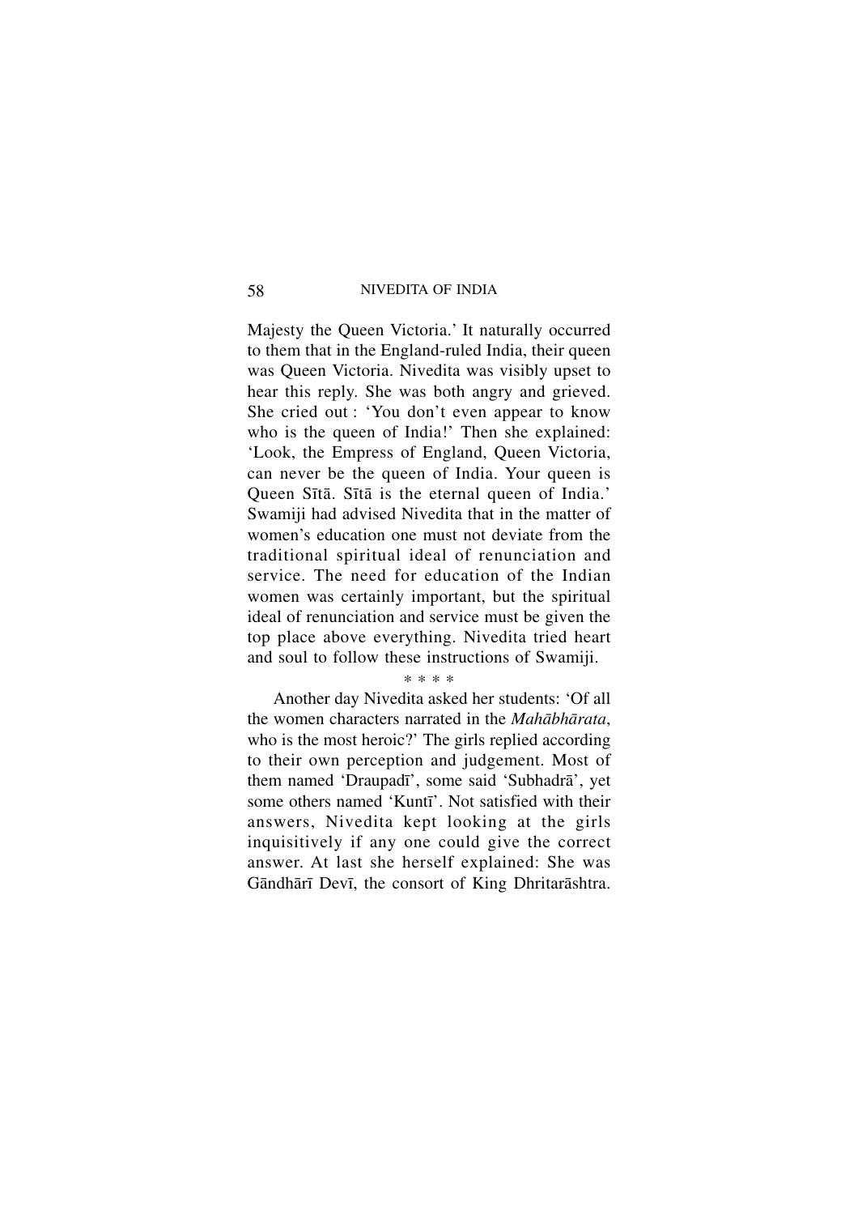Majesty the Queen Victoria.' It naturally occurred to them that in the England-ruled India, their queen was Queen Victoria. Nivedita was visibly upset to hear this reply. She was both angry and grieved. She cried out : 'You don't even appear to know who is the queen of India!' Then she explained: 'Look, the Empress of England, Queen Victoria, can never be the queen of India. Your queen is Queen Sītā. Sītā is the eternal queen of India.' Swamiji had advised Nivedita that in the matter of women's education one must not deviate from the traditional spiritual ideal of renunciation and service. The need for education of the Indian women was certainly important, but the spiritual ideal of renunciation and service must be given the top place above everything. Nivedita tried heart and soul to follow these instructions of Swamiji.

* * * *

Another day Nivedita asked her students: 'Of all the women characters narrated in the *Mahābhārata*, who is the most heroic?' The girls replied according to their own perception and judgement. Most of them named 'Draupadī', some said 'Subhadrā', yet some others named 'Kuntī'. Not satisfied with their answers, Nivedita kept looking at the girls inquisitively if any one could give the correct answer. At last she herself explained: She was Gāndhārī Devī, the consort of King Dhritarāshtra.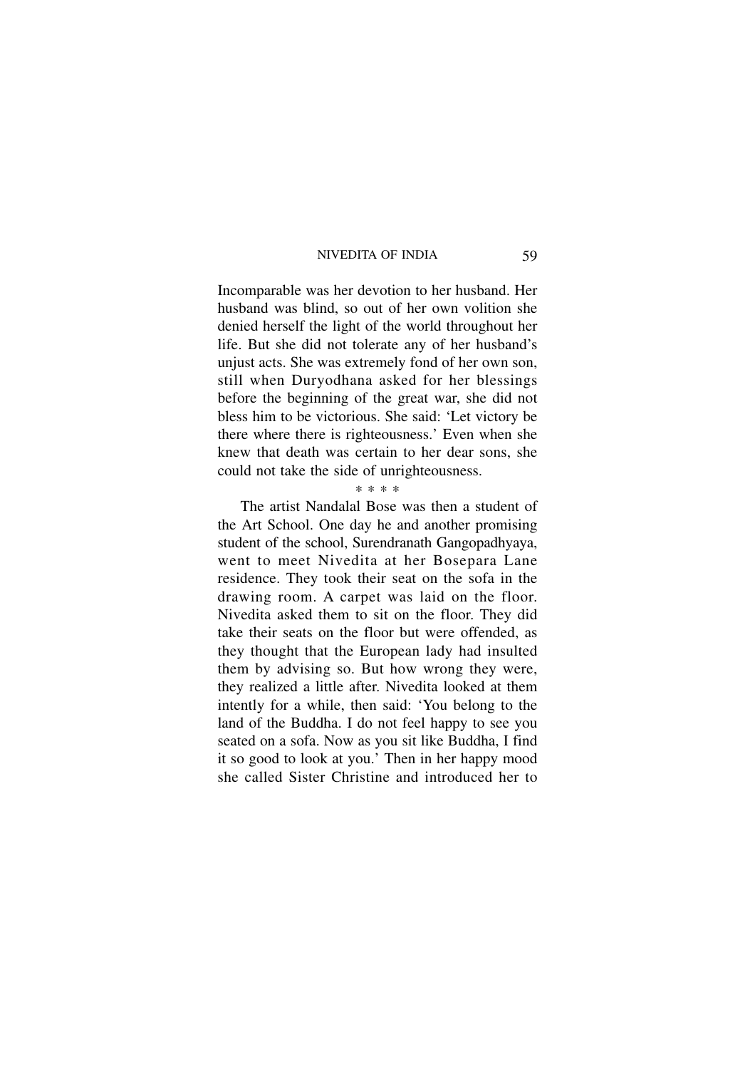Incomparable was her devotion to her husband. Her husband was blind, so out of her own volition she denied herself the light of the world throughout her life. But she did not tolerate any of her husband's unjust acts. She was extremely fond of her own son, still when Duryodhana asked for her blessings before the beginning of the great war, she did not bless him to be victorious. She said: 'Let victory be there where there is righteousness.' Even when she knew that death was certain to her dear sons, she could not take the side of unrighteousness.

\* \* \* \*

The artist Nandalal Bose was then a student of the Art School. One day he and another promising student of the school, Surendranath Gangopadhyaya, went to meet Nivedita at her Bosepara Lane residence. They took their seat on the sofa in the drawing room. A carpet was laid on the floor. Nivedita asked them to sit on the floor. They did take their seats on the floor but were offended, as they thought that the European lady had insulted them by advising so. But how wrong they were, they realized a little after. Nivedita looked at them intently for a while, then said: 'You belong to the land of the Buddha. I do not feel happy to see you seated on a sofa. Now as you sit like Buddha, I find it so good to look at you.' Then in her happy mood she called Sister Christine and introduced her to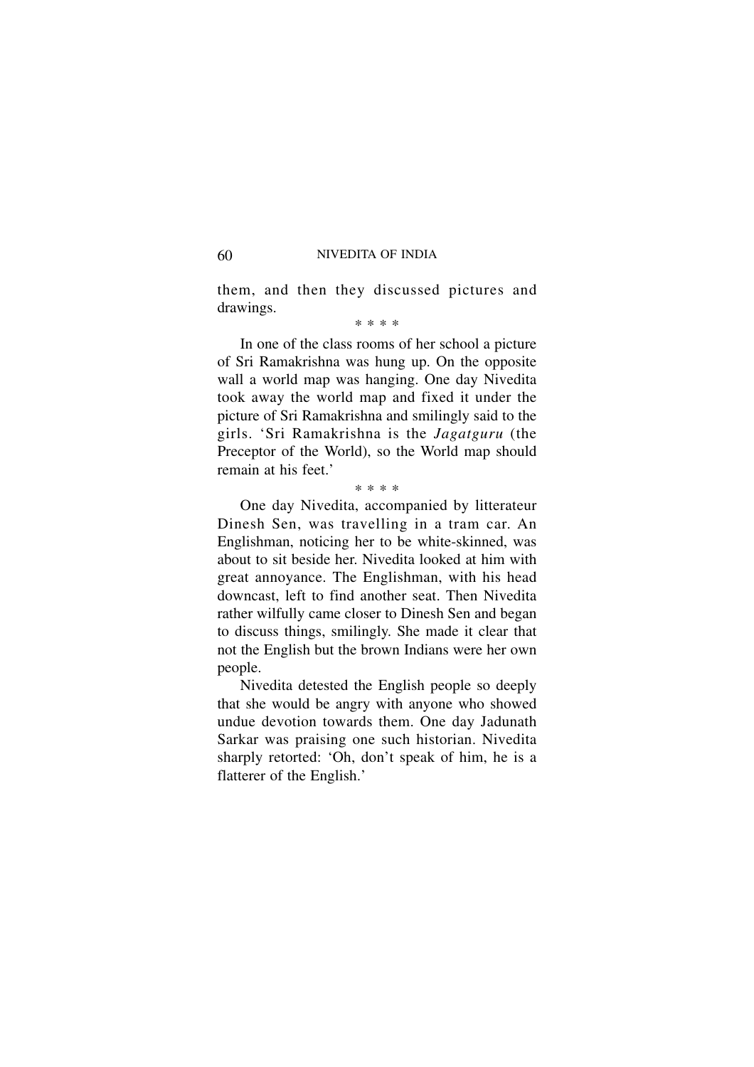them, and then they discussed pictures and drawings.

\* \* \* \*

In one of the class rooms of her school a picture of Sri Ramakrishna was hung up. On the opposite wall a world map was hanging. One day Nivedita took away the world map and fixed it under the picture of Sri Ramakrishna and smilingly said to the girls. 'Sri Ramakrishna is the *Jagatguru* (the Preceptor of the World), so the World map should remain at his feet.'

\* \* \* \*

One day Nivedita, accompanied by litterateur Dinesh Sen, was travelling in a tram car. An Englishman, noticing her to be white-skinned, was about to sit beside her. Nivedita looked at him with great annoyance. The Englishman, with his head downcast, left to find another seat. Then Nivedita rather wilfully came closer to Dinesh Sen and began to discuss things, smilingly. She made it clear that not the English but the brown Indians were her own people.

Nivedita detested the English people so deeply that she would be angry with anyone who showed undue devotion towards them. One day Jadunath Sarkar was praising one such historian. Nivedita sharply retorted: 'Oh, don't speak of him, he is a flatterer of the English.'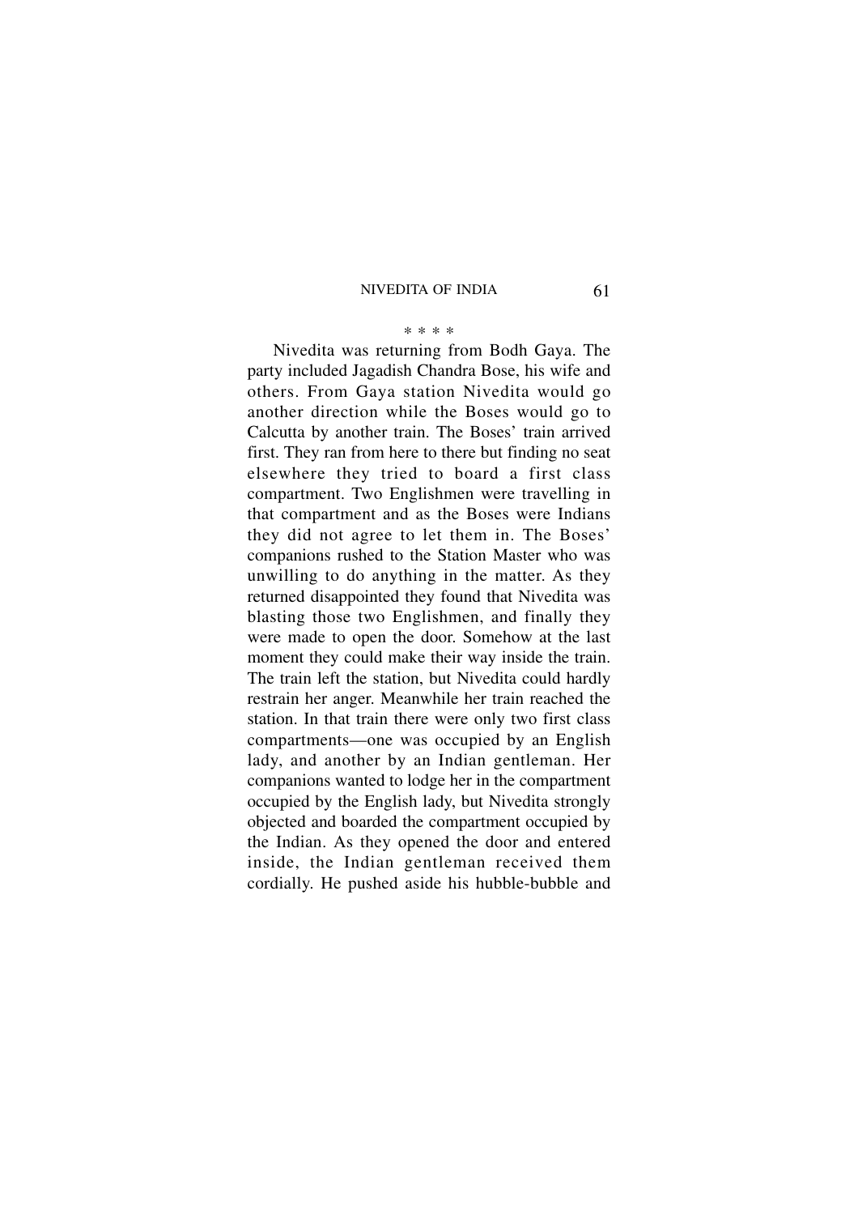\* \* \* \*

Nivedita was returning from Bodh Gaya. The party included Jagadish Chandra Bose, his wife and others. From Gaya station Nivedita would go another direction while the Boses would go to Calcutta by another train. The Boses' train arrived first. They ran from here to there but finding no seat elsewhere they tried to board a first class compartment. Two Englishmen were travelling in that compartment and as the Boses were Indians they did not agree to let them in. The Boses' companions rushed to the Station Master who was unwilling to do anything in the matter. As they returned disappointed they found that Nivedita was blasting those two Englishmen, and finally they were made to open the door. Somehow at the last moment they could make their way inside the train. The train left the station, but Nivedita could hardly restrain her anger. Meanwhile her train reached the station. In that train there were only two first class compartments—one was occupied by an English lady, and another by an Indian gentleman. Her companions wanted to lodge her in the compartment occupied by the English lady, but Nivedita strongly objected and boarded the compartment occupied by the Indian. As they opened the door and entered inside, the Indian gentleman received them cordially. He pushed aside his hubble-bubble and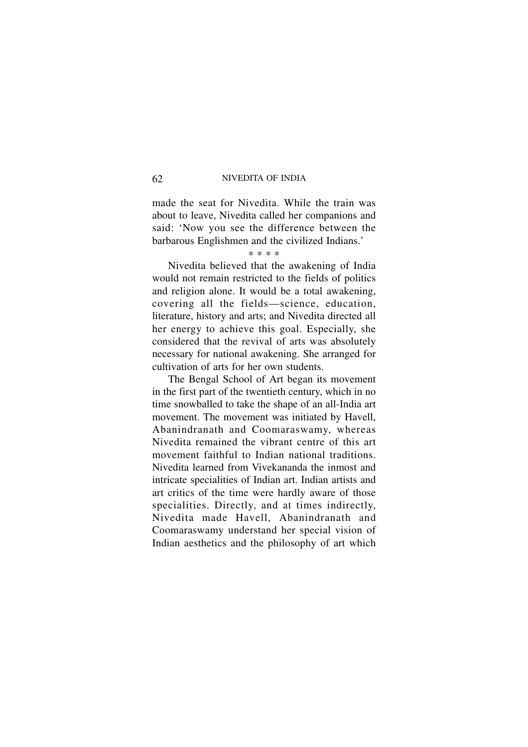made the seat for Nivedita. While the train was about to leave, Nivedita called her companions and said: 'Now you see the difference between the barbarous Englishmen and the civilized Indians.'

\* \* \* \*

Nivedita believed that the awakening of India would not remain restricted to the fields of politics and religion alone. It would be a total awakening, covering all the fields—science, education, literature, history and arts; and Nivedita directed all her energy to achieve this goal. Especially, she considered that the revival of arts was absolutely necessary for national awakening. She arranged for cultivation of arts for her own students.

The Bengal School of Art began its movement in the first part of the twentieth century, which in no time snowballed to take the shape of an all-India art movement. The movement was initiated by Havell, Abanindranath and Coomaraswamy, whereas Nivedita remained the vibrant centre of this art movement faithful to Indian national traditions. Nivedita learned from Vivekananda the inmost and intricate specialities of Indian art. Indian artists and art critics of the time were hardly aware of those specialities. Directly, and at times indirectly, Nivedita made Havell, Abanindranath and Coomaraswamy understand her special vision of Indian aesthetics and the philosophy of art which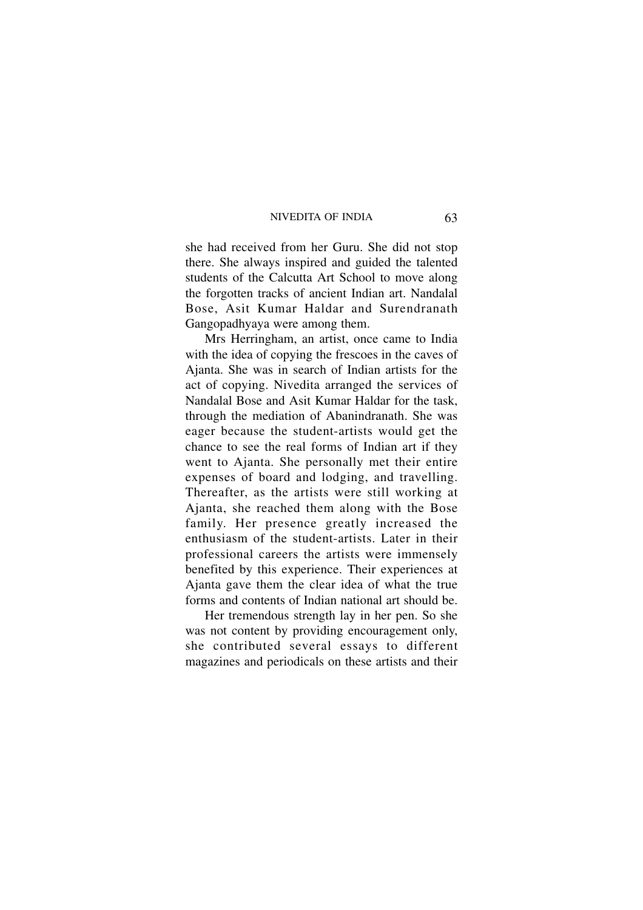she had received from her Guru. She did not stop there. She always inspired and guided the talented students of the Calcutta Art School to move along the forgotten tracks of ancient Indian art. Nandalal Bose, Asit Kumar Haldar and Surendranath Gangopadhyaya were among them.

Mrs Herringham, an artist, once came to India with the idea of copying the frescoes in the caves of Ajanta. She was in search of Indian artists for the act of copying. Nivedita arranged the services of Nandalal Bose and Asit Kumar Haldar for the task, through the mediation of Abanindranath. She was eager because the student-artists would get the chance to see the real forms of Indian art if they went to Ajanta. She personally met their entire expenses of board and lodging, and travelling. Thereafter, as the artists were still working at Ajanta, she reached them along with the Bose family. Her presence greatly increased the enthusiasm of the student-artists. Later in their professional careers the artists were immensely benefited by this experience. Their experiences at Ajanta gave them the clear idea of what the true forms and contents of Indian national art should be.

Her tremendous strength lay in her pen. So she was not content by providing encouragement only, she contributed several essays to different magazines and periodicals on these artists and their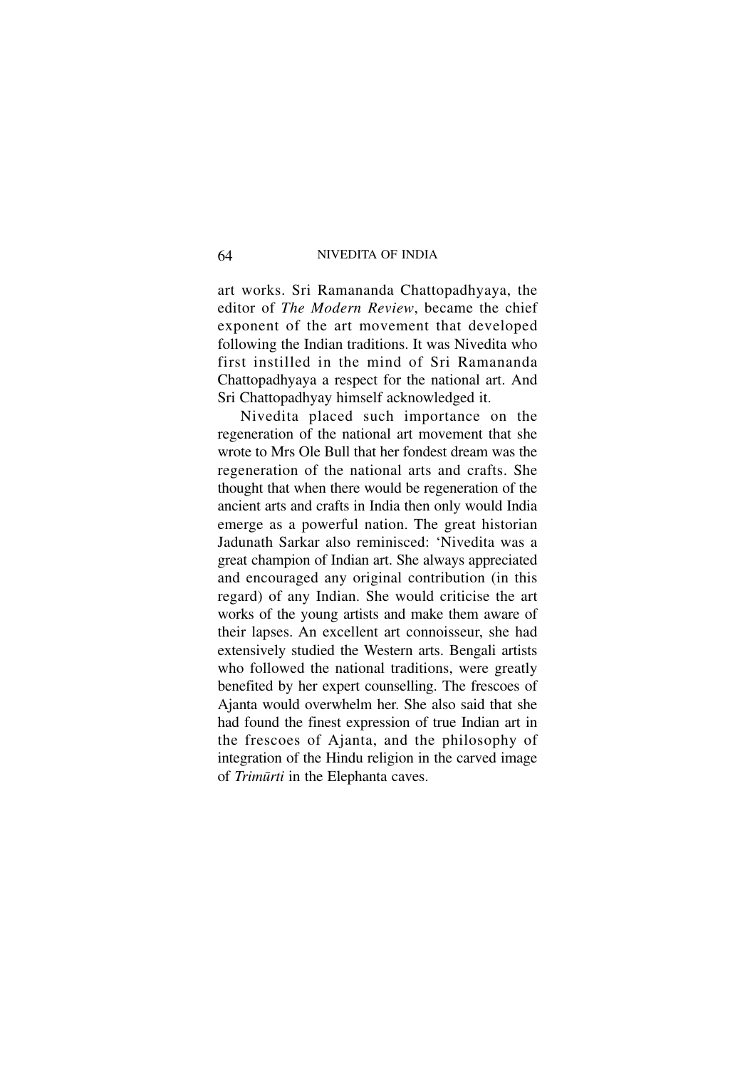art works. Sri Ramananda Chattopadhyaya, the editor of *The Modern Review*, became the chief exponent of the art movement that developed following the Indian traditions. It was Nivedita who first instilled in the mind of Sri Ramananda Chattopadhyaya a respect for the national art. And Sri Chattopadhyay himself acknowledged it.

Nivedita placed such importance on the regeneration of the national art movement that she wrote to Mrs Ole Bull that her fondest dream was the regeneration of the national arts and crafts. She thought that when there would be regeneration of the ancient arts and crafts in India then only would India emerge as a powerful nation. The great historian Jadunath Sarkar also reminisced: 'Nivedita was a great champion of Indian art. She always appreciated and encouraged any original contribution (in this regard) of any Indian. She would criticise the art works of the young artists and make them aware of their lapses. An excellent art connoisseur, she had extensively studied the Western arts. Bengali artists who followed the national traditions, were greatly benefited by her expert counselling. The frescoes of Ajanta would overwhelm her. She also said that she had found the finest expression of true Indian art in the frescoes of Ajanta, and the philosophy of integration of the Hindu religion in the carved image of *Trimūrti* in the Elephanta caves.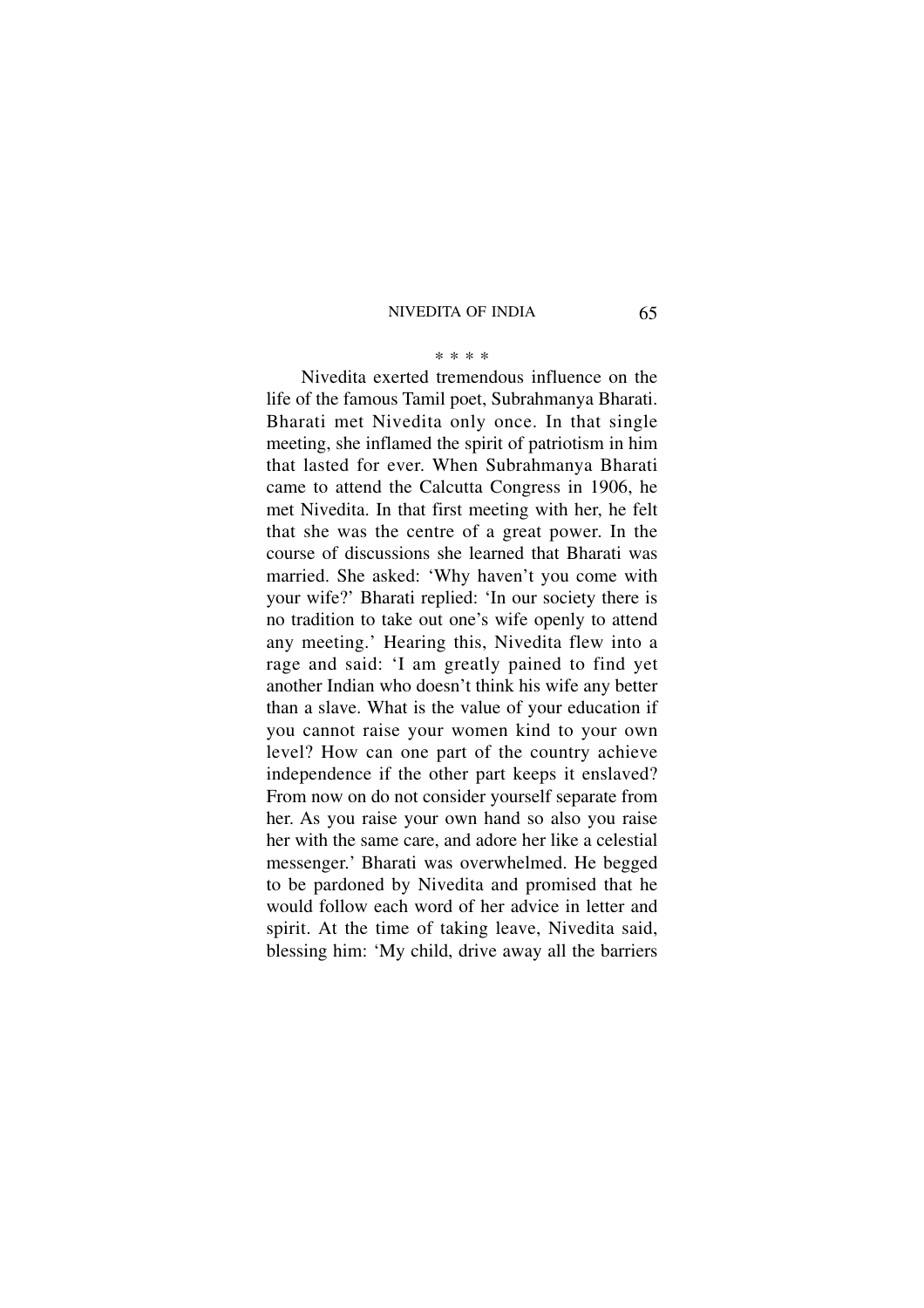\* \* \* \*

Nivedita exerted tremendous influence on the life of the famous Tamil poet, Subrahmanya Bharati. Bharati met Nivedita only once. In that single meeting, she inflamed the spirit of patriotism in him that lasted for ever. When Subrahmanya Bharati came to attend the Calcutta Congress in 1906, he met Nivedita. In that first meeting with her, he felt that she was the centre of a great power. In the course of discussions she learned that Bharati was married. She asked: 'Why haven't you come with your wife?' Bharati replied: 'In our society there is no tradition to take out one's wife openly to attend any meeting.' Hearing this, Nivedita flew into a rage and said: 'I am greatly pained to find yet another Indian who doesn't think his wife any better than a slave. What is the value of your education if you cannot raise your women kind to your own level? How can one part of the country achieve independence if the other part keeps it enslaved? From now on do not consider yourself separate from her. As you raise your own hand so also you raise her with the same care, and adore her like a celestial messenger.' Bharati was overwhelmed. He begged to be pardoned by Nivedita and promised that he would follow each word of her advice in letter and spirit. At the time of taking leave, Nivedita said, blessing him: 'My child, drive away all the barriers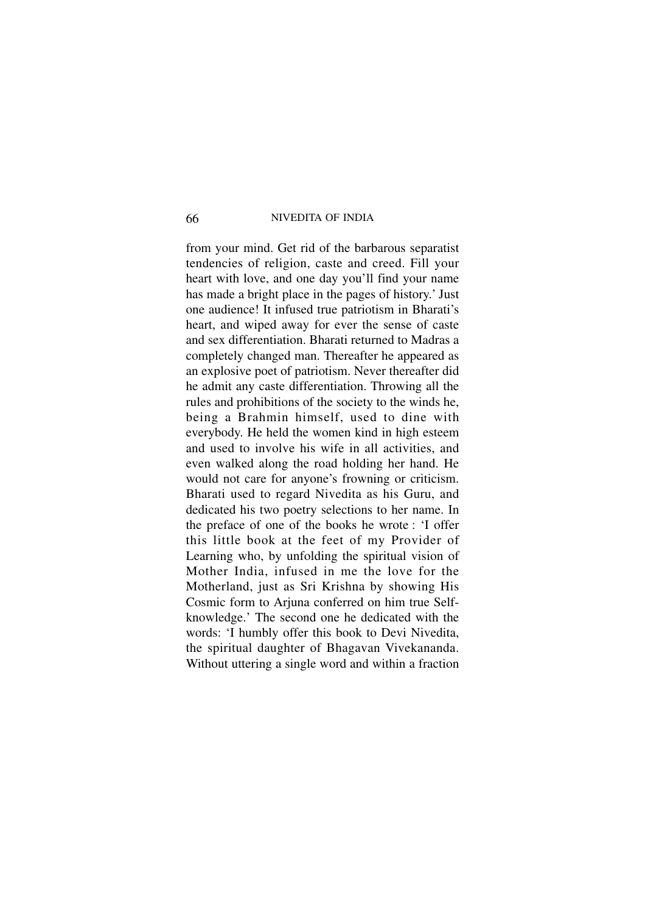from your mind. Get rid of the barbarous separatist tendencies of religion, caste and creed. Fill your heart with love, and one day you'll find your name has made a bright place in the pages of history.' Just one audience! It infused true patriotism in Bharati's heart, and wiped away for ever the sense of caste and sex differentiation. Bharati returned to Madras a completely changed man. Thereafter he appeared as an explosive poet of patriotism. Never thereafter did he admit any caste differentiation. Throwing all the rules and prohibitions of the society to the winds he, being a Brahmin himself, used to dine with everybody. He held the women kind in high esteem and used to involve his wife in all activities, and even walked along the road holding her hand. He would not care for anyone's frowning or criticism. Bharati used to regard Nivedita as his Guru, and dedicated his two poetry selections to her name. In the preface of one of the books he wrote : 'I offer this little book at the feet of my Provider of Learning who, by unfolding the spiritual vision of Mother India, infused in me the love for the Motherland, just as Sri Krishna by showing His Cosmic form to Arjuna conferred on him true Self-knowledge.' The second one he dedicated with the words: 'I humbly offer this book to Devi Nivedita, the spiritual daughter of Bhagavan Vivekananda. Without uttering a single word and within a fraction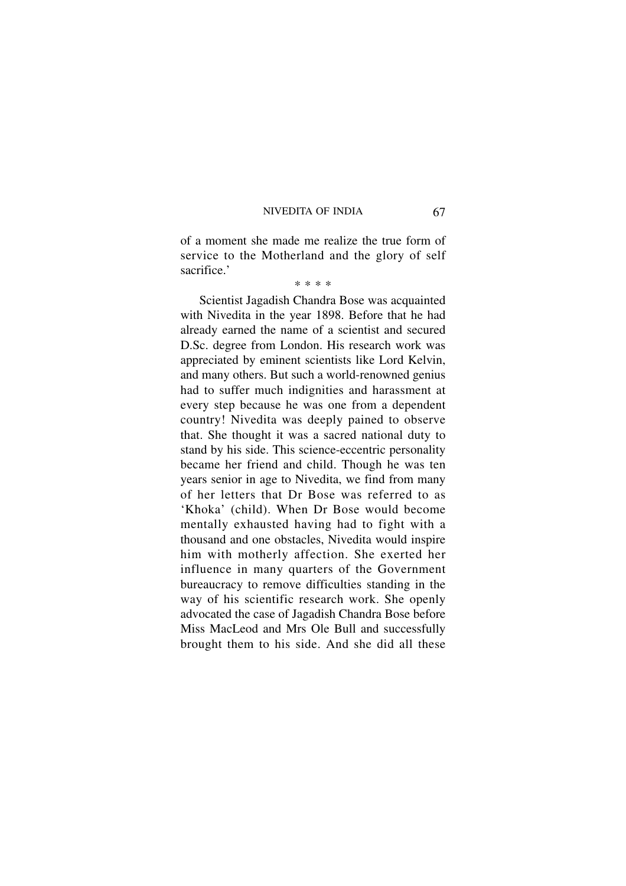of a moment she made me realize the true form of service to the Motherland and the glory of self sacrifice.'

* * * *

Scientist Jagadish Chandra Bose was acquainted with Nivedita in the year 1898. Before that he had already earned the name of a scientist and secured D.Sc. degree from London. His research work was appreciated by eminent scientists like Lord Kelvin, and many others. But such a world-renowned genius had to suffer much indignities and harassment at every step because he was one from a dependent country! Nivedita was deeply pained to observe that. She thought it was a sacred national duty to stand by his side. This science-eccentric personality became her friend and child. Though he was ten years senior in age to Nivedita, we find from many of her letters that Dr Bose was referred to as 'Khoka' (child). When Dr Bose would become mentally exhausted having had to fight with a thousand and one obstacles, Nivedita would inspire him with motherly affection. She exerted her influence in many quarters of the Government bureaucracy to remove difficulties standing in the way of his scientific research work. She openly advocated the case of Jagadish Chandra Bose before Miss MacLeod and Mrs Ole Bull and successfully brought them to his side. And she did all these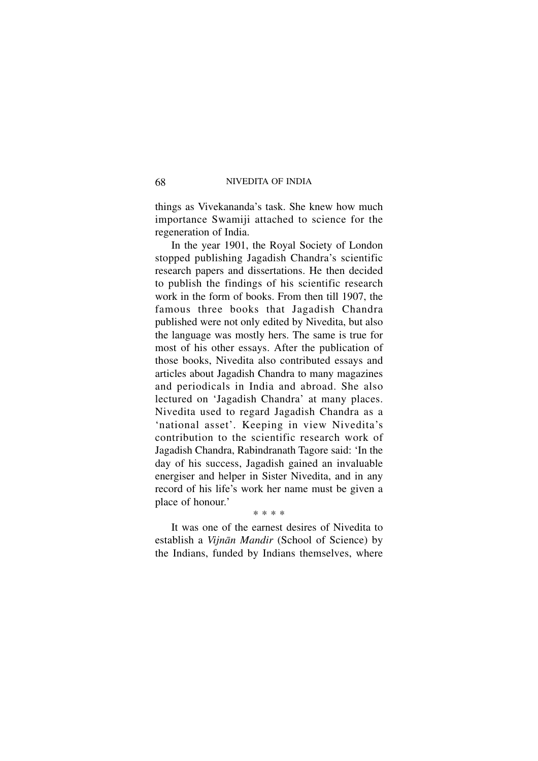things as Vivekananda's task. She knew how much importance Swamiji attached to science for the regeneration of India.

In the year 1901, the Royal Society of London stopped publishing Jagadish Chandra's scientific research papers and dissertations. He then decided to publish the findings of his scientific research work in the form of books. From then till 1907, the famous three books that Jagadish Chandra published were not only edited by Nivedita, but also the language was mostly hers. The same is true for most of his other essays. After the publication of those books, Nivedita also contributed essays and articles about Jagadish Chandra to many magazines and periodicals in India and abroad. She also lectured on 'Jagadish Chandra' at many places. Nivedita used to regard Jagadish Chandra as a 'national asset'. Keeping in view Nivedita's contribution to the scientific research work of Jagadish Chandra, Rabindranath Tagore said: 'In the day of his success, Jagadish gained an invaluable energiser and helper in Sister Nivedita, and in any record of his life's work her name must be given a place of honour.'

\* \* \* \*

It was one of the earnest desires of Nivedita to establish a *Vijnān Mandir* (School of Science) by the Indians, funded by Indians themselves, where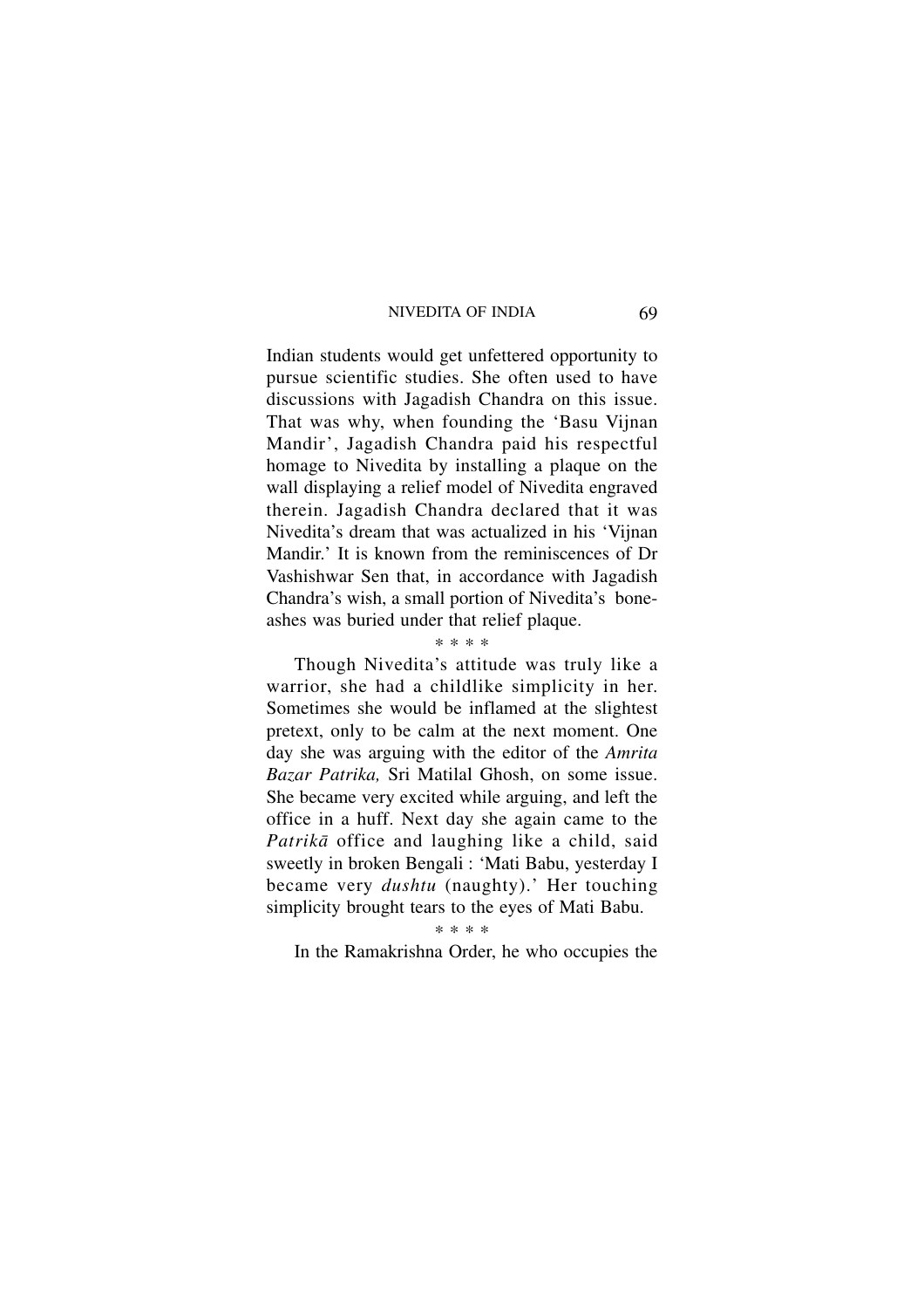Indian students would get unfettered opportunity to pursue scientific studies. She often used to have discussions with Jagadish Chandra on this issue. That was why, when founding the 'Basu Vijnan Mandir', Jagadish Chandra paid his respectful homage to Nivedita by installing a plaque on the wall displaying a relief model of Nivedita engraved therein. Jagadish Chandra declared that it was Nivedita's dream that was actualized in his 'Vijnan Mandir.' It is known from the reminiscences of Dr Vashishwar Sen that, in accordance with Jagadish Chandra's wish, a small portion of Nivedita's bone-ashes was buried under that relief plaque.

\* \* \* \*

Though Nivedita's attitude was truly like a warrior, she had a childlike simplicity in her. Sometimes she would be inflamed at the slightest pretext, only to be calm at the next moment. One day she was arguing with the editor of the *Amrita Bazar Patrika,* Sri Matilal Ghosh, on some issue. She became very excited while arguing, and left the office in a huff. Next day she again came to the *Patrikā* office and laughing like a child, said sweetly in broken Bengali : 'Mati Babu, yesterday I became very *dushtu* (naughty).' Her touching simplicity brought tears to the eyes of Mati Babu.

\* \* \* \*

In the Ramakrishna Order, he who occupies the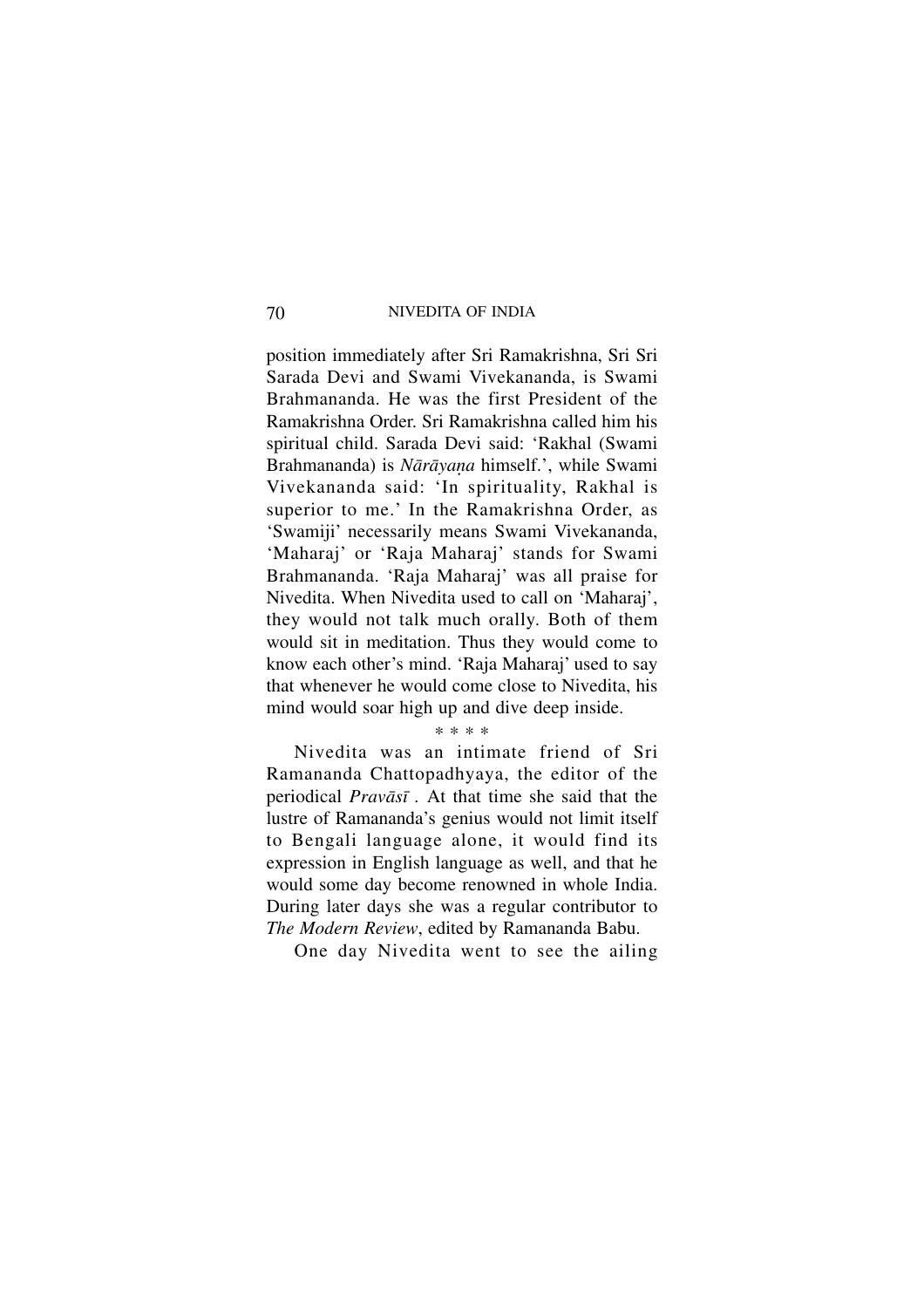position immediately after Sri Ramakrishna, Sri Sri Sarada Devi and Swami Vivekananda, is Swami Brahmananda. He was the first President of the Ramakrishna Order. Sri Ramakrishna called him his spiritual child. Sarada Devi said: 'Rakhal (Swami Brahmananda) is *Nārāyaṇa* himself.', while Swami Vivekananda said: 'In spirituality, Rakhal is superior to me.' In the Ramakrishna Order, as 'Swamiji' necessarily means Swami Vivekananda, 'Maharaj' or 'Raja Maharaj' stands for Swami Brahmananda. 'Raja Maharaj' was all praise for Nivedita. When Nivedita used to call on 'Maharaj', they would not talk much orally. Both of them would sit in meditation. Thus they would come to know each other's mind. 'Raja Maharaj' used to say that whenever he would come close to Nivedita, his mind would soar high up and dive deep inside.

\* \* \* \*

Nivedita was an intimate friend of Sri Ramananda Chattopadhyaya, the editor of the periodical *Pravāsī* . At that time she said that the lustre of Ramananda's genius would not limit itself to Bengali language alone, it would find its expression in English language as well, and that he would some day become renowned in whole India. During later days she was a regular contributor to *The Modern Review*, edited by Ramananda Babu.

One day Nivedita went to see the ailing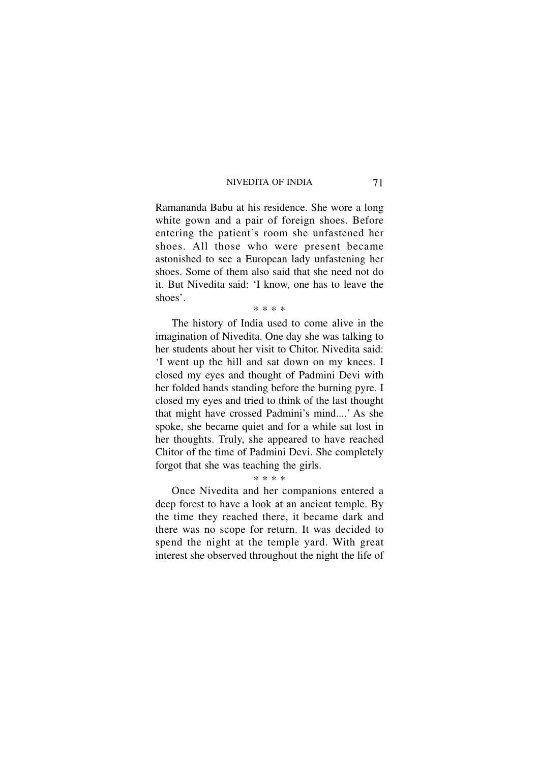Ramananda Babu at his residence. She wore a long white gown and a pair of foreign shoes. Before entering the patient's room she unfastened her shoes. All those who were present became astonished to see a European lady unfastening her shoes. Some of them also said that she need not do it. But Nivedita said: 'I know, one has to leave the shoes'.

\* \* \* \*

The history of India used to come alive in the imagination of Nivedita. One day she was talking to her students about her visit to Chitor. Nivedita said: 'I went up the hill and sat down on my knees. I closed my eyes and thought of Padmini Devi with her folded hands standing before the burning pyre. I closed my eyes and tried to think of the last thought that might have crossed Padmini's mind....' As she spoke, she became quiet and for a while sat lost in her thoughts. Truly, she appeared to have reached Chitor of the time of Padmini Devi. She completely forgot that she was teaching the girls.

\* \* \* \*

Once Nivedita and her companions entered a deep forest to have a look at an ancient temple. By the time they reached there, it became dark and there was no scope for return. It was decided to spend the night at the temple yard. With great interest she observed throughout the night the life of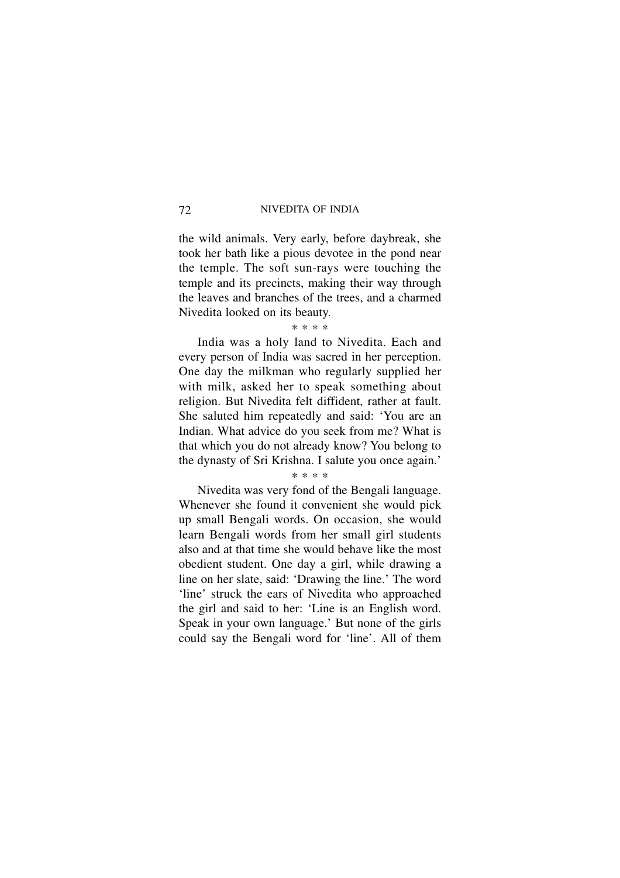the wild animals. Very early, before daybreak, she took her bath like a pious devotee in the pond near the temple. The soft sun-rays were touching the temple and its precincts, making their way through the leaves and branches of the trees, and a charmed Nivedita looked on its beauty.

\* \* \* \*

India was a holy land to Nivedita. Each and every person of India was sacred in her perception. One day the milkman who regularly supplied her with milk, asked her to speak something about religion. But Nivedita felt diffident, rather at fault. She saluted him repeatedly and said: 'You are an Indian. What advice do you seek from me? What is that which you do not already know? You belong to the dynasty of Sri Krishna. I salute you once again.'

\* \* \* \*

Nivedita was very fond of the Bengali language. Whenever she found it convenient she would pick up small Bengali words. On occasion, she would learn Bengali words from her small girl students also and at that time she would behave like the most obedient student. One day a girl, while drawing a line on her slate, said: 'Drawing the line.' The word 'line' struck the ears of Nivedita who approached the girl and said to her: 'Line is an English word. Speak in your own language.' But none of the girls could say the Bengali word for 'line'. All of them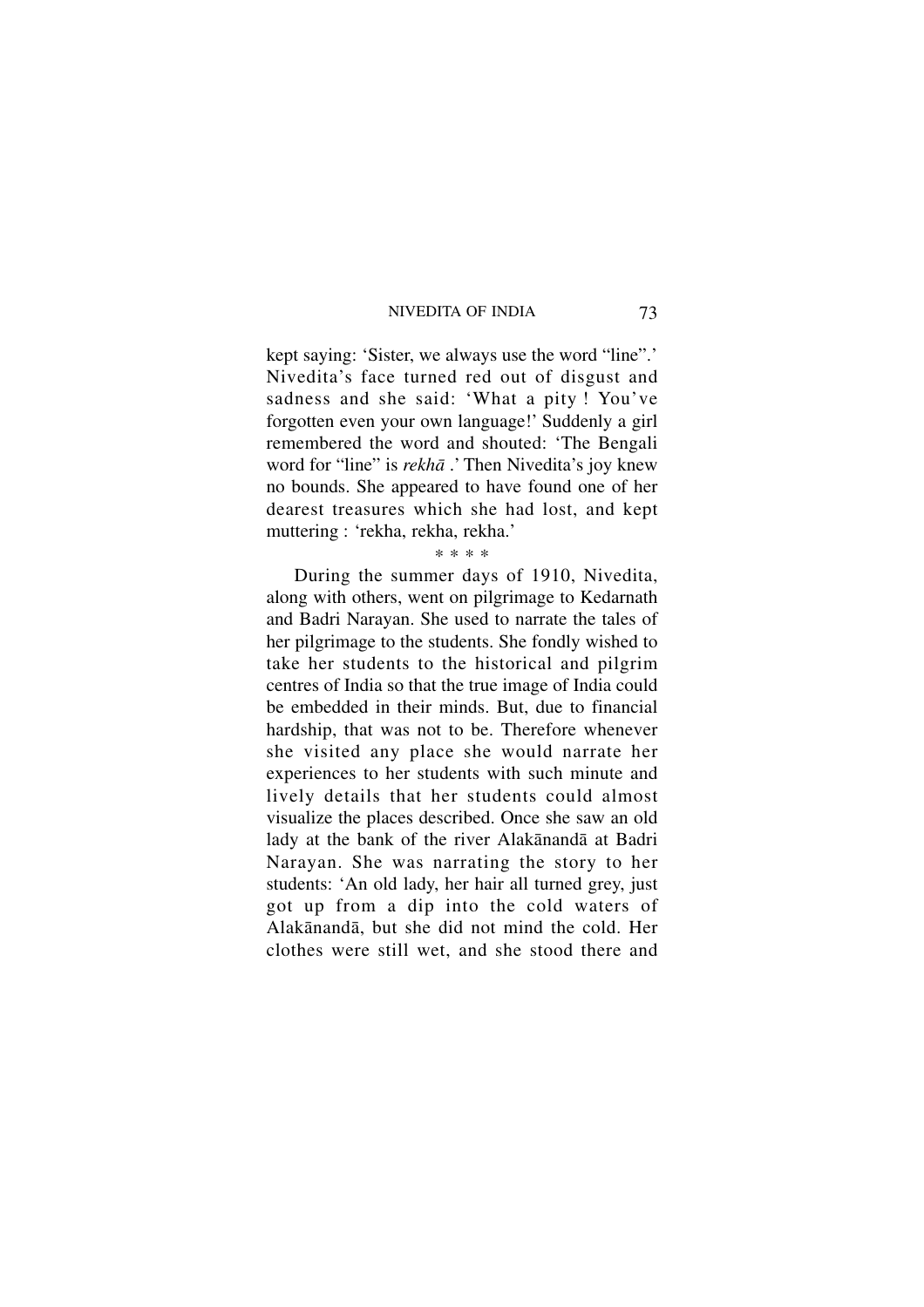kept saying: 'Sister, we always use the word "line".' Nivedita's face turned red out of disgust and sadness and she said: 'What a pity ! You've forgotten even your own language!' Suddenly a girl remembered the word and shouted: 'The Bengali word for "line" is *rekhā* .' Then Nivedita's joy knew no bounds. She appeared to have found one of her dearest treasures which she had lost, and kept muttering : 'rekha, rekha, rekha.'

\* \* \* \*

During the summer days of 1910, Nivedita, along with others, went on pilgrimage to Kedarnath and Badri Narayan. She used to narrate the tales of her pilgrimage to the students. She fondly wished to take her students to the historical and pilgrim centres of India so that the true image of India could be embedded in their minds. But, due to financial hardship, that was not to be. Therefore whenever she visited any place she would narrate her experiences to her students with such minute and lively details that her students could almost visualize the places described. Once she saw an old lady at the bank of the river Alakānandā at Badri Narayan. She was narrating the story to her students: 'An old lady, her hair all turned grey, just got up from a dip into the cold waters of Alakānandā, but she did not mind the cold. Her clothes were still wet, and she stood there and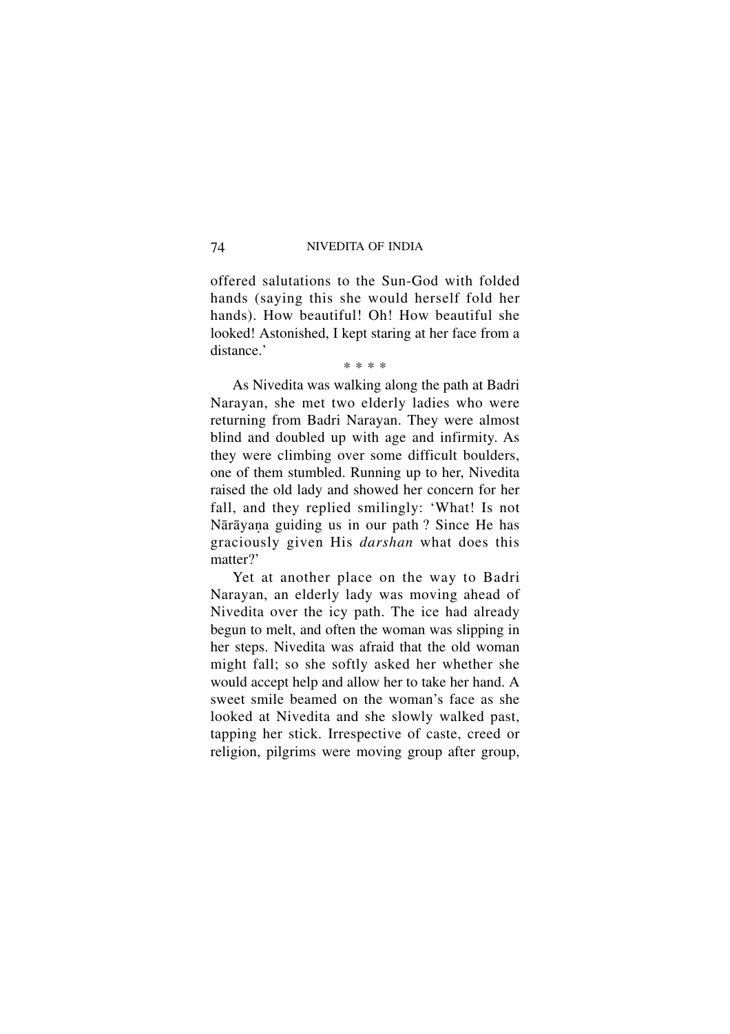offered salutations to the Sun-God with folded hands (saying this she would herself fold her hands). How beautiful! Oh! How beautiful she looked! Astonished, I kept staring at her face from a distance.'

* * * *

As Nivedita was walking along the path at Badri Narayan, she met two elderly ladies who were returning from Badri Narayan. They were almost blind and doubled up with age and infirmity. As they were climbing over some difficult boulders, one of them stumbled. Running up to her, Nivedita raised the old lady and showed her concern for her fall, and they replied smilingly: 'What! Is not Nārāyaṇa guiding us in our path ? Since He has graciously given His *darshan* what does this matter?'

Yet at another place on the way to Badri Narayan, an elderly lady was moving ahead of Nivedita over the icy path. The ice had already begun to melt, and often the woman was slipping in her steps. Nivedita was afraid that the old woman might fall; so she softly asked her whether she would accept help and allow her to take her hand. A sweet smile beamed on the woman's face as she looked at Nivedita and she slowly walked past, tapping her stick. Irrespective of caste, creed or religion, pilgrims were moving group after group,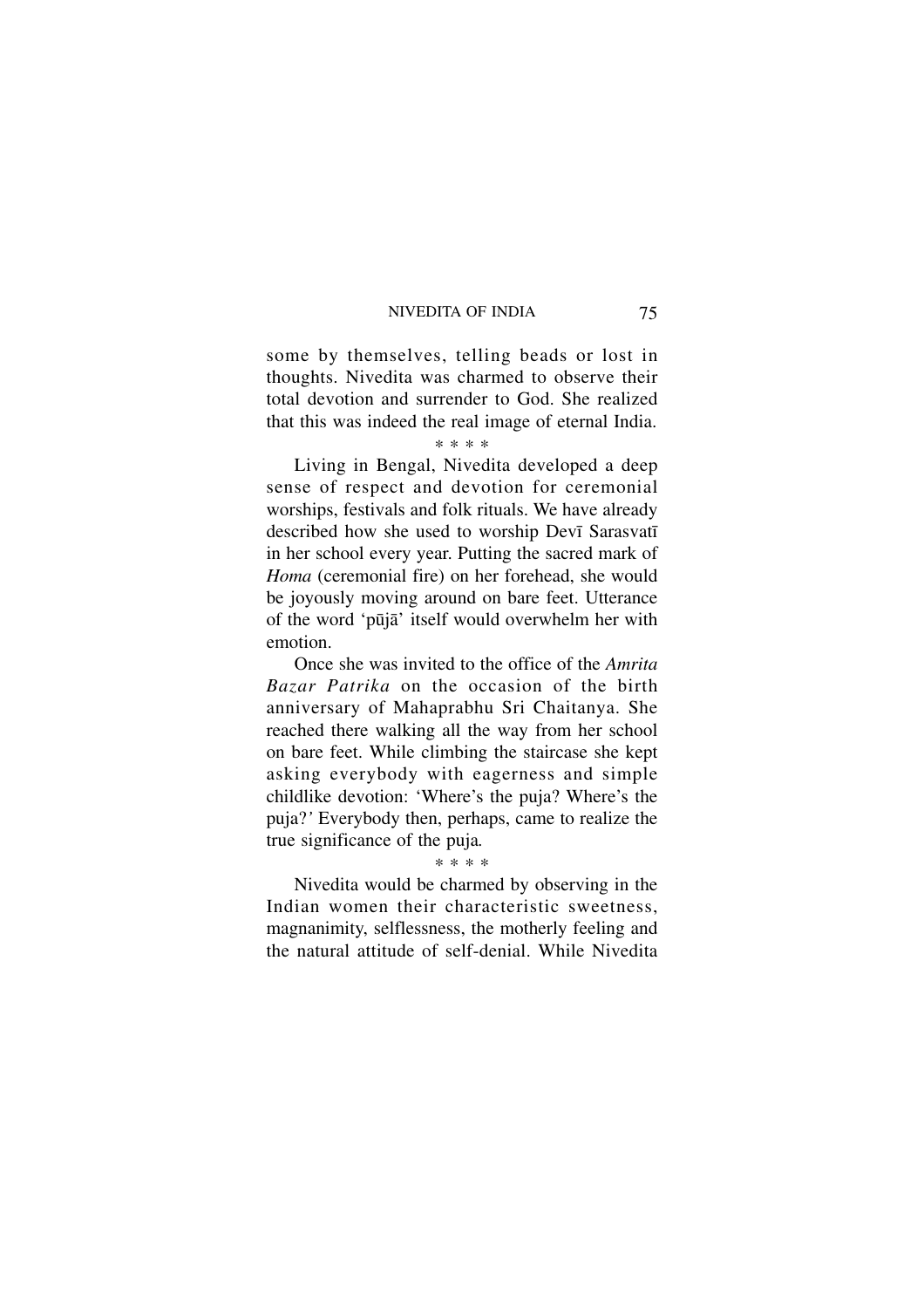some by themselves, telling beads or lost in thoughts. Nivedita was charmed to observe their total devotion and surrender to God. She realized that this was indeed the real image of eternal India.

\* \* \* \*

Living in Bengal, Nivedita developed a deep sense of respect and devotion for ceremonial worships, festivals and folk rituals. We have already described how she used to worship Devī Sarasvatī in her school every year. Putting the sacred mark of *Homa* (ceremonial fire) on her forehead, she would be joyously moving around on bare feet. Utterance of the word 'pūjā' itself would overwhelm her with emotion.

Once she was invited to the office of the *Amrita Bazar Patrika* on the occasion of the birth anniversary of Mahaprabhu Sri Chaitanya. She reached there walking all the way from her school on bare feet. While climbing the staircase she kept asking everybody with eagerness and simple childlike devotion: 'Where's the puja? Where's the puja?' Everybody then, perhaps, came to realize the true significance of the puja.

\* \* \* \*

Nivedita would be charmed by observing in the Indian women their characteristic sweetness, magnanimity, selflessness, the motherly feeling and the natural attitude of self-denial. While Nivedita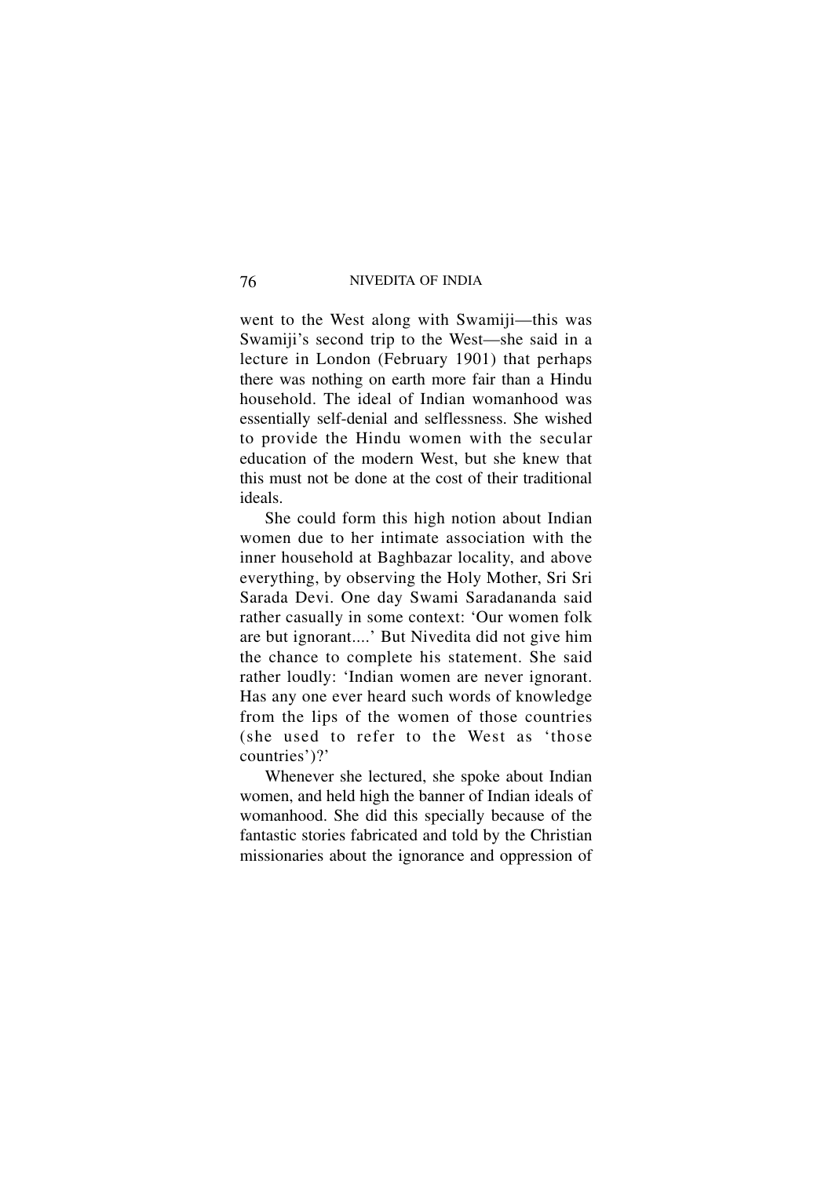went to the West along with Swamiji—this was Swamiji's second trip to the West—she said in a lecture in London (February 1901) that perhaps there was nothing on earth more fair than a Hindu household. The ideal of Indian womanhood was essentially self-denial and selflessness. She wished to provide the Hindu women with the secular education of the modern West, but she knew that this must not be done at the cost of their traditional ideals.

She could form this high notion about Indian women due to her intimate association with the inner household at Baghbazar locality, and above everything, by observing the Holy Mother, Sri Sri Sarada Devi. One day Swami Saradananda said rather casually in some context: 'Our women folk are but ignorant....' But Nivedita did not give him the chance to complete his statement. She said rather loudly: 'Indian women are never ignorant. Has any one ever heard such words of knowledge from the lips of the women of those countries (she used to refer to the West as 'those countries')?'

Whenever she lectured, she spoke about Indian women, and held high the banner of Indian ideals of womanhood. She did this specially because of the fantastic stories fabricated and told by the Christian missionaries about the ignorance and oppression of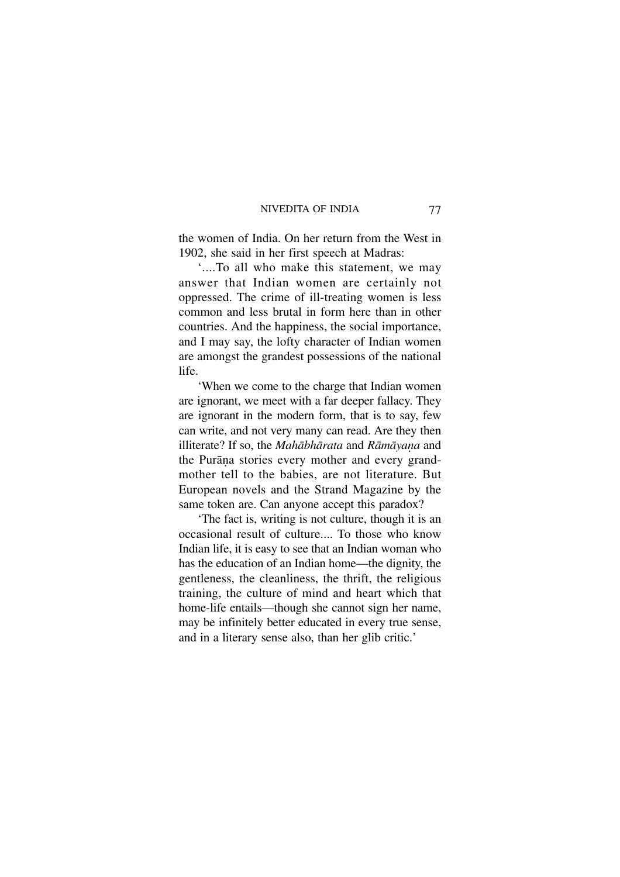the women of India. On her return from the West in 1902, she said in her first speech at Madras:

'....To all who make this statement, we may answer that Indian women are certainly not oppressed. The crime of ill-treating women is less common and less brutal in form here than in other countries. And the happiness, the social importance, and I may say, the lofty character of Indian women are amongst the grandest possessions of the national life.

'When we come to the charge that Indian women are ignorant, we meet with a far deeper fallacy. They are ignorant in the modern form, that is to say, few can write, and not very many can read. Are they then illiterate? If so, the *Mahābhārata* and *Rāmāyaṇa* and the Purāṇa stories every mother and every grandmother tell to the babies, are not literature. But European novels and the Strand Magazine by the same token are. Can anyone accept this paradox?

'The fact is, writing is not culture, though it is an occasional result of culture.... To those who know Indian life, it is easy to see that an Indian woman who has the education of an Indian home—the dignity, the gentleness, the cleanliness, the thrift, the religious training, the culture of mind and heart which that home-life entails—though she cannot sign her name, may be infinitely better educated in every true sense, and in a literary sense also, than her glib critic.'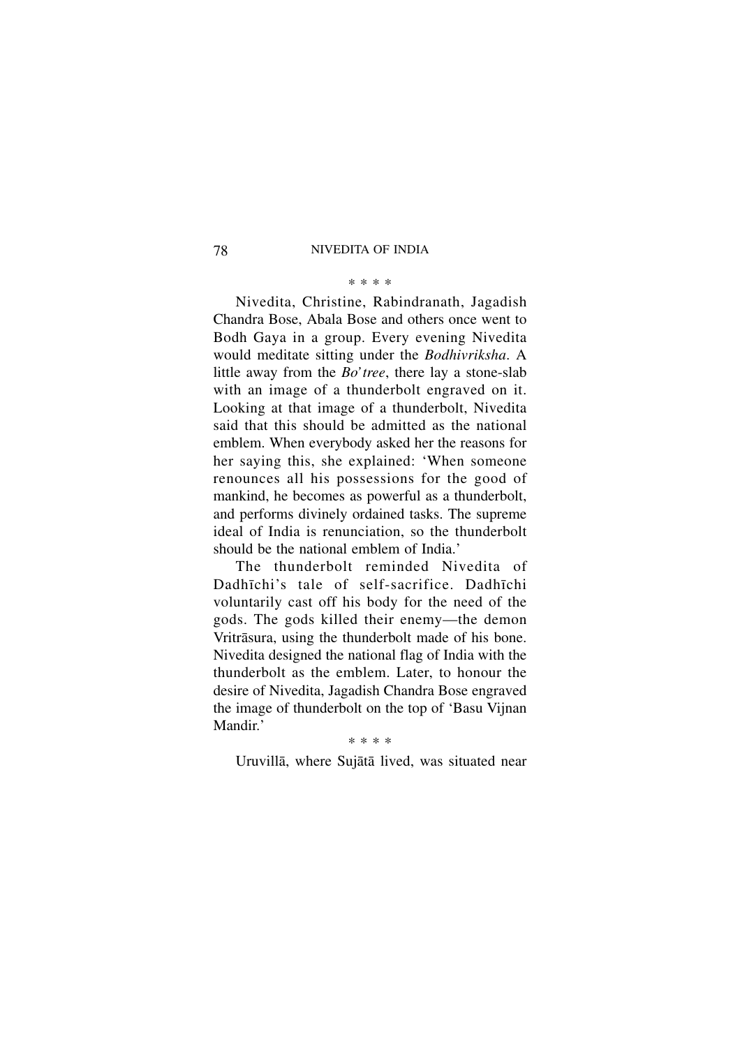\* \* \* \*

Nivedita, Christine, Rabindranath, Jagadish Chandra Bose, Abala Bose and others once went to Bodh Gaya in a group. Every evening Nivedita would meditate sitting under the *Bodhivriksha*. A little away from the *Bo' tree*, there lay a stone-slab with an image of a thunderbolt engraved on it. Looking at that image of a thunderbolt, Nivedita said that this should be admitted as the national emblem. When everybody asked her the reasons for her saying this, she explained: 'When someone renounces all his possessions for the good of mankind, he becomes as powerful as a thunderbolt, and performs divinely ordained tasks. The supreme ideal of India is renunciation, so the thunderbolt should be the national emblem of India.'

The thunderbolt reminded Nivedita of Dadhīchi's tale of self-sacrifice. Dadhīchi voluntarily cast off his body for the need of the gods. The gods killed their enemy—the demon Vritrāsura, using the thunderbolt made of his bone. Nivedita designed the national flag of India with the thunderbolt as the emblem. Later, to honour the desire of Nivedita, Jagadish Chandra Bose engraved the image of thunderbolt on the top of 'Basu Vijnan Mandir.'

\* \* \* \*

Uruvillā, where Sujātā lived, was situated near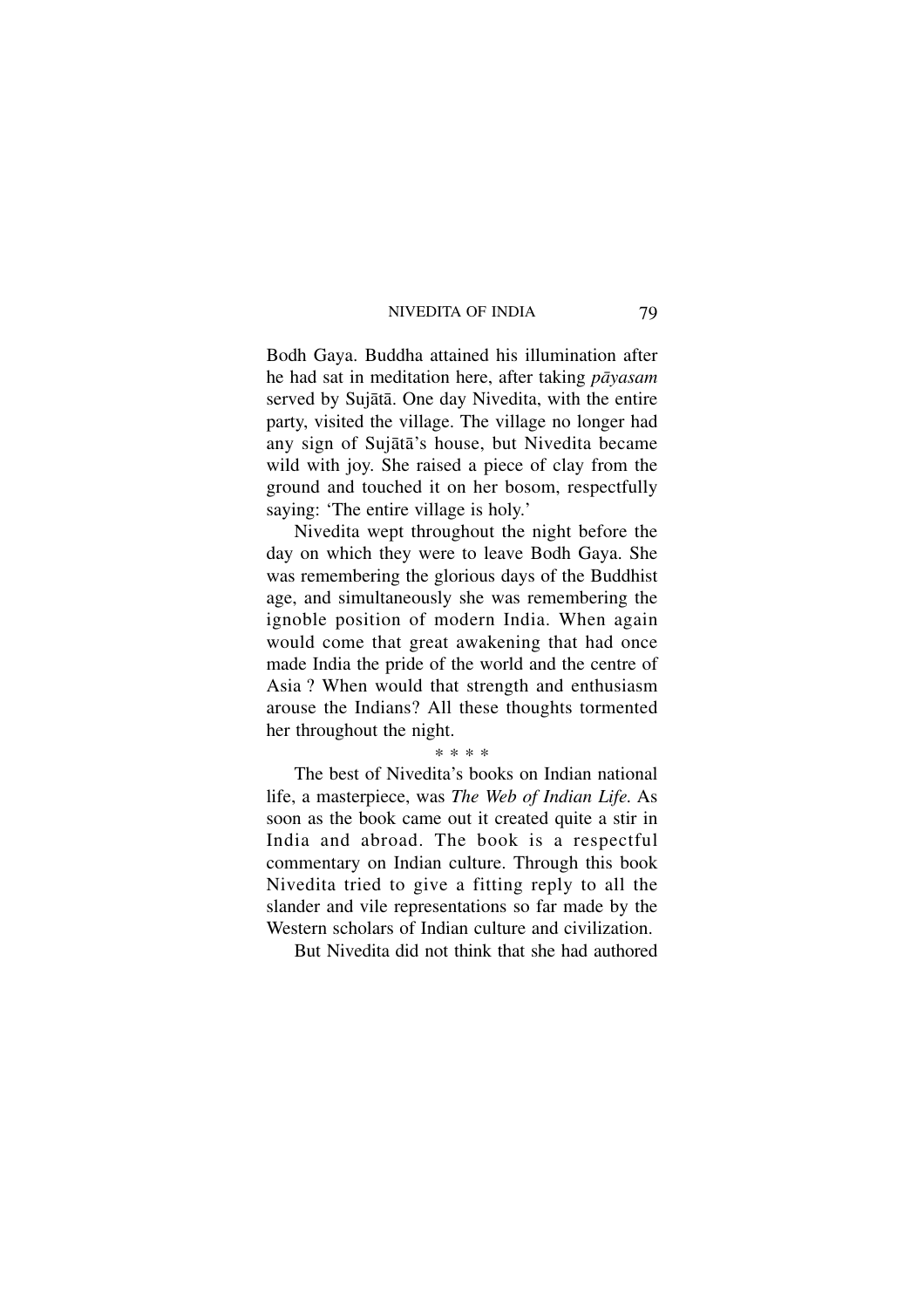Bodh Gaya. Buddha attained his illumination after he had sat in meditation here, after taking *pāyasam* served by Sujātā. One day Nivedita, with the entire party, visited the village. The village no longer had any sign of Sujātā's house, but Nivedita became wild with joy. She raised a piece of clay from the ground and touched it on her bosom, respectfully saying: 'The entire village is holy.'

Nivedita wept throughout the night before the day on which they were to leave Bodh Gaya. She was remembering the glorious days of the Buddhist age, and simultaneously she was remembering the ignoble position of modern India. When again would come that great awakening that had once made India the pride of the world and the centre of Asia ? When would that strength and enthusiasm arouse the Indians? All these thoughts tormented her throughout the night.

\* \* \* \*

The best of Nivedita's books on Indian national life, a masterpiece, was *The Web of Indian Life*. As soon as the book came out it created quite a stir in India and abroad. The book is a respectful commentary on Indian culture. Through this book Nivedita tried to give a fitting reply to all the slander and vile representations so far made by the Western scholars of Indian culture and civilization.

But Nivedita did not think that she had authored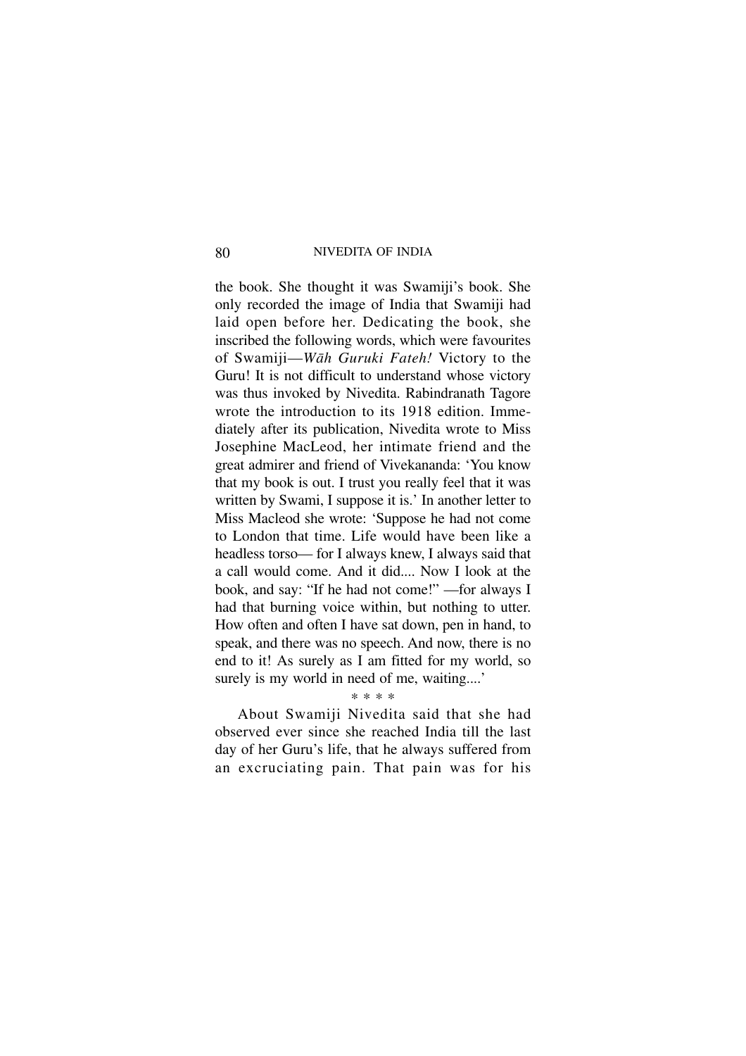the book. She thought it was Swamiji's book. She only recorded the image of India that Swamiji had laid open before her. Dedicating the book, she inscribed the following words, which were favourites of Swamiji—*Wāh Guruki Fateh!* Victory to the Guru! It is not difficult to understand whose victory was thus invoked by Nivedita. Rabindranath Tagore wrote the introduction to its 1918 edition. Immediately after its publication, Nivedita wrote to Miss Josephine MacLeod, her intimate friend and the great admirer and friend of Vivekananda: 'You know that my book is out. I trust you really feel that it was written by Swami, I suppose it is.' In another letter to Miss Macleod she wrote: 'Suppose he had not come to London that time. Life would have been like a headless torso— for I always knew, I always said that a call would come. And it did.... Now I look at the book, and say: "If he had not come!" —for always I had that burning voice within, but nothing to utter. How often and often I have sat down, pen in hand, to speak, and there was no speech. And now, there is no end to it! As surely as I am fitted for my world, so surely is my world in need of me, waiting....'

\* \* \* \*

About Swamiji Nivedita said that she had observed ever since she reached India till the last day of her Guru's life, that he always suffered from an excruciating pain. That pain was for his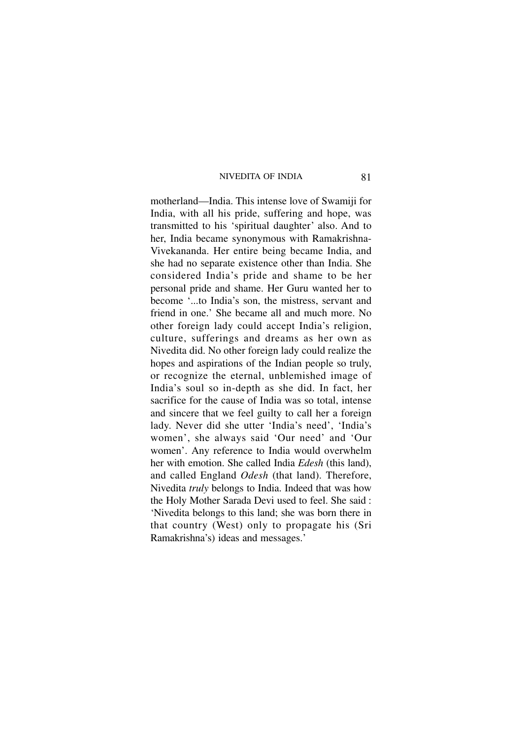motherland—India. This intense love of Swamiji for India, with all his pride, suffering and hope, was transmitted to his 'spiritual daughter' also. And to her, India became synonymous with Ramakrishna-Vivekananda. Her entire being became India, and she had no separate existence other than India. She considered India's pride and shame to be her personal pride and shame. Her Guru wanted her to become '...to India's son, the mistress, servant and friend in one.' She became all and much more. No other foreign lady could accept India's religion, culture, sufferings and dreams as her own as Nivedita did. No other foreign lady could realize the hopes and aspirations of the Indian people so truly, or recognize the eternal, unblemished image of India's soul so in-depth as she did. In fact, her sacrifice for the cause of India was so total, intense and sincere that we feel guilty to call her a foreign lady. Never did she utter 'India's need', 'India's women', she always said 'Our need' and 'Our women'. Any reference to India would overwhelm her with emotion. She called India *Edesh* (this land), and called England *Odesh* (that land). Therefore, Nivedita *truly* belongs to India. Indeed that was how the Holy Mother Sarada Devi used to feel. She said : 'Nivedita belongs to this land; she was born there in that country (West) only to propagate his (Sri Ramakrishna's) ideas and messages.'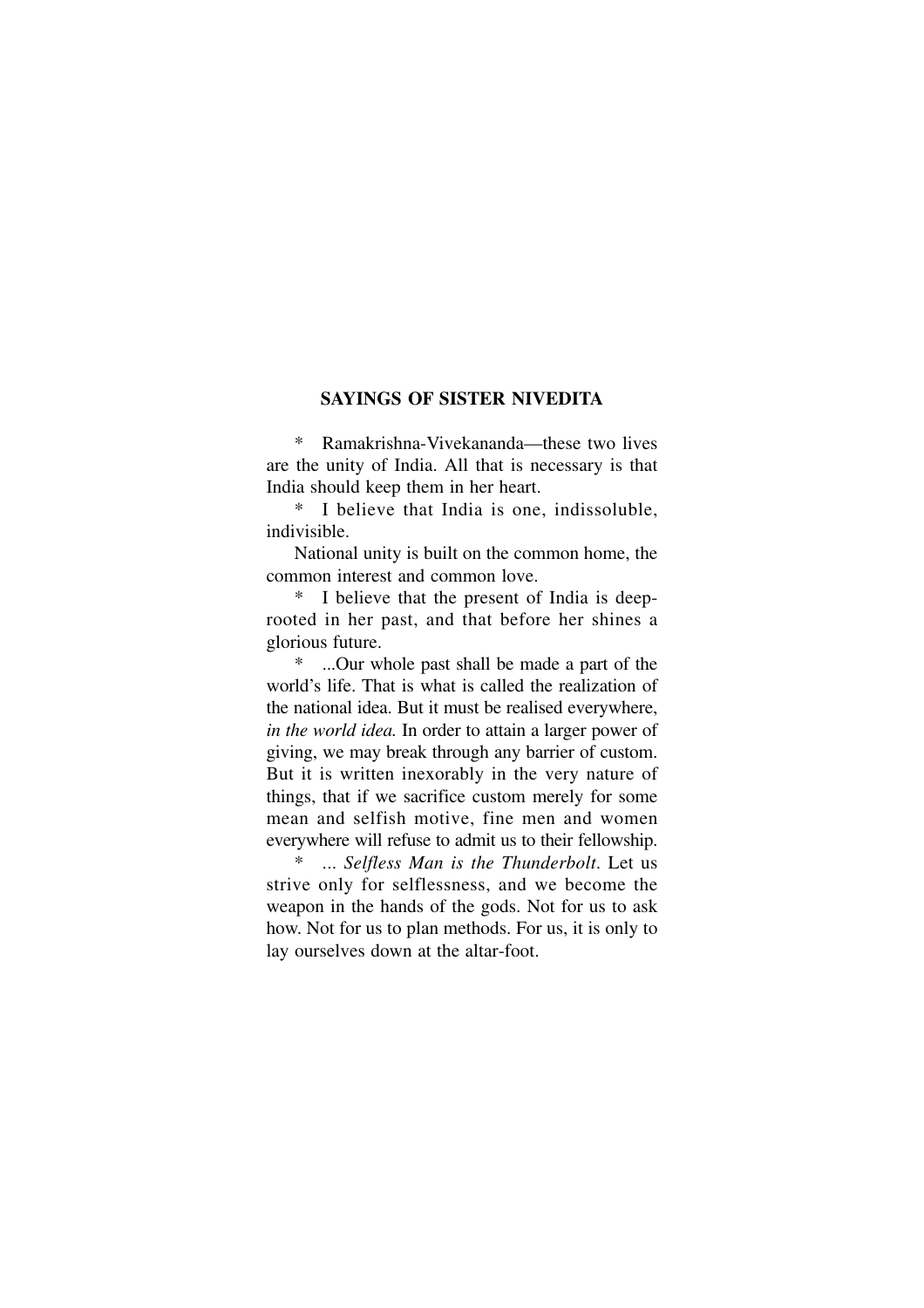## SAYINGS OF SISTER NIVEDITA

\* Ramakrishna-Vivekananda—these two lives are the unity of India. All that is necessary is that India should keep them in her heart.

\* I believe that India is one, indissoluble, indivisible.

National unity is built on the common home, the common interest and common love.

\* I believe that the present of India is deep-rooted in her past, and that before her shines a glorious future.

\* ...Our whole past shall be made a part of the world's life. That is what is called the realization of the national idea. But it must be realised everywhere, *in the world idea.* In order to attain a larger power of giving, we may break through any barrier of custom. But it is written inexorably in the very nature of things, that if we sacrifice custom merely for some mean and selfish motive, fine men and women everywhere will refuse to admit us to their fellowship.

\* ... *Selfless Man is the Thunderbolt*. Let us strive only for selflessness, and we become the weapon in the hands of the gods. Not for us to ask how. Not for us to plan methods. For us, it is only to lay ourselves down at the altar-foot.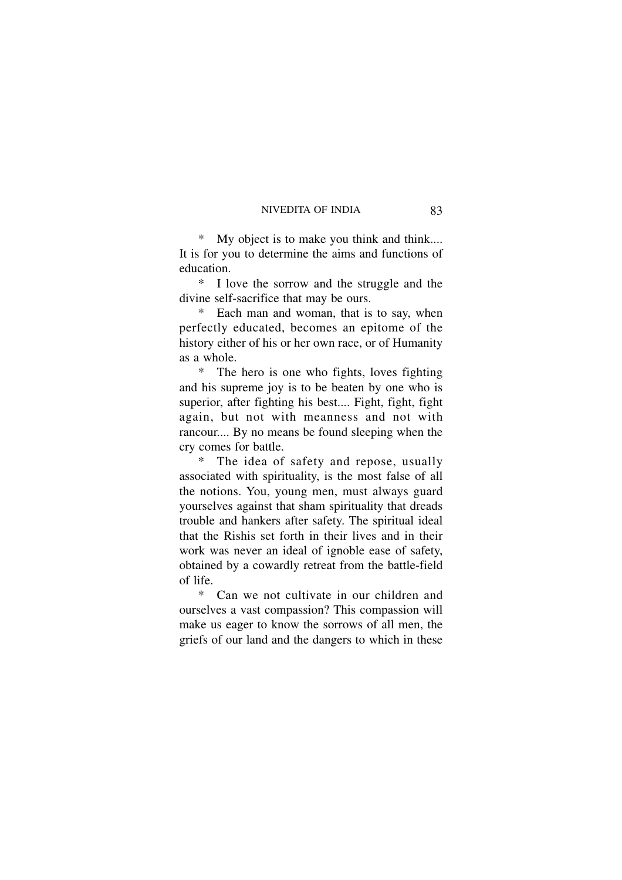* My object is to make you think and think.... It is for you to determine the aims and functions of education.

* I love the sorrow and the struggle and the divine self-sacrifice that may be ours.

* Each man and woman, that is to say, when perfectly educated, becomes an epitome of the history either of his or her own race, or of Humanity as a whole.

* The hero is one who fights, loves fighting and his supreme joy is to be beaten by one who is superior, after fighting his best.... Fight, fight, fight again, but not with meanness and not with rancour.... By no means be found sleeping when the cry comes for battle.

* The idea of safety and repose, usually associated with spirituality, is the most false of all the notions. You, young men, must always guard yourselves against that sham spirituality that dreads trouble and hankers after safety. The spiritual ideal that the Rishis set forth in their lives and in their work was never an ideal of ignoble ease of safety, obtained by a cowardly retreat from the battle-field of life.

* Can we not cultivate in our children and ourselves a vast compassion? This compassion will make us eager to know the sorrows of all men, the griefs of our land and the dangers to which in these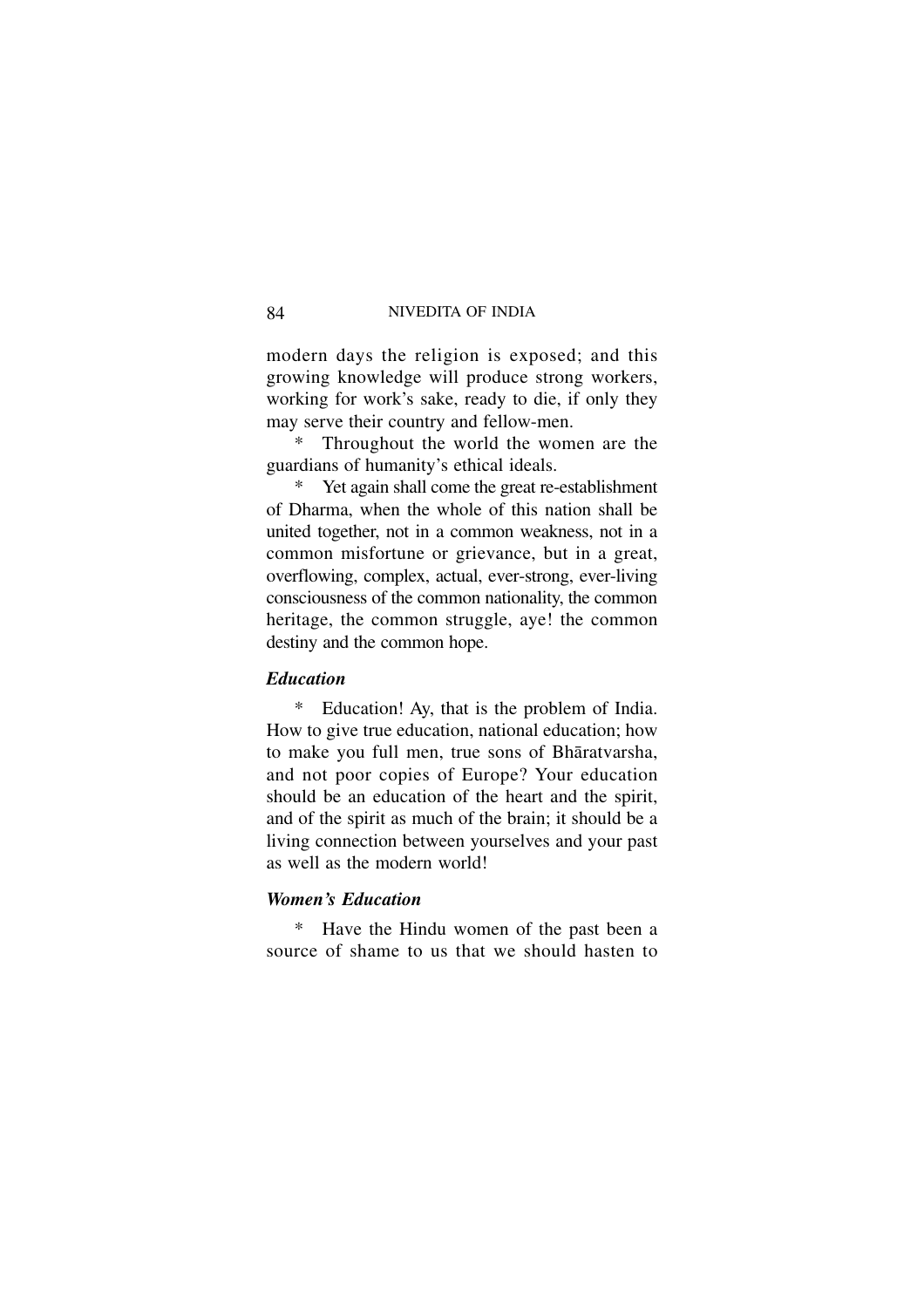modern days the religion is exposed; and this growing knowledge will produce strong workers, working for work's sake, ready to die, if only they may serve their country and fellow-men.

* Throughout the world the women are the guardians of humanity's ethical ideals.

* Yet again shall come the great re-establishment of Dharma, when the whole of this nation shall be united together, not in a common weakness, not in a common misfortune or grievance, but in a great, overflowing, complex, actual, ever-strong, ever-living consciousness of the common nationality, the common heritage, the common struggle, aye! the common destiny and the common hope.

### *Education*

* Education! Ay, that is the problem of India. How to give true education, national education; how to make you full men, true sons of Bhāratvarsha, and not poor copies of Europe? Your education should be an education of the heart and the spirit, and of the spirit as much of the brain; it should be a living connection between yourselves and your past as well as the modern world!

### *Women's Education*

* Have the Hindu women of the past been a source of shame to us that we should hasten to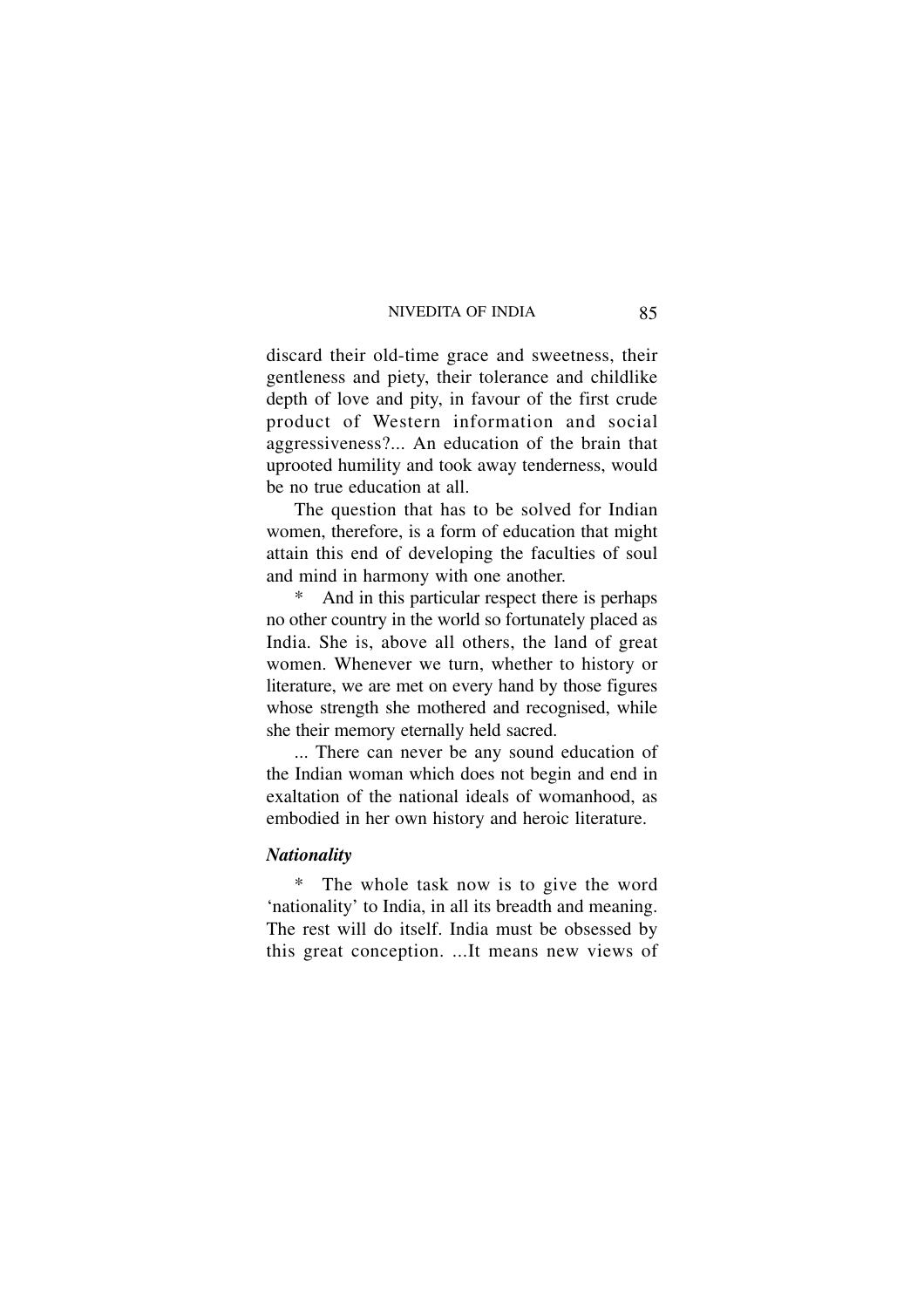discard their old-time grace and sweetness, their gentleness and piety, their tolerance and childlike depth of love and pity, in favour of the first crude product of Western information and social aggressiveness?... An education of the brain that uprooted humility and took away tenderness, would be no true education at all.

The question that has to be solved for Indian women, therefore, is a form of education that might attain this end of developing the faculties of soul and mind in harmony with one another.

\* And in this particular respect there is perhaps no other country in the world so fortunately placed as India. She is, above all others, the land of great women. Whenever we turn, whether to history or literature, we are met on every hand by those figures whose strength she mothered and recognised, while she their memory eternally held sacred.

... There can never be any sound education of the Indian woman which does not begin and end in exaltation of the national ideals of womanhood, as embodied in her own history and heroic literature.

### *Nationality*

\* The whole task now is to give the word 'nationality' to India, in all its breadth and meaning. The rest will do itself. India must be obsessed by this great conception. ...It means new views of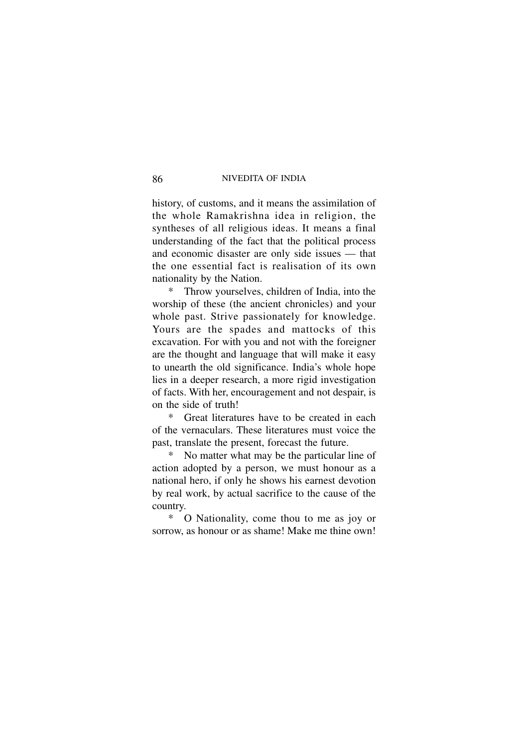history, of customs, and it means the assimilation of the whole Ramakrishna idea in religion, the syntheses of all religious ideas. It means a final understanding of the fact that the political process and economic disaster are only side issues — that the one essential fact is realisation of its own nationality by the Nation.

\* Throw yourselves, children of India, into the worship of these (the ancient chronicles) and your whole past. Strive passionately for knowledge. Yours are the spades and mattocks of this excavation. For with you and not with the foreigner are the thought and language that will make it easy to unearth the old significance. India's whole hope lies in a deeper research, a more rigid investigation of facts. With her, encouragement and not despair, is on the side of truth!

\* Great literatures have to be created in each of the vernaculars. These literatures must voice the past, translate the present, forecast the future.

\* No matter what may be the particular line of action adopted by a person, we must honour as a national hero, if only he shows his earnest devotion by real work, by actual sacrifice to the cause of the country.

\* O Nationality, come thou to me as joy or sorrow, as honour or as shame! Make me thine own!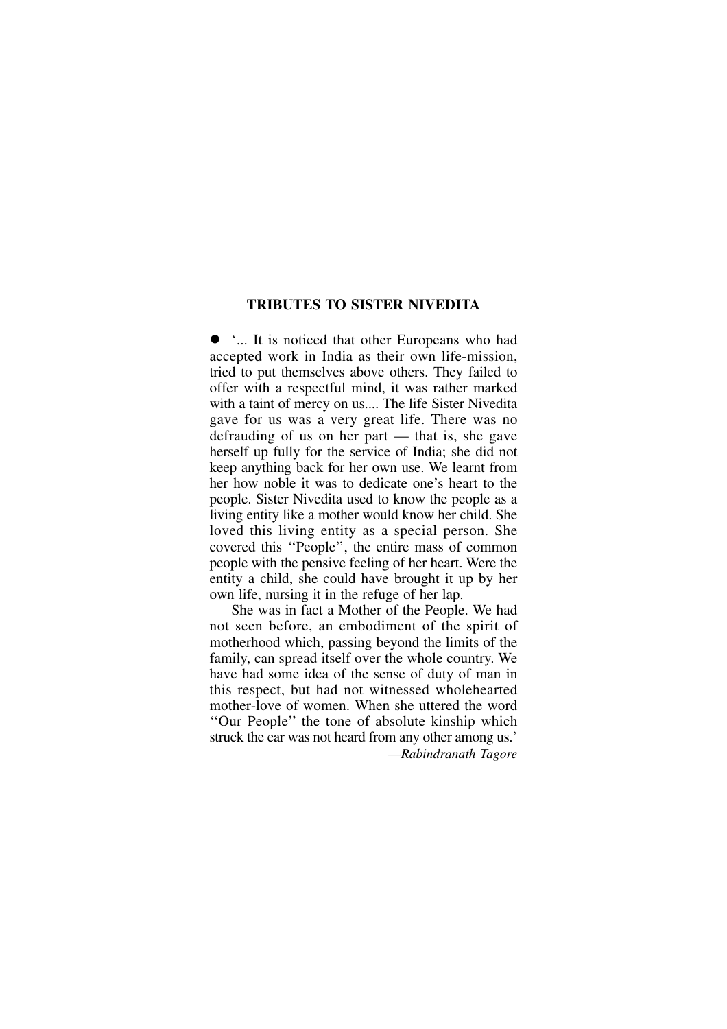**TRIBUTES TO SISTER NIVEDITA**

- '... It is noticed that other Europeans who had accepted work in India as their own life-mission, tried to put themselves above others. They failed to offer with a respectful mind, it was rather marked with a taint of mercy on us.... The life Sister Nivedita gave for us was a very great life. There was no defrauding of us on her part — that is, she gave herself up fully for the service of India; she did not keep anything back for her own use. We learnt from her how noble it was to dedicate one's heart to the people. Sister Nivedita used to know the people as a living entity like a mother would know her child. She loved this living entity as a special person. She covered this "People", the entire mass of common people with the pensive feeling of her heart. Were the entity a child, she could have brought it up by her own life, nursing it in the refuge of her lap.

  She was in fact a Mother of the People. We had not seen before, an embodiment of the spirit of motherhood which, passing beyond the limits of the family, can spread itself over the whole country. We have had some idea of the sense of duty of man in this respect, but had not witnessed wholehearted mother-love of women. When she uttered the word "Our People" the tone of absolute kinship which struck the ear was not heard from any other among us.'

  —*Rabindranath Tagore*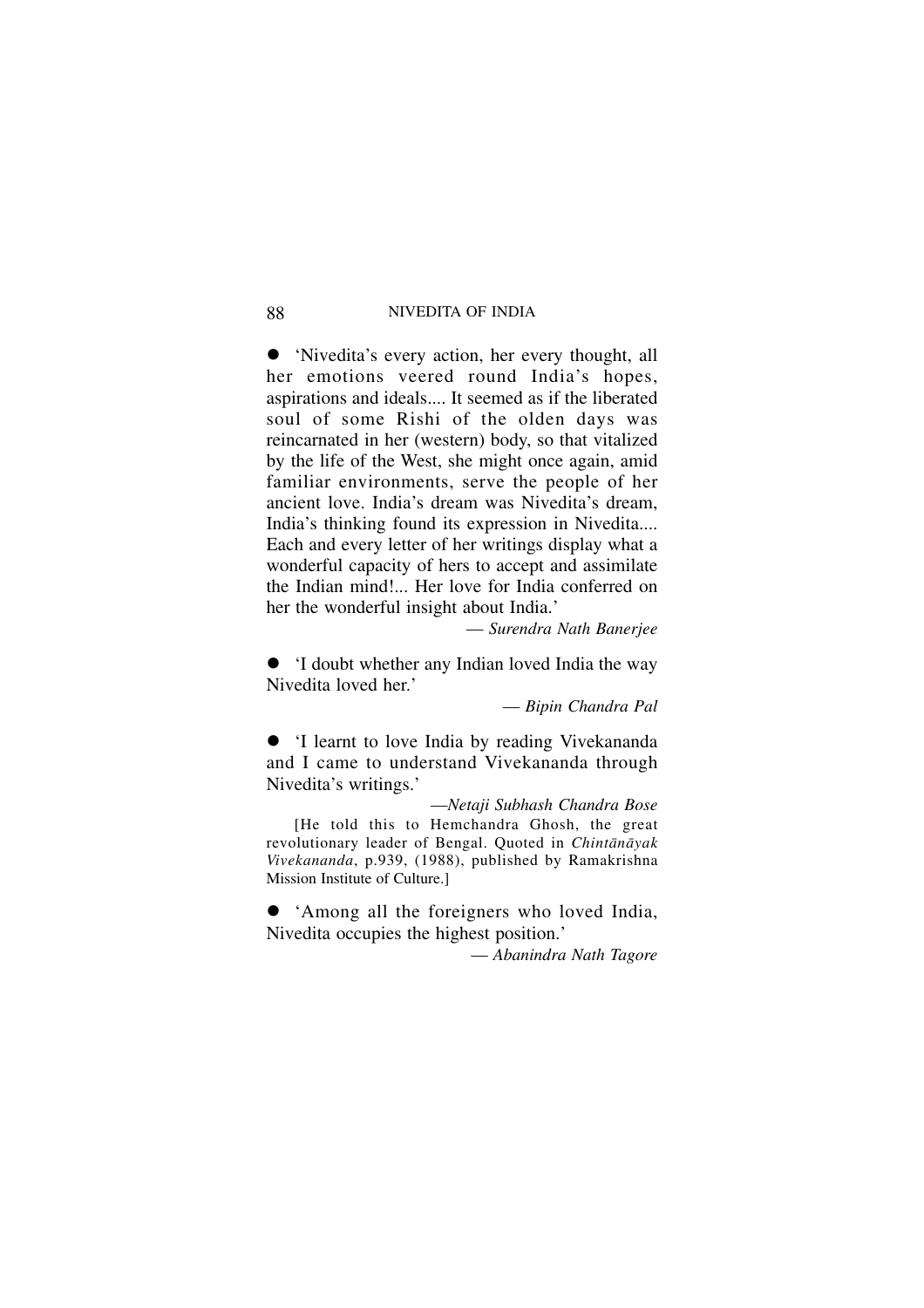- 'Nivedita's every action, her every thought, all her emotions veered round India's hopes, aspirations and ideals.... It seemed as if the liberated soul of some Rishi of the olden days was reincarnated in her (western) body, so that vitalized by the life of the West, she might once again, amid familiar environments, serve the people of her ancient love. India's dream was Nivedita's dream, India's thinking found its expression in Nivedita.... Each and every letter of her writings display what a wonderful capacity of hers to accept and assimilate the Indian mind!... Her love for India conferred on her the wonderful insight about India.'

  — *Surendra Nath Banerjee*

- 'I doubt whether any Indian loved India the way Nivedita loved her.'

  — *Bipin Chandra Pal*

- 'I learnt to love India by reading Vivekananda and I came to understand Vivekananda through Nivedita's writings.'

  —*Netaji Subhash Chandra Bose*

  [He told this to Hemchandra Ghosh, the great revolutionary leader of Bengal. Quoted in *Chintānāyak Vivekananda*, p.939, (1988), published by Ramakrishna Mission Institute of Culture.]

- 'Among all the foreigners who loved India, Nivedita occupies the highest position.'

  — *Abanindra Nath Tagore*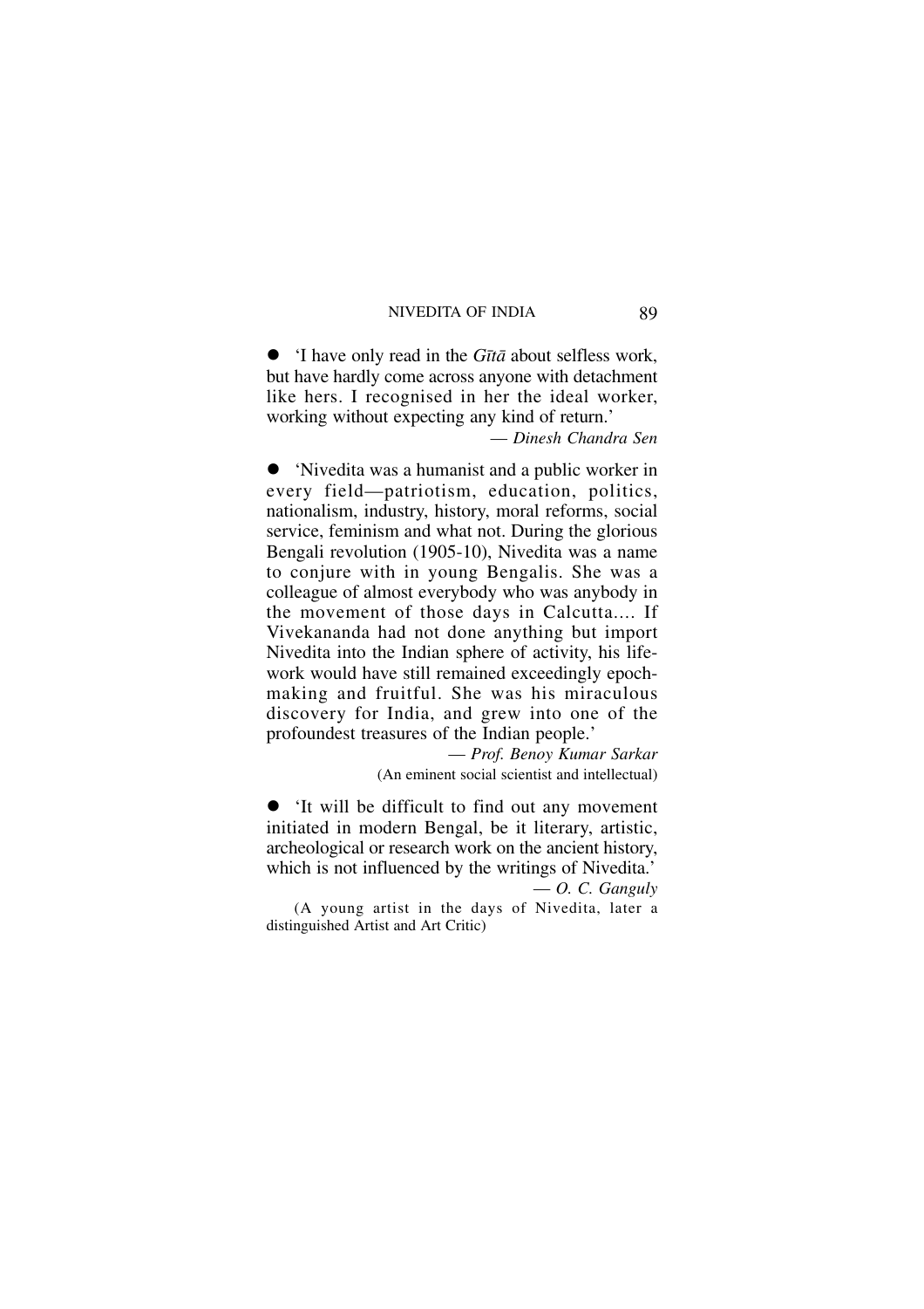- 'I have only read in the *Gītā* about selfless work, but have hardly come across anyone with detachment like hers. I recognised in her the ideal worker, working without expecting any kind of return.'

  — *Dinesh Chandra Sen*

- 'Nivedita was a humanist and a public worker in every field—patriotism, education, politics, nationalism, industry, history, moral reforms, social service, feminism and what not. During the glorious Bengali revolution (1905-10), Nivedita was a name to conjure with in young Bengalis. She was a colleague of almost everybody who was anybody in the movement of those days in Calcutta.... If Vivekananda had not done anything but import Nivedita into the Indian sphere of activity, his life-work would have still remained exceedingly epoch-making and fruitful. She was his miraculous discovery for India, and grew into one of the profoundest treasures of the Indian people.'

  — *Prof. Benoy Kumar Sarkar*

  (An eminent social scientist and intellectual)

- 'It will be difficult to find out any movement initiated in modern Bengal, be it literary, artistic, archeological or research work on the ancient history, which is not influenced by the writings of Nivedita.'

  — *O. C. Ganguly*

  (A young artist in the days of Nivedita, later a distinguished Artist and Art Critic)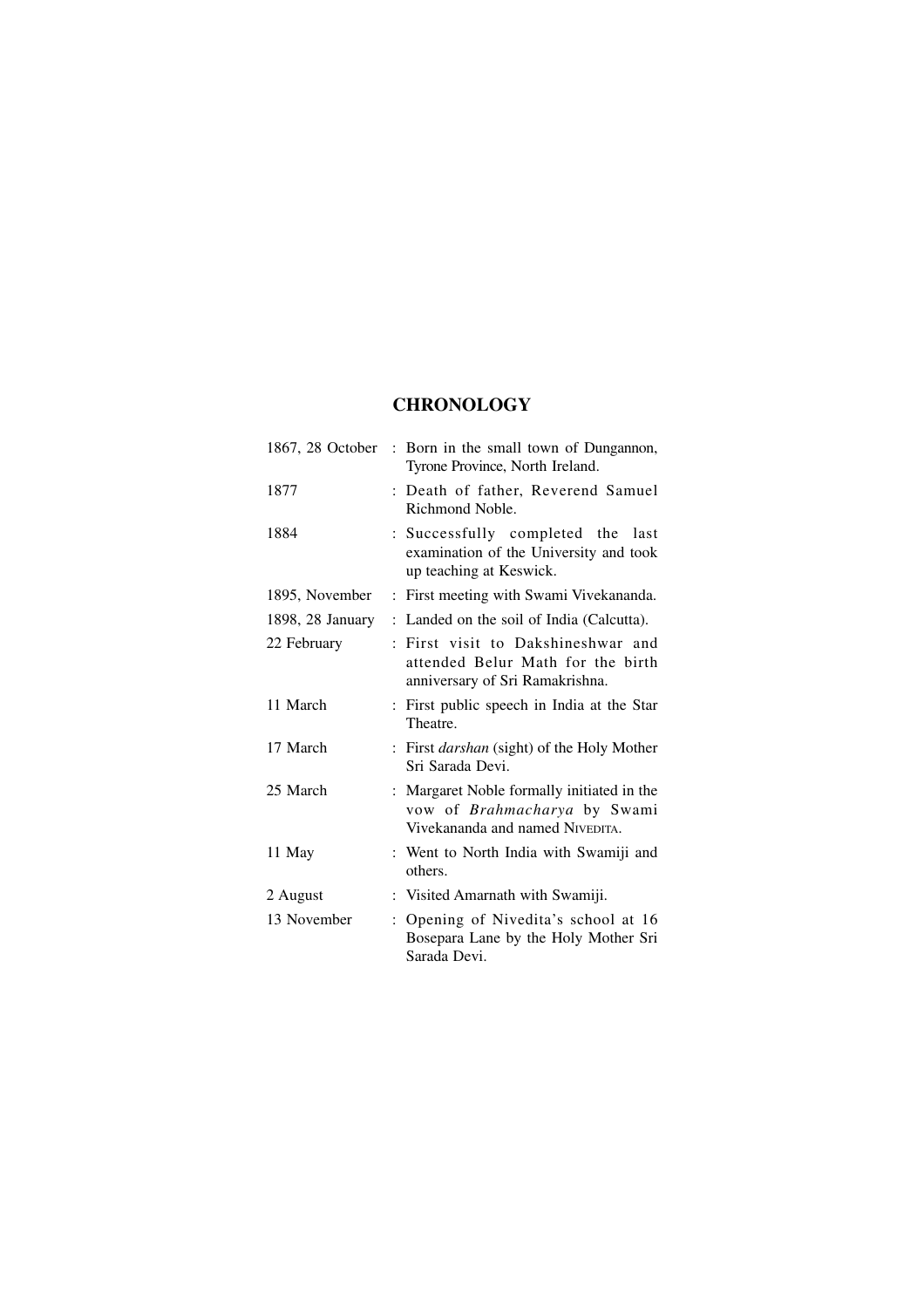## CHRONOLOGY

| | |
|---|---|
| 1867, 28 October | : Born in the small town of Dungannon, Tyrone Province, North Ireland. |
| 1877 | : Death of father, Reverend Samuel Richmond Noble. |
| 1884 | : Successfully completed the last examination of the University and took up teaching at Keswick. |
| 1895, November | : First meeting with Swami Vivekananda. |
| 1898, 28 January | : Landed on the soil of India (Calcutta). |
| 22 February | : First visit to Dakshineshwar and attended Belur Math for the birth anniversary of Sri Ramakrishna. |
| 11 March | : First public speech in India at the Star Theatre. |
| 17 March | : First *darshan* (sight) of the Holy Mother Sri Sarada Devi. |
| 25 March | : Margaret Noble formally initiated in the vow of *Brahmacharya* by Swami Vivekananda and named NIVEDITA. |
| 11 May | : Went to North India with Swamiji and others. |
| 2 August | : Visited Amarnath with Swamiji. |
| 13 November | : Opening of Nivedita's school at 16 Bosepara Lane by the Holy Mother Sri Sarada Devi. |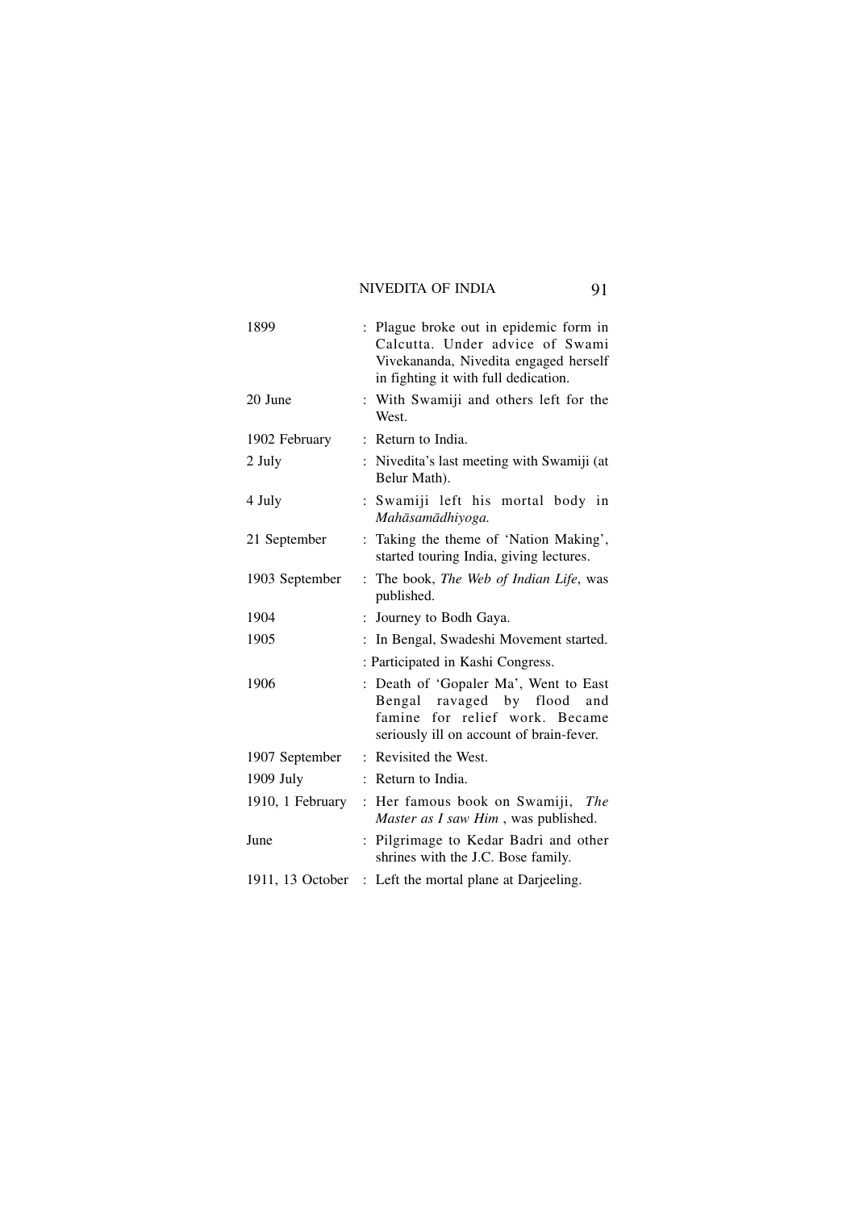| | |
|---|---|
| 1899 | : Plague broke out in epidemic form in Calcutta. Under advice of Swami Vivekananda, Nivedita engaged herself in fighting it with full dedication. |
| 20 June | : With Swamiji and others left for the West. |
| 1902 February | : Return to India. |
| 2 July | : Nivedita's last meeting with Swamiji (at Belur Math). |
| 4 July | : Swamiji left his mortal body in *Mahāsamādhiyoga.* |
| 21 September | : Taking the theme of 'Nation Making', started touring India, giving lectures. |
| 1903 September | : The book, *The Web of Indian Life*, was published. |
| 1904 | : Journey to Bodh Gaya. |
| 1905 | : In Bengal, Swadeshi Movement started. |
| | : Participated in Kashi Congress. |
| 1906 | : Death of 'Gopaler Ma', Went to East Bengal ravaged by flood and famine for relief work. Became seriously ill on account of brain-fever. |
| 1907 September | : Revisited the West. |
| 1909 July | : Return to India. |
| 1910, 1 February | : Her famous book on Swamiji, *The Master as I saw Him* , was published. |
| June | : Pilgrimage to Kedar Badri and other shrines with the J.C. Bose family. |
| 1911, 13 October | : Left the mortal plane at Darjeeling. |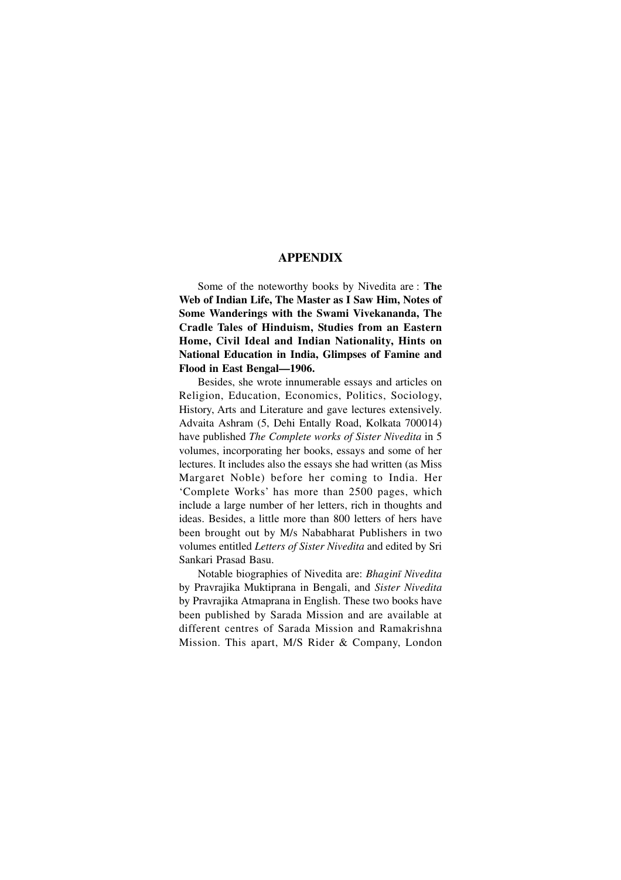## APPENDIX

Some of the noteworthy books by Nivedita are : **The Web of Indian Life, The Master as I Saw Him, Notes of Some Wanderings with the Swami Vivekananda, The Cradle Tales of Hinduism, Studies from an Eastern Home, Civil Ideal and Indian Nationality, Hints on National Education in India, Glimpses of Famine and Flood in East Bengal—1906.**

Besides, she wrote innumerable essays and articles on Religion, Education, Economics, Politics, Sociology, History, Arts and Literature and gave lectures extensively. Advaita Ashram (5, Dehi Entally Road, Kolkata 700014) have published *The Complete works of Sister Nivedita* in 5 volumes, incorporating her books, essays and some of her lectures. It includes also the essays she had written (as Miss Margaret Noble) before her coming to India. Her 'Complete Works' has more than 2500 pages, which include a large number of her letters, rich in thoughts and ideas. Besides, a little more than 800 letters of hers have been brought out by M/s Nababharat Publishers in two volumes entitled *Letters of Sister Nivedita* and edited by Sri Sankari Prasad Basu.

Notable biographies of Nivedita are: *Bhaginī Nivedita* by Pravrajika Muktiprana in Bengali, and *Sister Nivedita* by Pravrajika Atmaprana in English. These two books have been published by Sarada Mission and are available at different centres of Sarada Mission and Ramakrishna Mission. This apart, M/S Rider & Company, London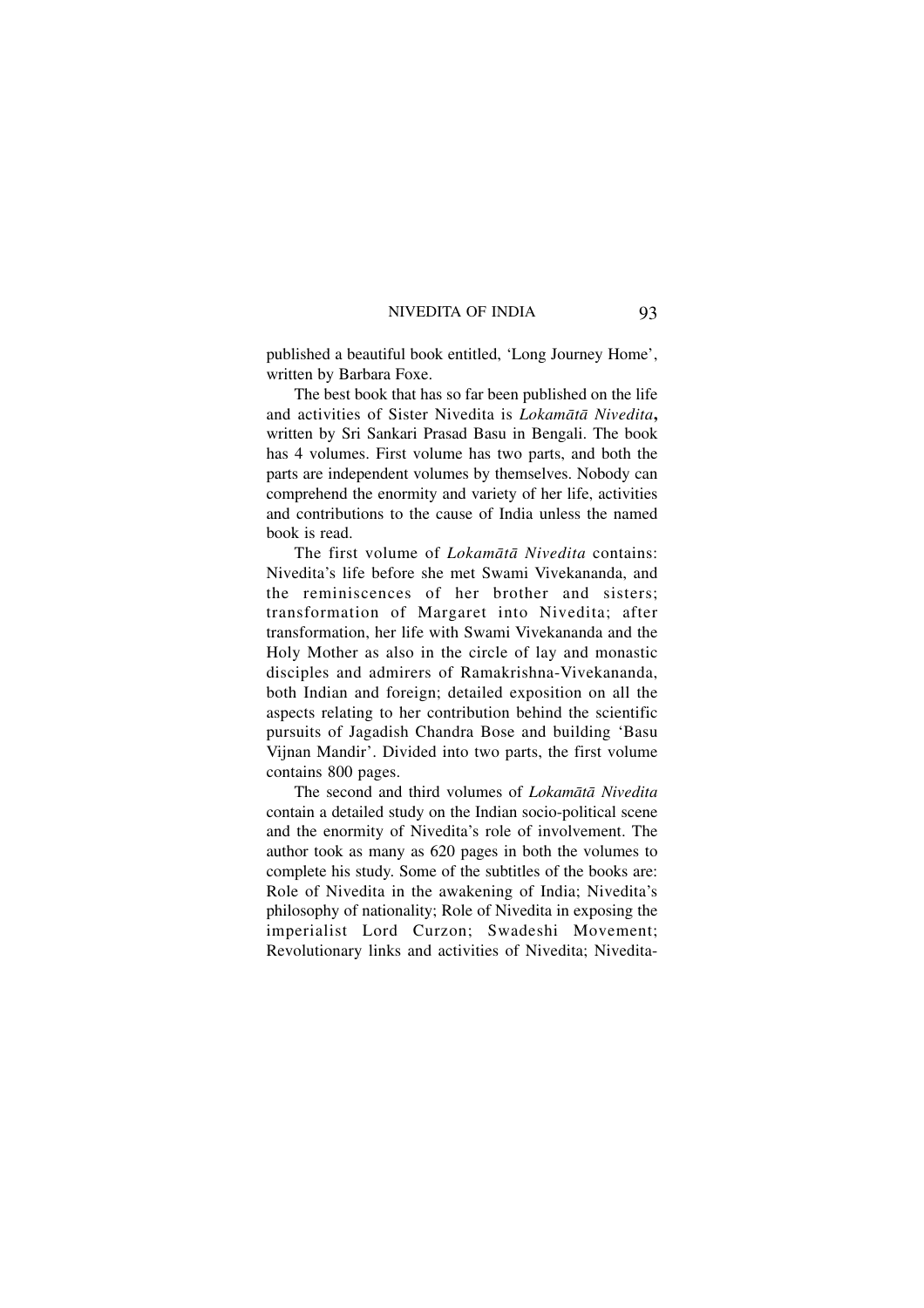published a beautiful book entitled, 'Long Journey Home', written by Barbara Foxe.

The best book that has so far been published on the life and activities of Sister Nivedita is *Lokamātā Nivedita*, written by Sri Sankari Prasad Basu in Bengali. The book has 4 volumes. First volume has two parts, and both the parts are independent volumes by themselves. Nobody can comprehend the enormity and variety of her life, activities and contributions to the cause of India unless the named book is read.

The first volume of *Lokamātā Nivedita* contains: Nivedita's life before she met Swami Vivekananda, and the reminiscences of her brother and sisters; transformation of Margaret into Nivedita; after transformation, her life with Swami Vivekananda and the Holy Mother as also in the circle of lay and monastic disciples and admirers of Ramakrishna-Vivekananda, both Indian and foreign; detailed exposition on all the aspects relating to her contribution behind the scientific pursuits of Jagadish Chandra Bose and building 'Basu Vijnan Mandir'. Divided into two parts, the first volume contains 800 pages.

The second and third volumes of *Lokamātā Nivedita* contain a detailed study on the Indian socio-political scene and the enormity of Nivedita's role of involvement. The author took as many as 620 pages in both the volumes to complete his study. Some of the subtitles of the books are: Role of Nivedita in the awakening of India; Nivedita's philosophy of nationality; Role of Nivedita in exposing the imperialist Lord Curzon; Swadeshi Movement; Revolutionary links and activities of Nivedita; Nivedita-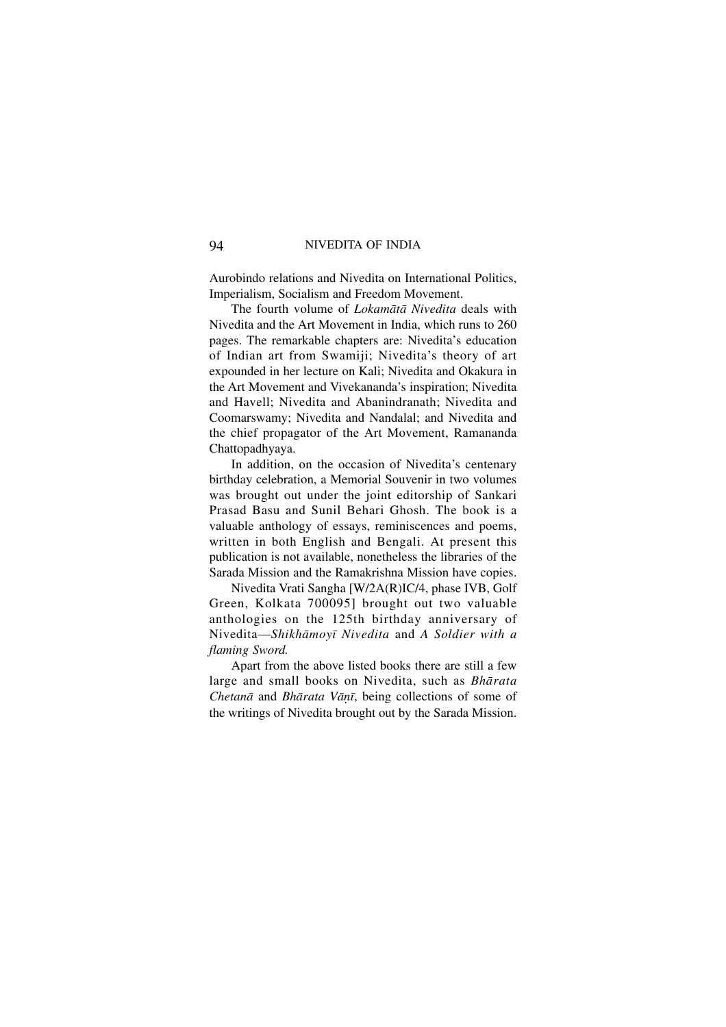Aurobindo relations and Nivedita on International Politics, Imperialism, Socialism and Freedom Movement.

The fourth volume of *Lokamātā Nivedita* deals with Nivedita and the Art Movement in India, which runs to 260 pages. The remarkable chapters are: Nivedita's education of Indian art from Swamiji; Nivedita's theory of art expounded in her lecture on Kali; Nivedita and Okakura in the Art Movement and Vivekananda's inspiration; Nivedita and Havell; Nivedita and Abanindranath; Nivedita and Coomarswamy; Nivedita and Nandalal; and Nivedita and the chief propagator of the Art Movement, Ramananda Chattopadhyaya.

In addition, on the occasion of Nivedita's centenary birthday celebration, a Memorial Souvenir in two volumes was brought out under the joint editorship of Sankari Prasad Basu and Sunil Behari Ghosh. The book is a valuable anthology of essays, reminiscences and poems, written in both English and Bengali. At present this publication is not available, nonetheless the libraries of the Sarada Mission and the Ramakrishna Mission have copies.

Nivedita Vrati Sangha [W/2A(R)IC/4, phase IVB, Golf Green, Kolkata 700095] brought out two valuable anthologies on the 125th birthday anniversary of Nivedita—*Shikhāmoyī Nivedita* and *A Soldier with a flaming Sword.*

Apart from the above listed books there are still a few large and small books on Nivedita, such as *Bhārata Chetanā* and *Bhārata Vāṇī*, being collections of some of the writings of Nivedita brought out by the Sarada Mission.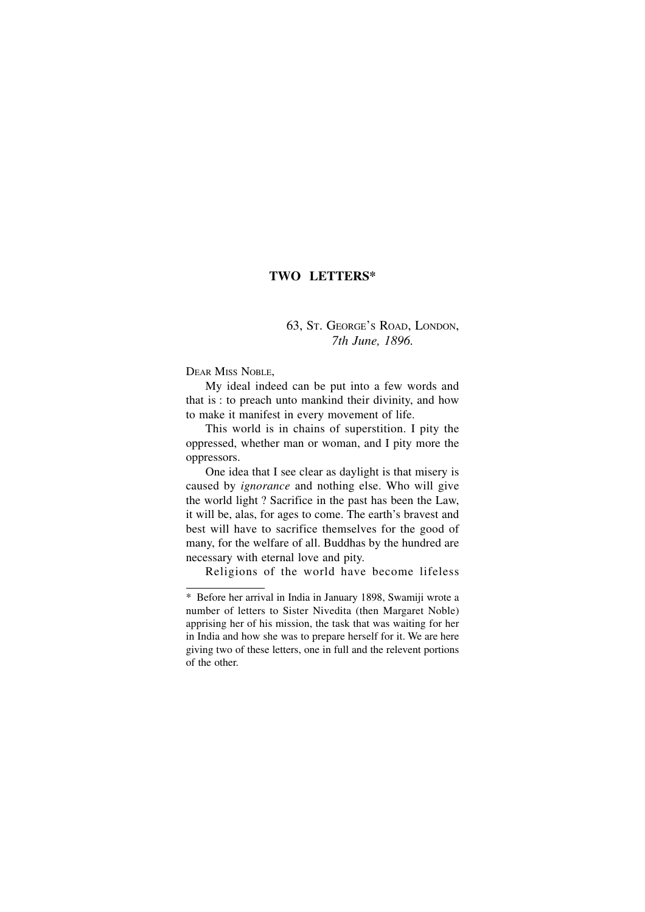## TWO LETTERS*

63, St. George's Road, London,
*7th June, 1896.*

Dear Miss Noble,

My ideal indeed can be put into a few words and that is : to preach unto mankind their divinity, and how to make it manifest in every movement of life.

This world is in chains of superstition. I pity the oppressed, whether man or woman, and I pity more the oppressors.

One idea that I see clear as daylight is that misery is caused by *ignorance* and nothing else. Who will give the world light ? Sacrifice in the past has been the Law, it will be, alas, for ages to come. The earth's bravest and best will have to sacrifice themselves for the good of many, for the welfare of all. Buddhas by the hundred are necessary with eternal love and pity.

Religions of the world have become lifeless

---

* Before her arrival in India in January 1898, Swamiji wrote a number of letters to Sister Nivedita (then Margaret Noble) apprising her of his mission, the task that was waiting for her in India and how she was to prepare herself for it. We are here giving two of these letters, one in full and the relevent portions of the other.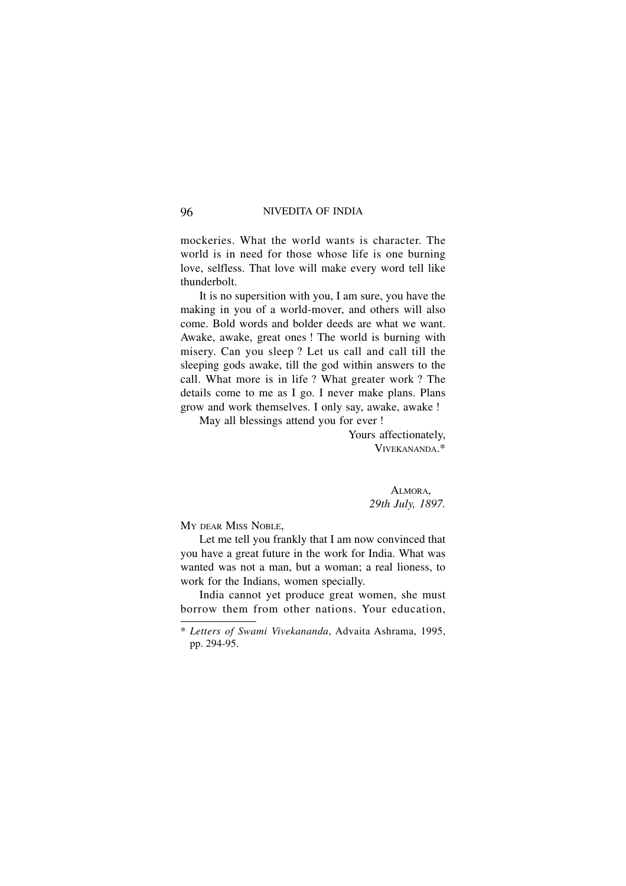mockeries. What the world wants is character. The world is in need for those whose life is one burning love, selfless. That love will make every word tell like thunderbolt.

It is no supersition with you, I am sure, you have the making in you of a world-mover, and others will also come. Bold words and bolder deeds are what we want. Awake, awake, great ones ! The world is burning with misery. Can you sleep ? Let us call and call till the sleeping gods awake, till the god within answers to the call. What more is in life ? What greater work ? The details come to me as I go. I never make plans. Plans grow and work themselves. I only say, awake, awake !

May all blessings attend you for ever !

Yours affectionately,
VIVEKANANDA.*

ALMORA,
*29th July, 1897.*

MY DEAR MISS NOBLE,

Let me tell you frankly that I am now convinced that you have a great future in the work for India. What was wanted was not a man, but a woman; a real lioness, to work for the Indians, women specially.

India cannot yet produce great women, she must borrow them from other nations. Your education,

---

\* *Letters of Swami Vivekananda*, Advaita Ashrama, 1995, pp. 294-95.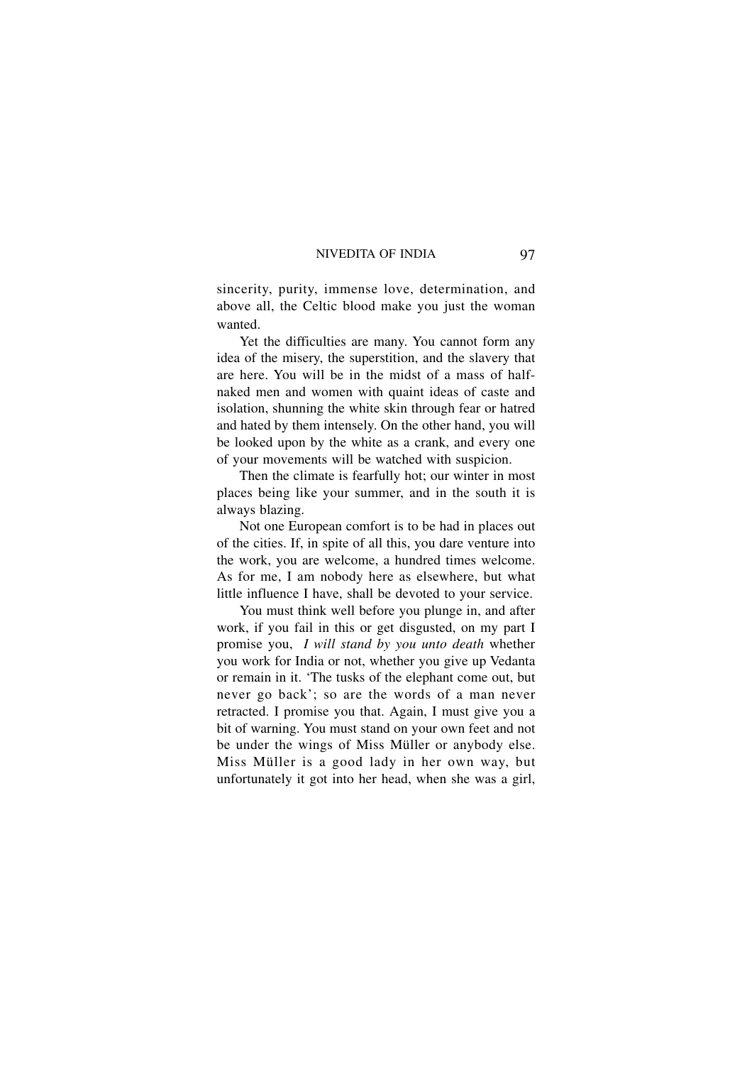sincerity, purity, immense love, determination, and above all, the Celtic blood make you just the woman wanted.

Yet the difficulties are many. You cannot form any idea of the misery, the superstition, and the slavery that are here. You will be in the midst of a mass of half-naked men and women with quaint ideas of caste and isolation, shunning the white skin through fear or hatred and hated by them intensely. On the other hand, you will be looked upon by the white as a crank, and every one of your movements will be watched with suspicion.

Then the climate is fearfully hot; our winter in most places being like your summer, and in the south it is always blazing.

Not one European comfort is to be had in places out of the cities. If, in spite of all this, you dare venture into the work, you are welcome, a hundred times welcome. As for me, I am nobody here as elsewhere, but what little influence I have, shall be devoted to your service.

You must think well before you plunge in, and after work, if you fail in this or get disgusted, on my part I promise you, *I will stand by you unto death* whether you work for India or not, whether you give up Vedanta or remain in it. 'The tusks of the elephant come out, but never go back'; so are the words of a man never retracted. I promise you that. Again, I must give you a bit of warning. You must stand on your own feet and not be under the wings of Miss Müller or anybody else. Miss Müller is a good lady in her own way, but unfortunately it got into her head, when she was a girl,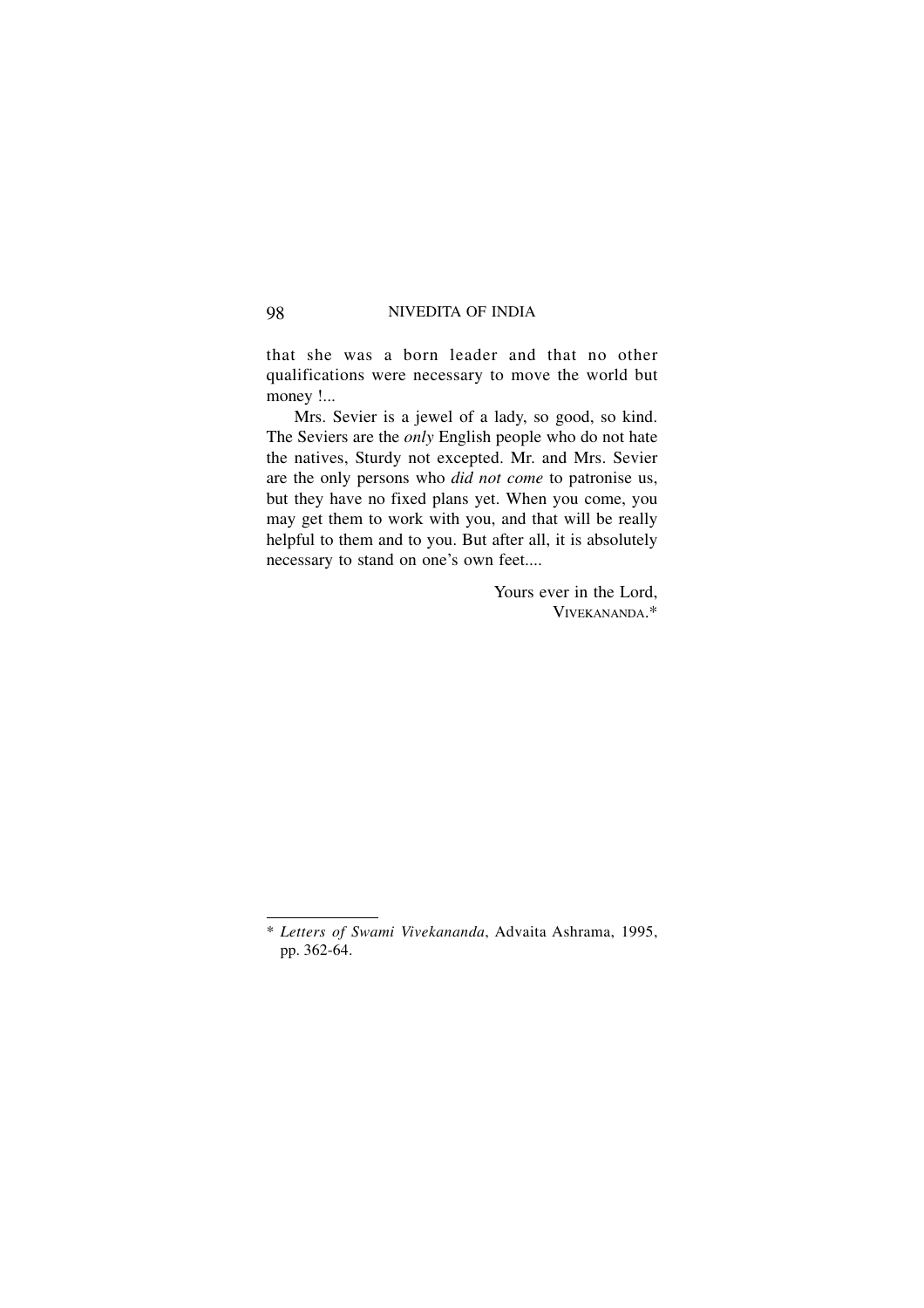that she was a born leader and that no other qualifications were necessary to move the world but money !...

Mrs. Sevier is a jewel of a lady, so good, so kind. The Seviers are the *only* English people who do not hate the natives, Sturdy not excepted. Mr. and Mrs. Sevier are the only persons who *did not come* to patronise us, but they have no fixed plans yet. When you come, you may get them to work with you, and that will be really helpful to them and to you. But after all, it is absolutely necessary to stand on one's own feet....

Yours ever in the Lord,
VIVEKANANDA.*

---

* *Letters of Swami Vivekananda*, Advaita Ashrama, 1995, pp. 362-64.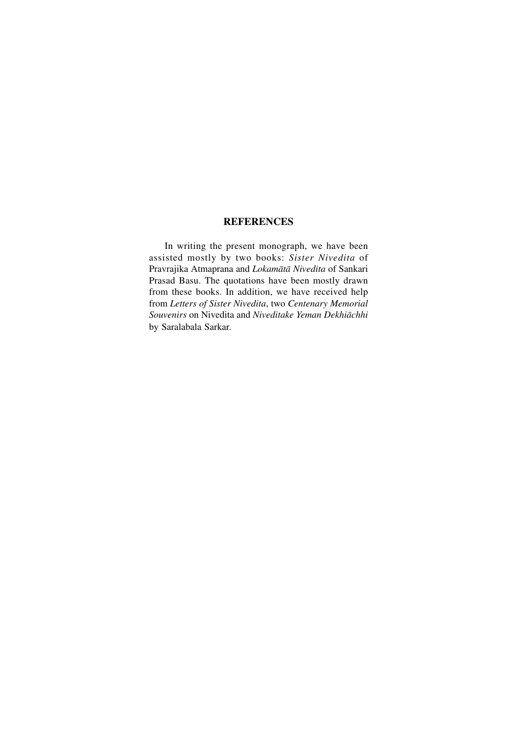## REFERENCES

In writing the present monograph, we have been assisted mostly by two books: *Sister Nivedita* of Pravrajika Atmaprana and *Lokamātā Nivedita* of Sankari Prasad Basu. The quotations have been mostly drawn from these books. In addition, we have received help from *Letters of Sister Nivedita*, two *Centenary Memorial Souvenirs* on Nivedita and *Niveditake Yeman Dekhiāchhi* by Saralabala Sarkar.